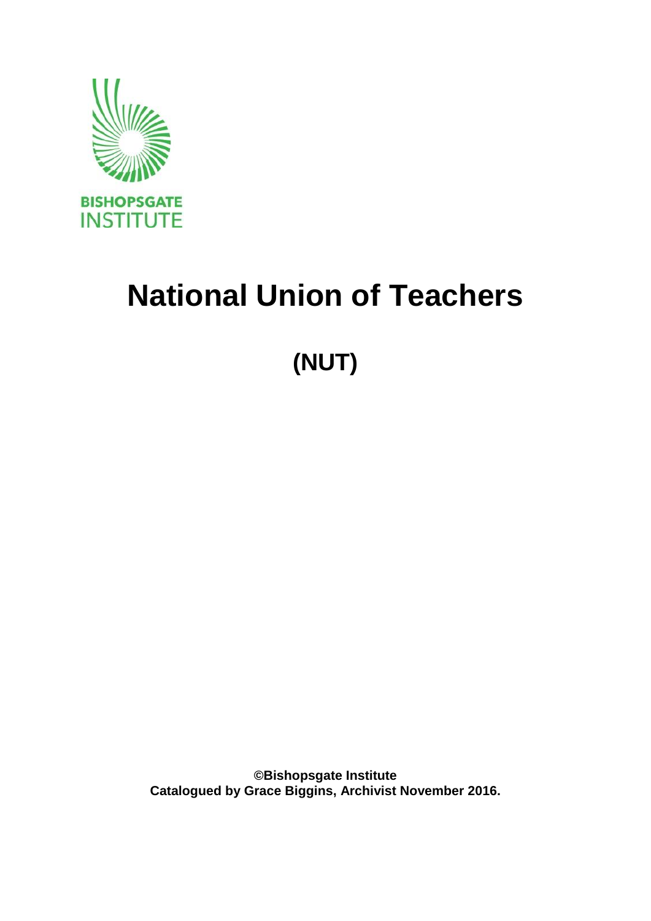BISHOPSGATE INSTITUTE

# National Union of Teachers

## (NUT)

**©Bishopsgate Institute**
**Catalogued by Grace Biggins, Archivist November 2016.**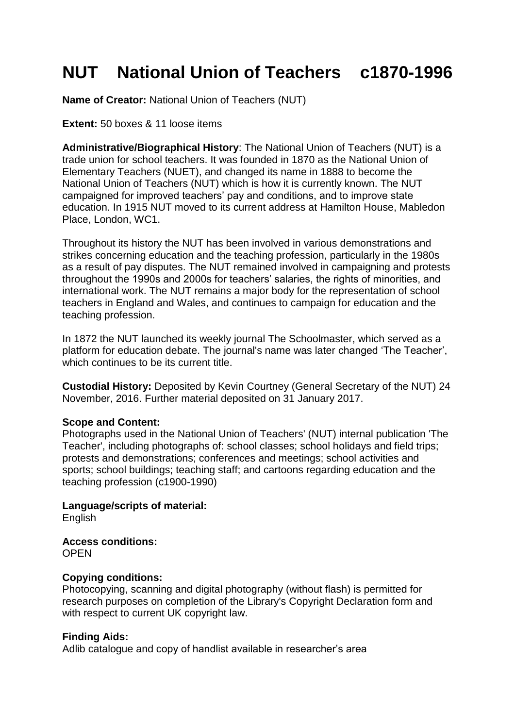# NUT National Union of Teachers c1870-1996

**Name of Creator:** National Union of Teachers (NUT)

**Extent:** 50 boxes & 11 loose items

**Administrative/Biographical History**: The National Union of Teachers (NUT) is a trade union for school teachers. It was founded in 1870 as the National Union of Elementary Teachers (NUET), and changed its name in 1888 to become the National Union of Teachers (NUT) which is how it is currently known. The NUT campaigned for improved teachers' pay and conditions, and to improve state education. In 1915 NUT moved to its current address at Hamilton House, Mabledon Place, London, WC1.

Throughout its history the NUT has been involved in various demonstrations and strikes concerning education and the teaching profession, particularly in the 1980s as a result of pay disputes. The NUT remained involved in campaigning and protests throughout the 1990s and 2000s for teachers' salaries, the rights of minorities, and international work. The NUT remains a major body for the representation of school teachers in England and Wales, and continues to campaign for education and the teaching profession.

In 1872 the NUT launched its weekly journal The Schoolmaster, which served as a platform for education debate. The journal's name was later changed 'The Teacher', which continues to be its current title.

**Custodial History:** Deposited by Kevin Courtney (General Secretary of the NUT) 24 November, 2016. Further material deposited on 31 January 2017.

**Scope and Content:**
Photographs used in the National Union of Teachers' (NUT) internal publication 'The Teacher', including photographs of: school classes; school holidays and field trips; protests and demonstrations; conferences and meetings; school activities and sports; school buildings; teaching staff; and cartoons regarding education and the teaching profession (c1900-1990)

**Language/scripts of material:**
English

**Access conditions:**
OPEN

**Copying conditions:**
Photocopying, scanning and digital photography (without flash) is permitted for research purposes on completion of the Library's Copyright Declaration form and with respect to current UK copyright law.

**Finding Aids:**
Adlib catalogue and copy of handlist available in researcher's area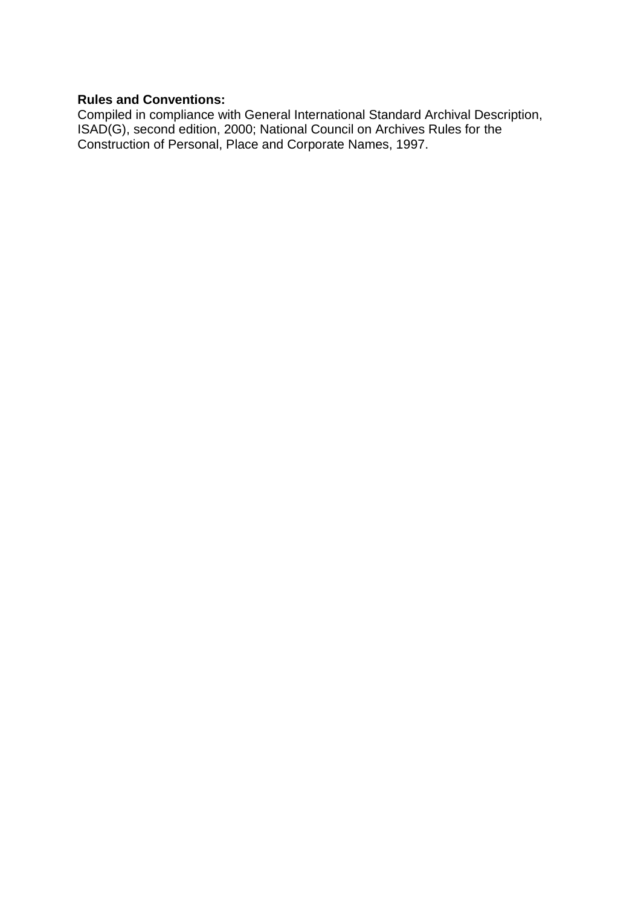**Rules and Conventions:**
Compiled in compliance with General International Standard Archival Description, ISAD(G), second edition, 2000; National Council on Archives Rules for the Construction of Personal, Place and Corporate Names, 1997.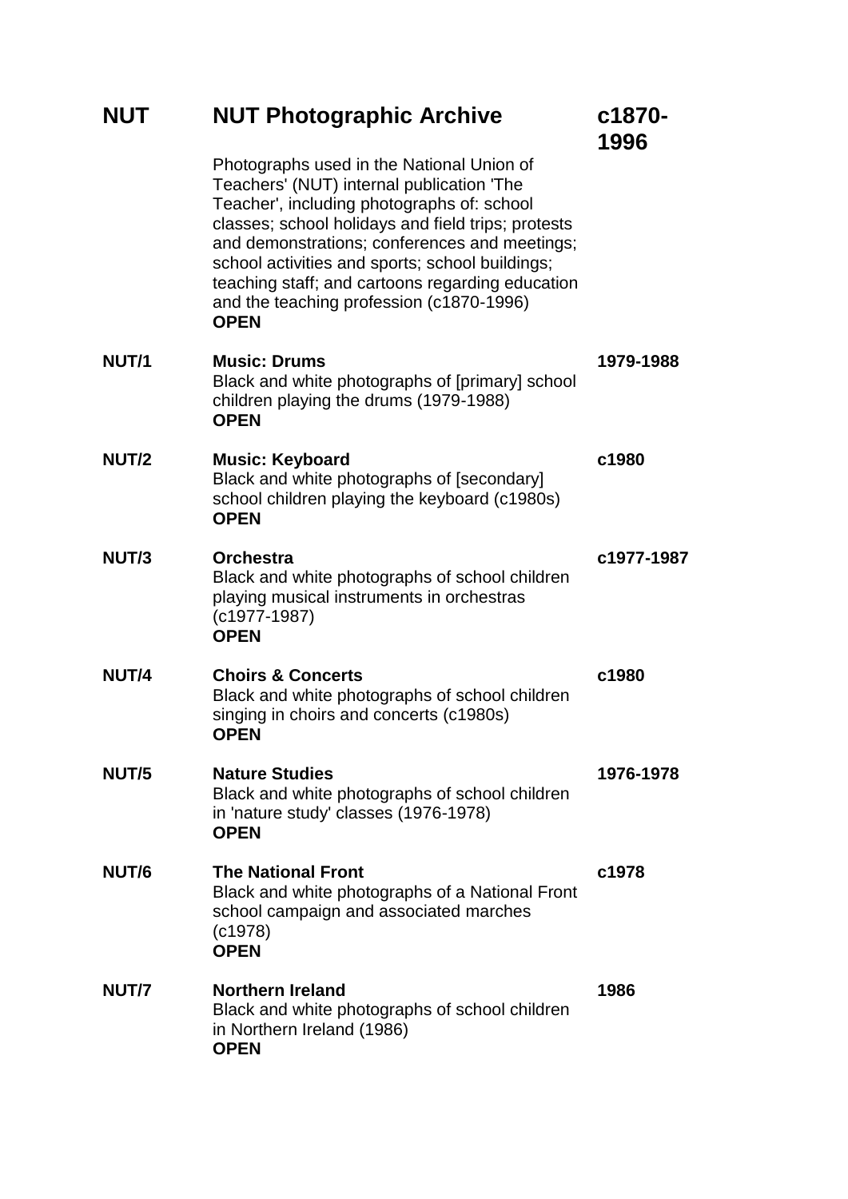| | | |
|---|---|---|
| **NUT** | **NUT Photographic Archive**<br>Photographs used in the National Union of Teachers' (NUT) internal publication 'The Teacher', including photographs of: school classes; school holidays and field trips; protests and demonstrations; conferences and meetings; school activities and sports; school buildings; teaching staff; and cartoons regarding education and the teaching profession (c1870-1996)<br>**OPEN** | **c1870-1996** |
| **NUT/1** | **Music: Drums**<br>Black and white photographs of [primary] school children playing the drums (1979-1988)<br>**OPEN** | **1979-1988** |
| **NUT/2** | **Music: Keyboard**<br>Black and white photographs of [secondary] school children playing the keyboard (c1980s)<br>**OPEN** | **c1980** |
| **NUT/3** | **Orchestra**<br>Black and white photographs of school children playing musical instruments in orchestras (c1977-1987)<br>**OPEN** | **c1977-1987** |
| **NUT/4** | **Choirs & Concerts**<br>Black and white photographs of school children singing in choirs and concerts (c1980s)<br>**OPEN** | **c1980** |
| **NUT/5** | **Nature Studies**<br>Black and white photographs of school children in 'nature study' classes (1976-1978)<br>**OPEN** | **1976-1978** |
| **NUT/6** | **The National Front**<br>Black and white photographs of a National Front school campaign and associated marches (c1978)<br>**OPEN** | **c1978** |
| **NUT/7** | **Northern Ireland**<br>Black and white photographs of school children in Northern Ireland (1986)<br>**OPEN** | **1986** |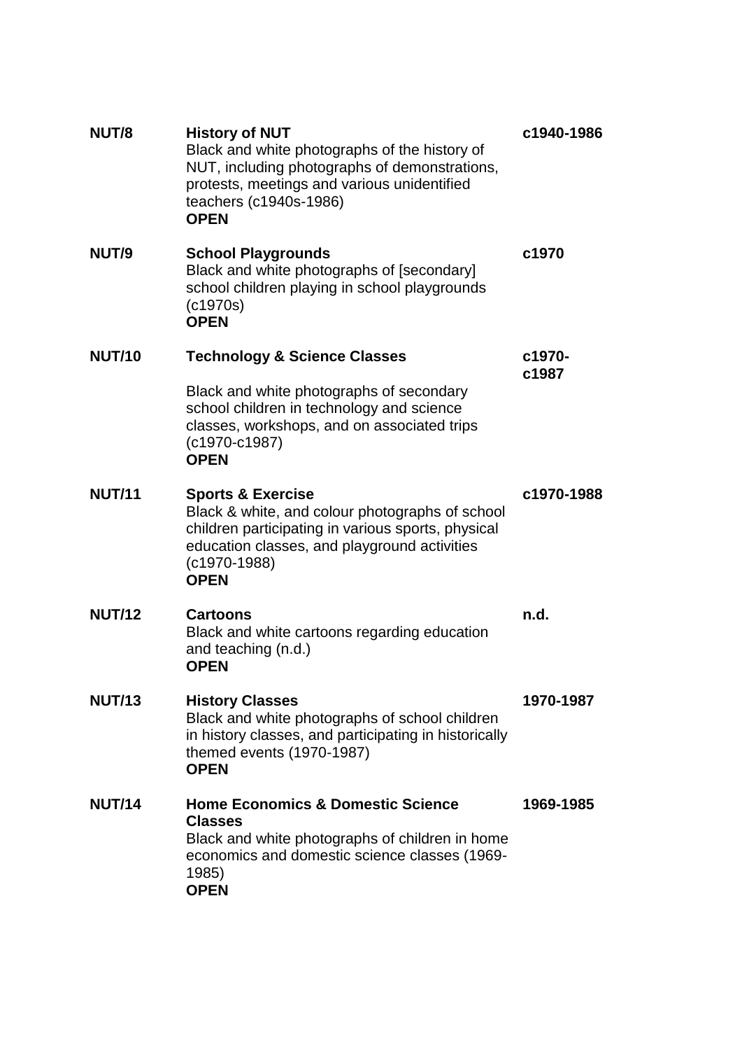| | | |
|---|---|---|
| **NUT/8** | **History of NUT**<br>Black and white photographs of the history of NUT, including photographs of demonstrations, protests, meetings and various unidentified teachers (c1940s-1986)<br>**OPEN** | **c1940-1986** |
| **NUT/9** | **School Playgrounds**<br>Black and white photographs of [secondary] school children playing in school playgrounds (c1970s)<br>**OPEN** | **c1970** |
| **NUT/10** | **Technology & Science Classes**<br><br>Black and white photographs of secondary school children in technology and science classes, workshops, and on associated trips (c1970-c1987)<br>**OPEN** | **c1970-c1987** |
| **NUT/11** | **Sports & Exercise**<br>Black & white, and colour photographs of school children participating in various sports, physical education classes, and playground activities (c1970-1988)<br>**OPEN** | **c1970-1988** |
| **NUT/12** | **Cartoons**<br>Black and white cartoons regarding education and teaching (n.d.)<br>**OPEN** | **n.d.** |
| **NUT/13** | **History Classes**<br>Black and white photographs of school children in history classes, and participating in historically themed events (1970-1987)<br>**OPEN** | **1970-1987** |
| **NUT/14** | **Home Economics & Domestic Science Classes**<br>Black and white photographs of children in home economics and domestic science classes (1969-1985)<br>**OPEN** | **1969-1985** |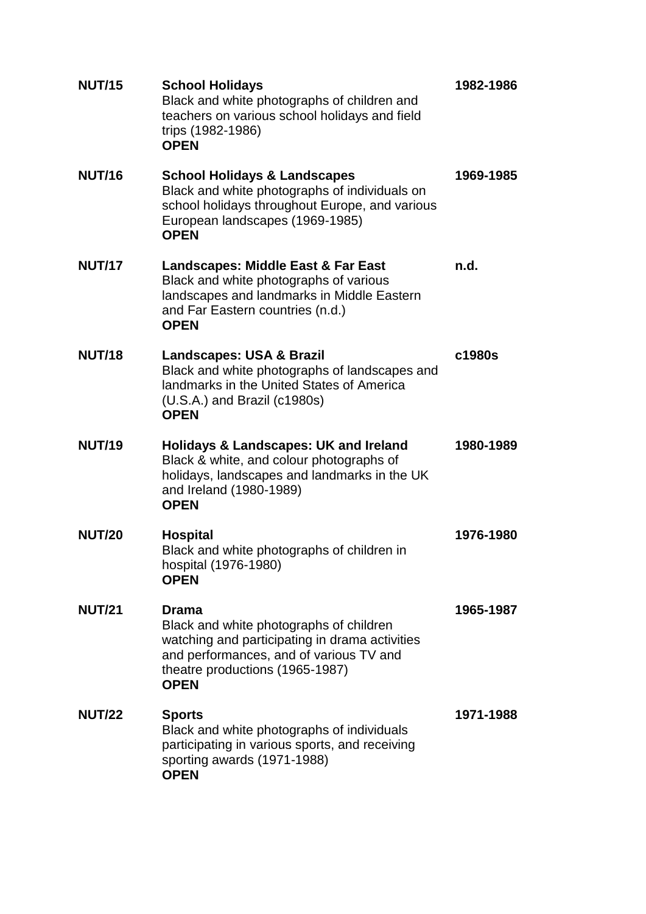| | | |
|---|---|---|
| **NUT/15** | **School Holidays**<br>Black and white photographs of children and teachers on various school holidays and field trips (1982-1986)<br>**OPEN** | **1982-1986** |
| **NUT/16** | **School Holidays & Landscapes**<br>Black and white photographs of individuals on school holidays throughout Europe, and various European landscapes (1969-1985)<br>**OPEN** | **1969-1985** |
| **NUT/17** | **Landscapes: Middle East & Far East**<br>Black and white photographs of various landscapes and landmarks in Middle Eastern and Far Eastern countries (n.d.)<br>**OPEN** | **n.d.** |
| **NUT/18** | **Landscapes: USA & Brazil**<br>Black and white photographs of landscapes and landmarks in the United States of America (U.S.A.) and Brazil (c1980s)<br>**OPEN** | **c1980s** |
| **NUT/19** | **Holidays & Landscapes: UK and Ireland**<br>Black & white, and colour photographs of holidays, landscapes and landmarks in the UK and Ireland (1980-1989)<br>**OPEN** | **1980-1989** |
| **NUT/20** | **Hospital**<br>Black and white photographs of children in hospital (1976-1980)<br>**OPEN** | **1976-1980** |
| **NUT/21** | **Drama**<br>Black and white photographs of children watching and participating in drama activities and performances, and of various TV and theatre productions (1965-1987)<br>**OPEN** | **1965-1987** |
| **NUT/22** | **Sports**<br>Black and white photographs of individuals participating in various sports, and receiving sporting awards (1971-1988)<br>**OPEN** | **1971-1988** |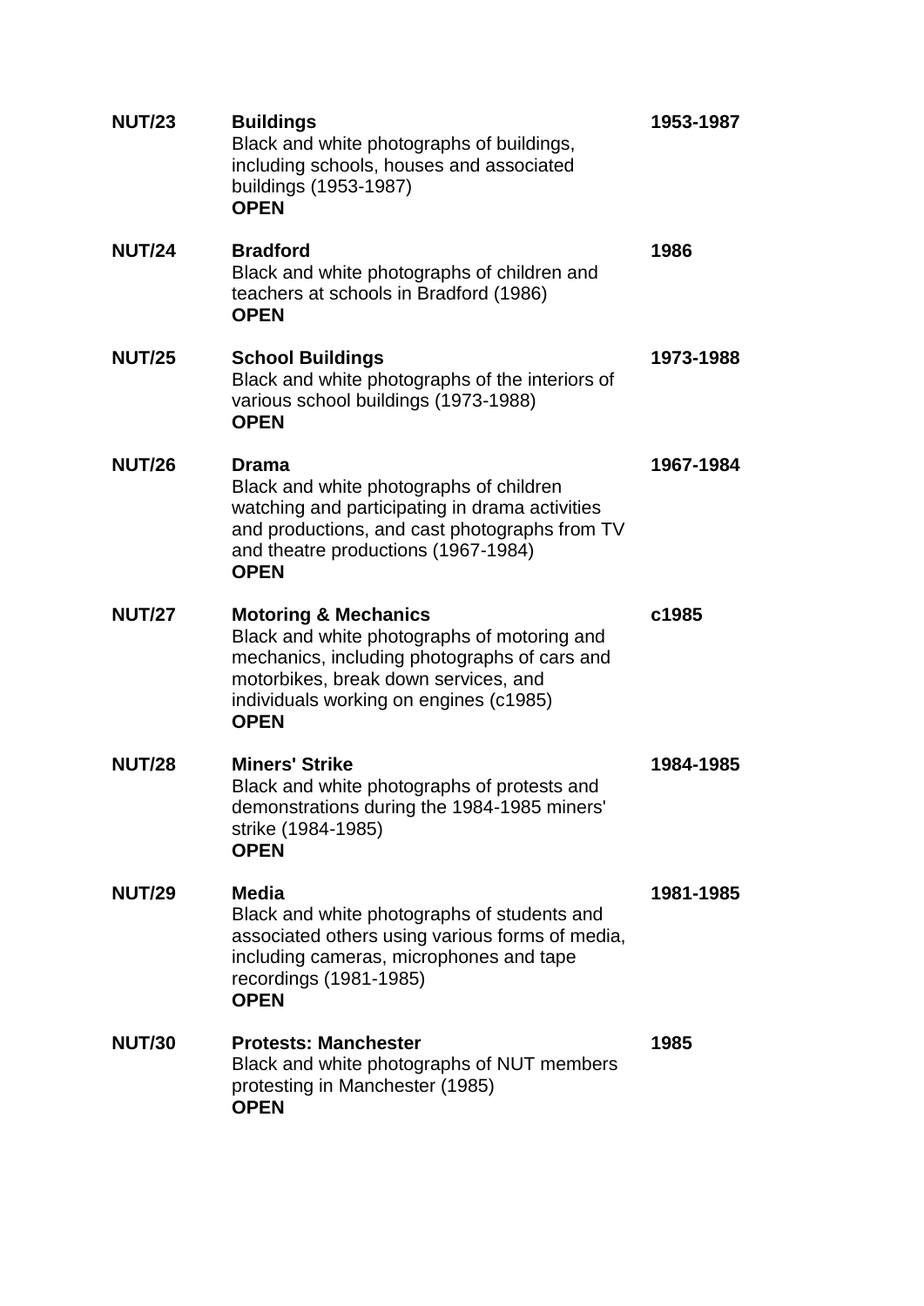| | | |
|---|---|---|
| **NUT/23** | **Buildings**<br>Black and white photographs of buildings, including schools, houses and associated buildings (1953-1987)<br>**OPEN** | **1953-1987** |
| **NUT/24** | **Bradford**<br>Black and white photographs of children and teachers at schools in Bradford (1986)<br>**OPEN** | **1986** |
| **NUT/25** | **School Buildings**<br>Black and white photographs of the interiors of various school buildings (1973-1988)<br>**OPEN** | **1973-1988** |
| **NUT/26** | **Drama**<br>Black and white photographs of children watching and participating in drama activities and productions, and cast photographs from TV and theatre productions (1967-1984)<br>**OPEN** | **1967-1984** |
| **NUT/27** | **Motoring & Mechanics**<br>Black and white photographs of motoring and mechanics, including photographs of cars and motorbikes, break down services, and individuals working on engines (c1985)<br>**OPEN** | **c1985** |
| **NUT/28** | **Miners' Strike**<br>Black and white photographs of protests and demonstrations during the 1984-1985 miners' strike (1984-1985)<br>**OPEN** | **1984-1985** |
| **NUT/29** | **Media**<br>Black and white photographs of students and associated others using various forms of media, including cameras, microphones and tape recordings (1981-1985)<br>**OPEN** | **1981-1985** |
| **NUT/30** | **Protests: Manchester**<br>Black and white photographs of NUT members protesting in Manchester (1985)<br>**OPEN** | **1985** |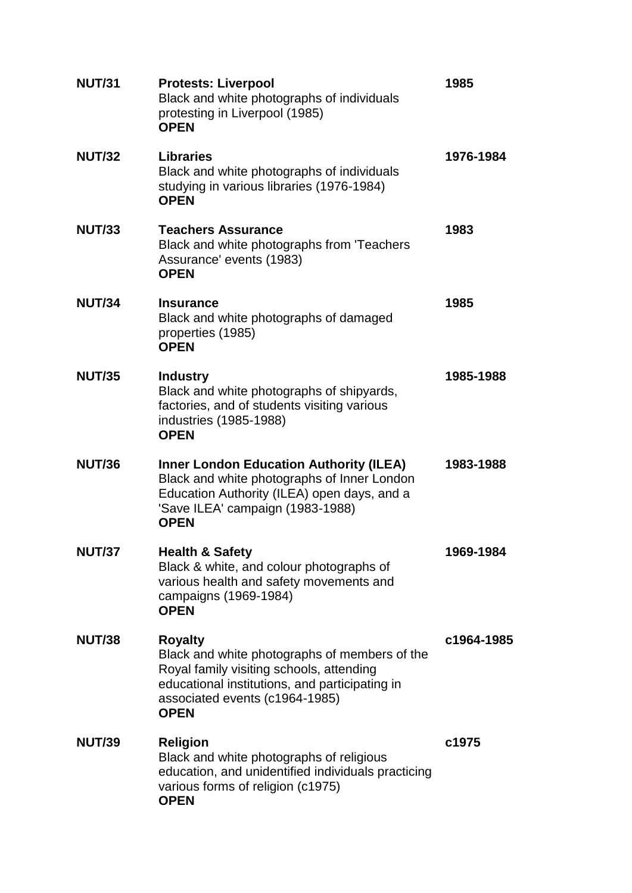| | | |
|---|---|---|
| **NUT/31** | **Protests: Liverpool**<br>Black and white photographs of individuals protesting in Liverpool (1985)<br>**OPEN** | **1985** |
| **NUT/32** | **Libraries**<br>Black and white photographs of individuals studying in various libraries (1976-1984)<br>**OPEN** | **1976-1984** |
| **NUT/33** | **Teachers Assurance**<br>Black and white photographs from 'Teachers Assurance' events (1983)<br>**OPEN** | **1983** |
| **NUT/34** | **Insurance**<br>Black and white photographs of damaged properties (1985)<br>**OPEN** | **1985** |
| **NUT/35** | **Industry**<br>Black and white photographs of shipyards, factories, and of students visiting various industries (1985-1988)<br>**OPEN** | **1985-1988** |
| **NUT/36** | **Inner London Education Authority (ILEA)**<br>Black and white photographs of Inner London Education Authority (ILEA) open days, and a 'Save ILEA' campaign (1983-1988)<br>**OPEN** | **1983-1988** |
| **NUT/37** | **Health & Safety**<br>Black & white, and colour photographs of various health and safety movements and campaigns (1969-1984)<br>**OPEN** | **1969-1984** |
| **NUT/38** | **Royalty**<br>Black and white photographs of members of the Royal family visiting schools, attending educational institutions, and participating in associated events (c1964-1985)<br>**OPEN** | **c1964-1985** |
| **NUT/39** | **Religion**<br>Black and white photographs of religious education, and unidentified individuals practicing various forms of religion (c1975)<br>**OPEN** | **c1975** |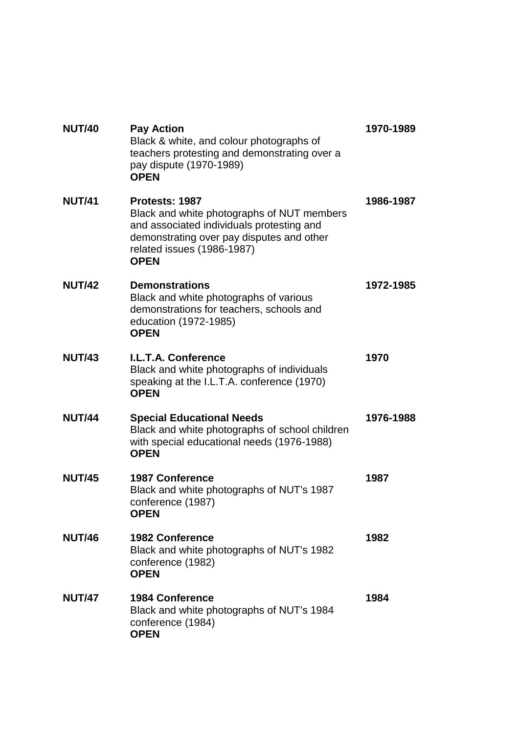| | | |
|---|---|---|
| **NUT/40** | **Pay Action**<br>Black & white, and colour photographs of teachers protesting and demonstrating over a pay dispute (1970-1989)<br>**OPEN** | **1970-1989** |
| **NUT/41** | **Protests: 1987**<br>Black and white photographs of NUT members and associated individuals protesting and demonstrating over pay disputes and other related issues (1986-1987)<br>**OPEN** | **1986-1987** |
| **NUT/42** | **Demonstrations**<br>Black and white photographs of various demonstrations for teachers, schools and education (1972-1985)<br>**OPEN** | **1972-1985** |
| **NUT/43** | **I.L.T.A. Conference**<br>Black and white photographs of individuals speaking at the I.L.T.A. conference (1970)<br>**OPEN** | **1970** |
| **NUT/44** | **Special Educational Needs**<br>Black and white photographs of school children with special educational needs (1976-1988)<br>**OPEN** | **1976-1988** |
| **NUT/45** | **1987 Conference**<br>Black and white photographs of NUT's 1987 conference (1987)<br>**OPEN** | **1987** |
| **NUT/46** | **1982 Conference**<br>Black and white photographs of NUT's 1982 conference (1982)<br>**OPEN** | **1982** |
| **NUT/47** | **1984 Conference**<br>Black and white photographs of NUT's 1984 conference (1984)<br>**OPEN** | **1984** |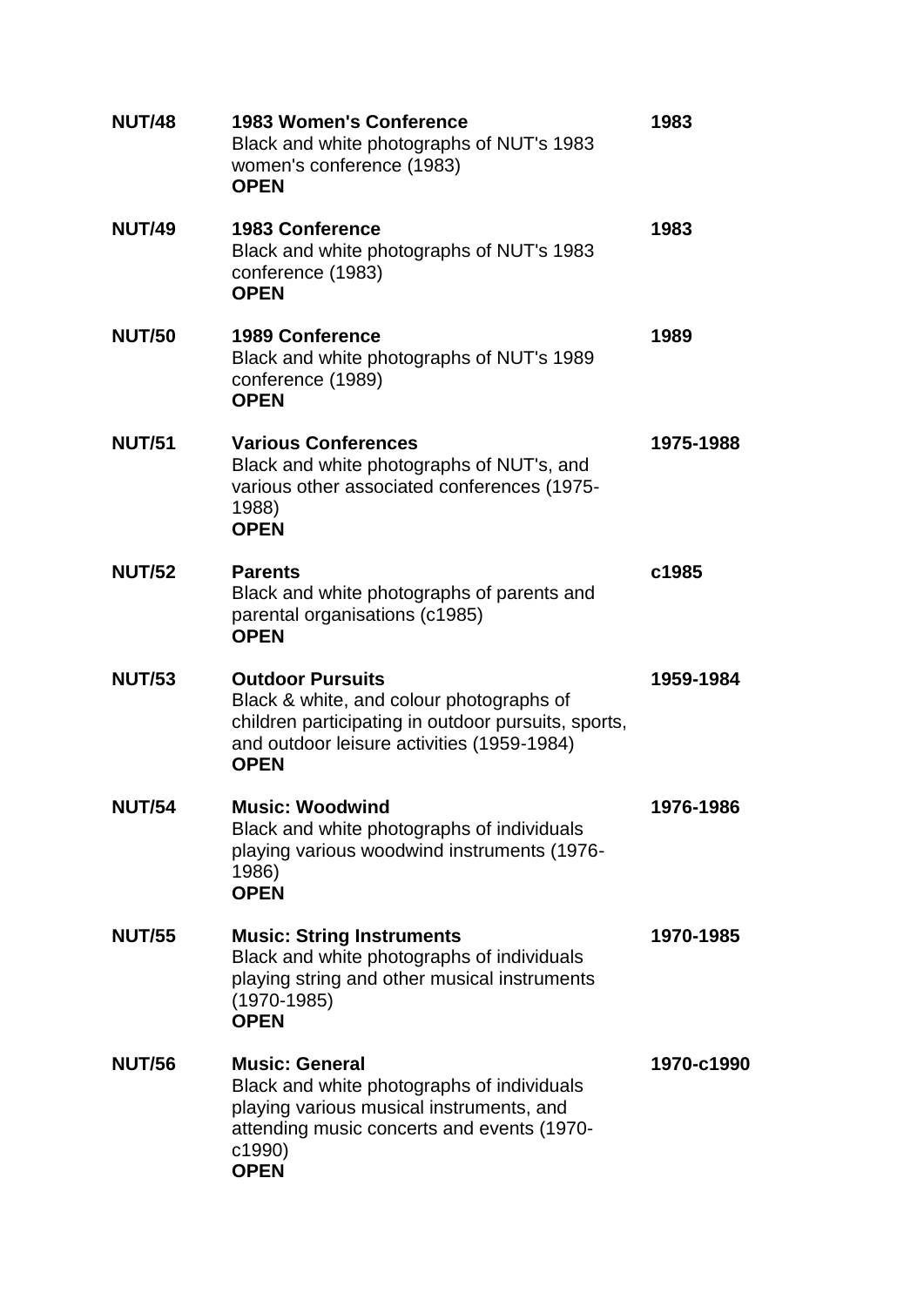| | | |
|---|---|---|
| **NUT/48** | **1983 Women's Conference**<br>Black and white photographs of NUT's 1983 women's conference (1983)<br>**OPEN** | **1983** |
| **NUT/49** | **1983 Conference**<br>Black and white photographs of NUT's 1983 conference (1983)<br>**OPEN** | **1983** |
| **NUT/50** | **1989 Conference**<br>Black and white photographs of NUT's 1989 conference (1989)<br>**OPEN** | **1989** |
| **NUT/51** | **Various Conferences**<br>Black and white photographs of NUT's, and various other associated conferences (1975-1988)<br>**OPEN** | **1975-1988** |
| **NUT/52** | **Parents**<br>Black and white photographs of parents and parental organisations (c1985)<br>**OPEN** | **c1985** |
| **NUT/53** | **Outdoor Pursuits**<br>Black & white, and colour photographs of children participating in outdoor pursuits, sports, and outdoor leisure activities (1959-1984)<br>**OPEN** | **1959-1984** |
| **NUT/54** | **Music: Woodwind**<br>Black and white photographs of individuals playing various woodwind instruments (1976-1986)<br>**OPEN** | **1976-1986** |
| **NUT/55** | **Music: String Instruments**<br>Black and white photographs of individuals playing string and other musical instruments (1970-1985)<br>**OPEN** | **1970-1985** |
| **NUT/56** | **Music: General**<br>Black and white photographs of individuals playing various musical instruments, and attending music concerts and events (1970-c1990)<br>**OPEN** | **1970-c1990** |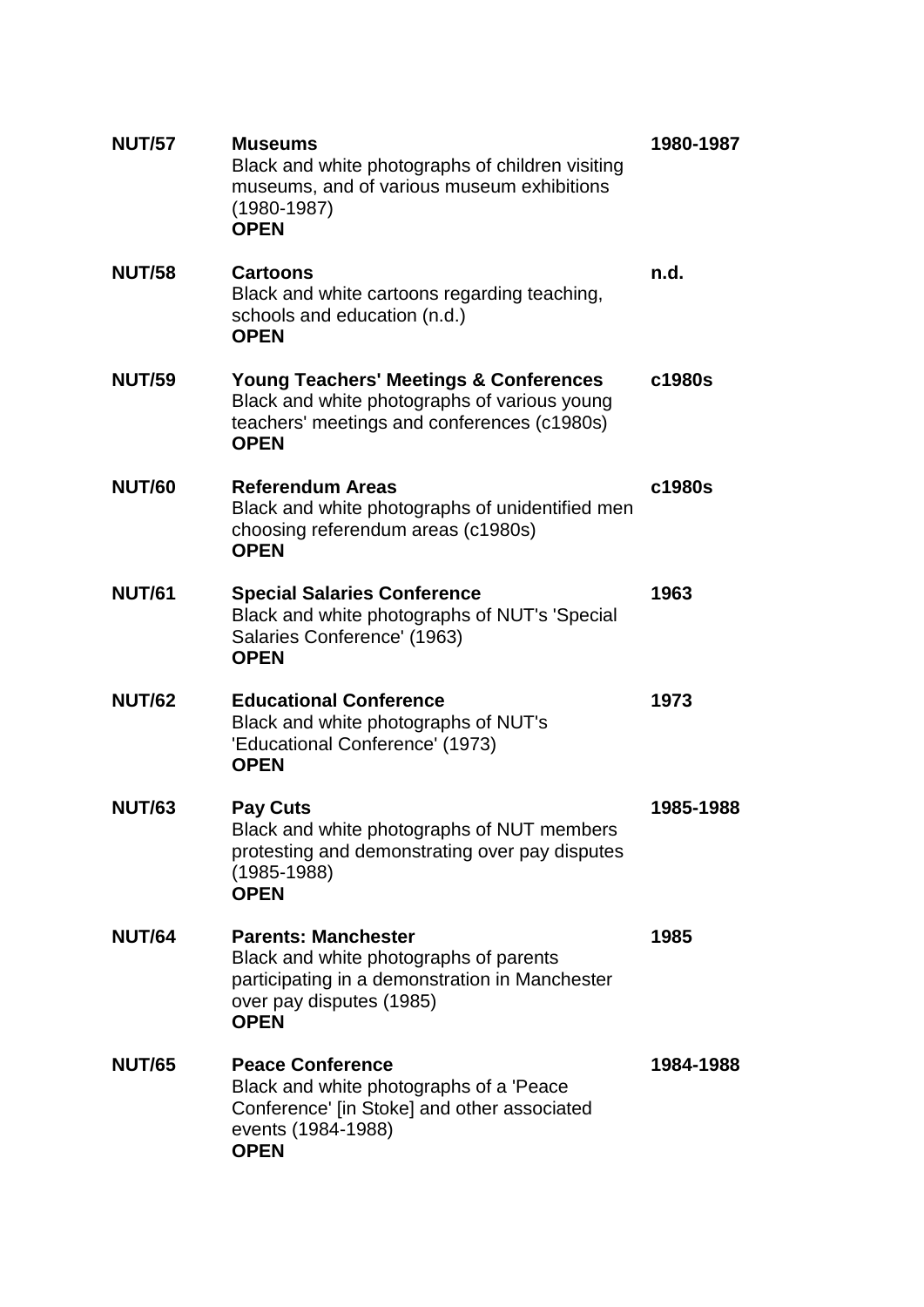| | | |
|---|---|---|
| **NUT/57** | **Museums**<br>Black and white photographs of children visiting museums, and of various museum exhibitions (1980-1987)<br>**OPEN** | **1980-1987** |
| **NUT/58** | **Cartoons**<br>Black and white cartoons regarding teaching, schools and education (n.d.)<br>**OPEN** | **n.d.** |
| **NUT/59** | **Young Teachers' Meetings & Conferences**<br>Black and white photographs of various young teachers' meetings and conferences (c1980s)<br>**OPEN** | **c1980s** |
| **NUT/60** | **Referendum Areas**<br>Black and white photographs of unidentified men choosing referendum areas (c1980s)<br>**OPEN** | **c1980s** |
| **NUT/61** | **Special Salaries Conference**<br>Black and white photographs of NUT's 'Special Salaries Conference' (1963)<br>**OPEN** | **1963** |
| **NUT/62** | **Educational Conference**<br>Black and white photographs of NUT's 'Educational Conference' (1973)<br>**OPEN** | **1973** |
| **NUT/63** | **Pay Cuts**<br>Black and white photographs of NUT members protesting and demonstrating over pay disputes (1985-1988)<br>**OPEN** | **1985-1988** |
| **NUT/64** | **Parents: Manchester**<br>Black and white photographs of parents participating in a demonstration in Manchester over pay disputes (1985)<br>**OPEN** | **1985** |
| **NUT/65** | **Peace Conference**<br>Black and white photographs of a 'Peace Conference' [in Stoke] and other associated events (1984-1988)<br>**OPEN** | **1984-1988** |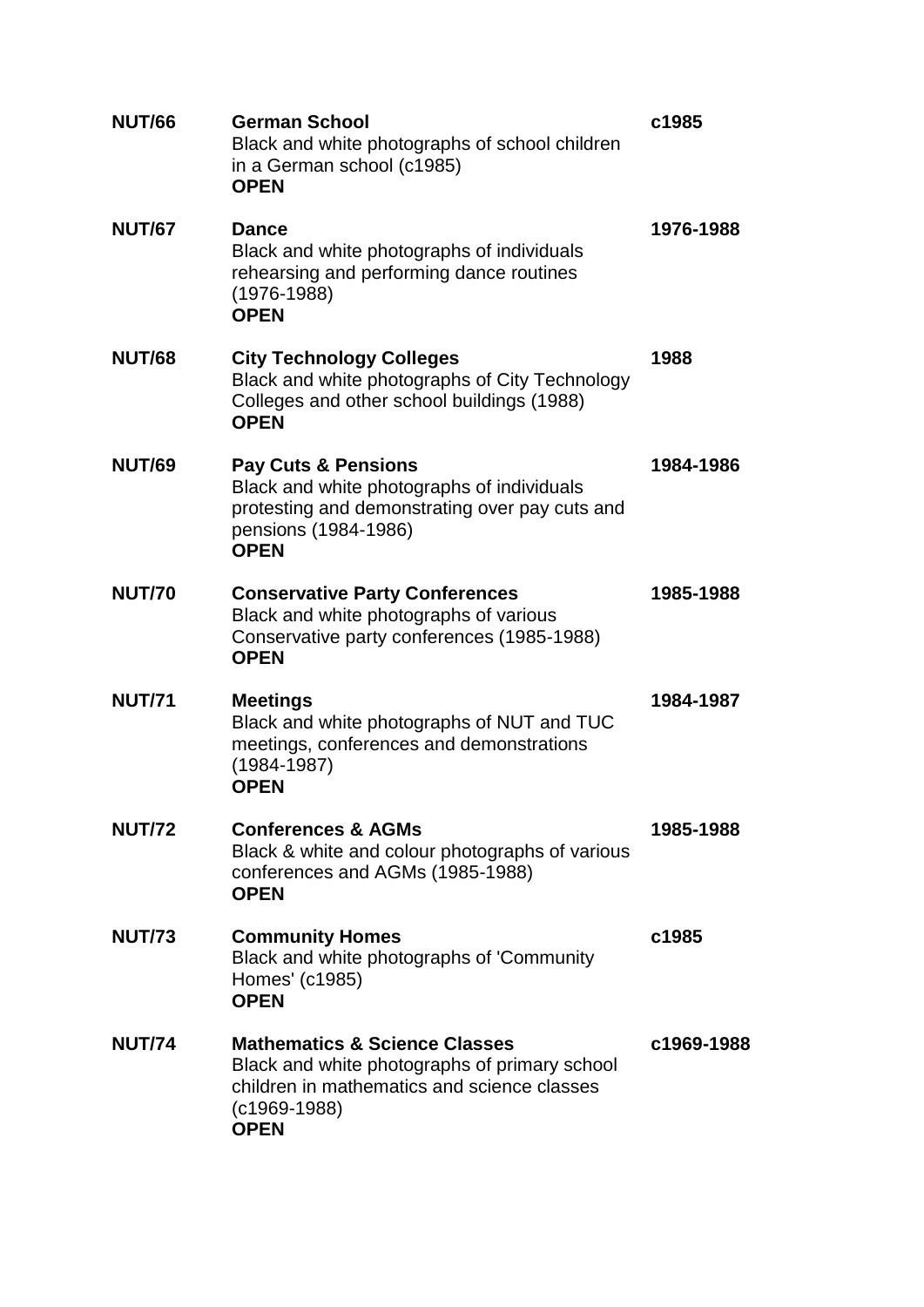| | | |
|---|---|---|
| **NUT/66** | **German School**<br>Black and white photographs of school children in a German school (c1985)<br>**OPEN** | **c1985** |
| **NUT/67** | **Dance**<br>Black and white photographs of individuals rehearsing and performing dance routines (1976-1988)<br>**OPEN** | **1976-1988** |
| **NUT/68** | **City Technology Colleges**<br>Black and white photographs of City Technology Colleges and other school buildings (1988)<br>**OPEN** | **1988** |
| **NUT/69** | **Pay Cuts & Pensions**<br>Black and white photographs of individuals protesting and demonstrating over pay cuts and pensions (1984-1986)<br>**OPEN** | **1984-1986** |
| **NUT/70** | **Conservative Party Conferences**<br>Black and white photographs of various Conservative party conferences (1985-1988)<br>**OPEN** | **1985-1988** |
| **NUT/71** | **Meetings**<br>Black and white photographs of NUT and TUC meetings, conferences and demonstrations (1984-1987)<br>**OPEN** | **1984-1987** |
| **NUT/72** | **Conferences & AGMs**<br>Black & white and colour photographs of various conferences and AGMs (1985-1988)<br>**OPEN** | **1985-1988** |
| **NUT/73** | **Community Homes**<br>Black and white photographs of 'Community Homes' (c1985)<br>**OPEN** | **c1985** |
| **NUT/74** | **Mathematics & Science Classes**<br>Black and white photographs of primary school children in mathematics and science classes (c1969-1988)<br>**OPEN** | **c1969-1988** |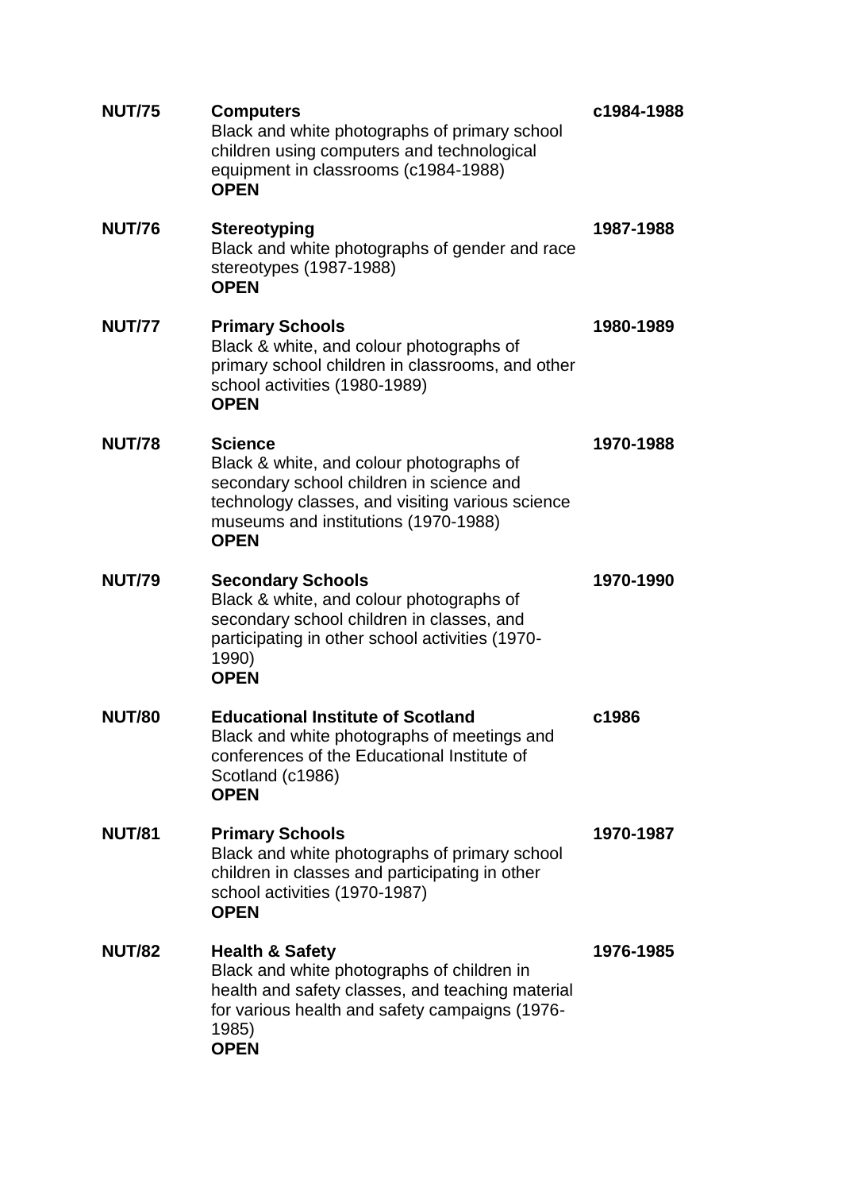| | | |
|---|---|---|
| **NUT/75** | **Computers**<br>Black and white photographs of primary school children using computers and technological equipment in classrooms (c1984-1988)<br>**OPEN** | **c1984-1988** |
| **NUT/76** | **Stereotyping**<br>Black and white photographs of gender and race stereotypes (1987-1988)<br>**OPEN** | **1987-1988** |
| **NUT/77** | **Primary Schools**<br>Black & white, and colour photographs of primary school children in classrooms, and other school activities (1980-1989)<br>**OPEN** | **1980-1989** |
| **NUT/78** | **Science**<br>Black & white, and colour photographs of secondary school children in science and technology classes, and visiting various science museums and institutions (1970-1988)<br>**OPEN** | **1970-1988** |
| **NUT/79** | **Secondary Schools**<br>Black & white, and colour photographs of secondary school children in classes, and participating in other school activities (1970-1990)<br>**OPEN** | **1970-1990** |
| **NUT/80** | **Educational Institute of Scotland**<br>Black and white photographs of meetings and conferences of the Educational Institute of Scotland (c1986)<br>**OPEN** | **c1986** |
| **NUT/81** | **Primary Schools**<br>Black and white photographs of primary school children in classes and participating in other school activities (1970-1987)<br>**OPEN** | **1970-1987** |
| **NUT/82** | **Health & Safety**<br>Black and white photographs of children in health and safety classes, and teaching material for various health and safety campaigns (1976-1985)<br>**OPEN** | **1976-1985** |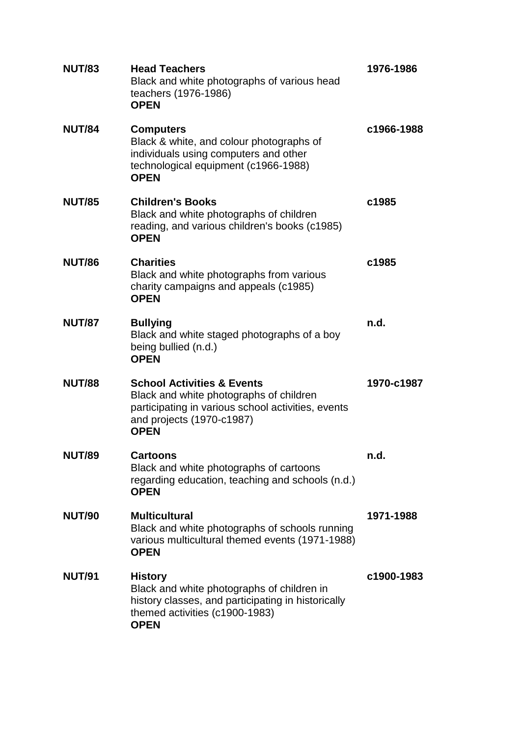| | | |
|---|---|---|
| **NUT/83** | **Head Teachers**<br>Black and white photographs of various head teachers (1976-1986)<br>**OPEN** | **1976-1986** |
| **NUT/84** | **Computers**<br>Black & white, and colour photographs of individuals using computers and other technological equipment (c1966-1988)<br>**OPEN** | **c1966-1988** |
| **NUT/85** | **Children's Books**<br>Black and white photographs of children reading, and various children's books (c1985)<br>**OPEN** | **c1985** |
| **NUT/86** | **Charities**<br>Black and white photographs from various charity campaigns and appeals (c1985)<br>**OPEN** | **c1985** |
| **NUT/87** | **Bullying**<br>Black and white staged photographs of a boy being bullied (n.d.)<br>**OPEN** | **n.d.** |
| **NUT/88** | **School Activities & Events**<br>Black and white photographs of children participating in various school activities, events and projects (1970-c1987)<br>**OPEN** | **1970-c1987** |
| **NUT/89** | **Cartoons**<br>Black and white photographs of cartoons regarding education, teaching and schools (n.d.)<br>**OPEN** | **n.d.** |
| **NUT/90** | **Multicultural**<br>Black and white photographs of schools running various multicultural themed events (1971-1988)<br>**OPEN** | **1971-1988** |
| **NUT/91** | **History**<br>Black and white photographs of children in history classes, and participating in historically themed activities (c1900-1983)<br>**OPEN** | **c1900-1983** |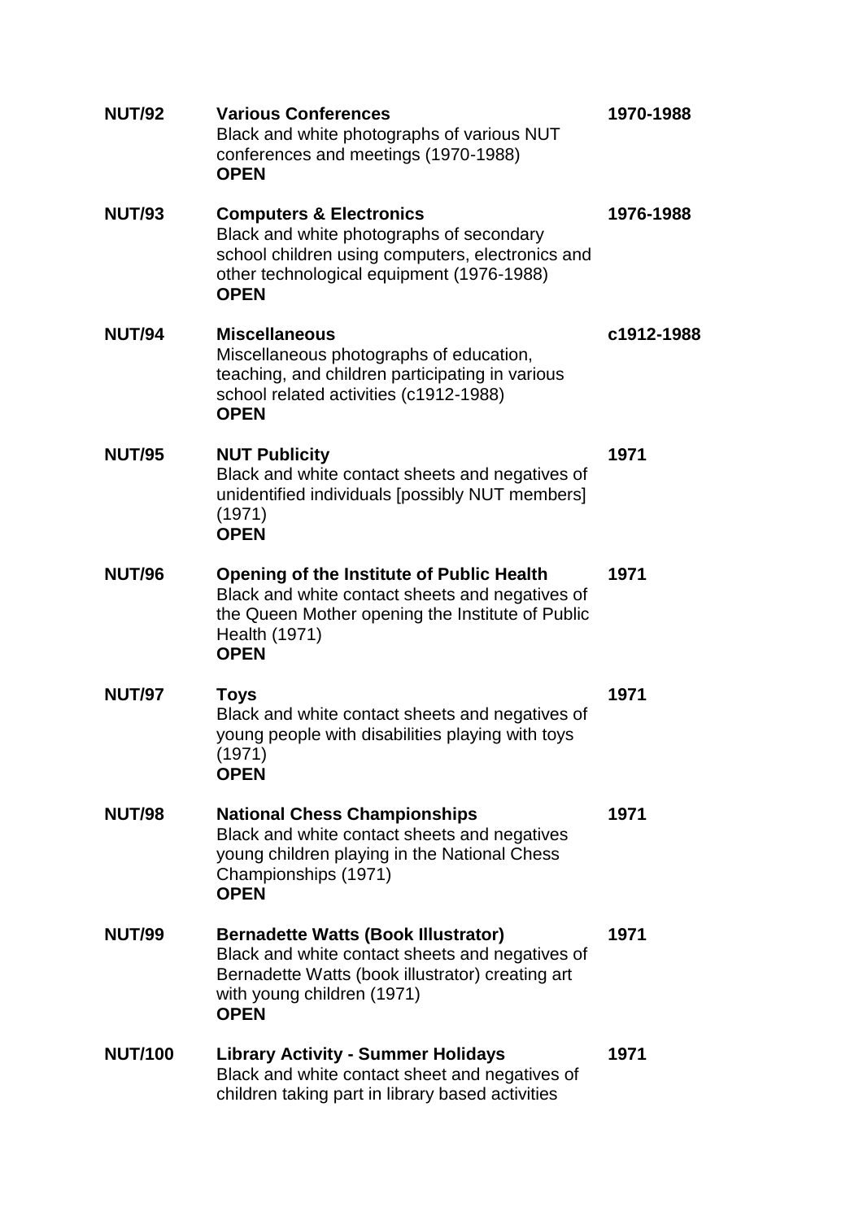| | | |
|---|---|---|
| **NUT/92** | **Various Conferences**<br>Black and white photographs of various NUT conferences and meetings (1970-1988)<br>**OPEN** | **1970-1988** |
| **NUT/93** | **Computers & Electronics**<br>Black and white photographs of secondary school children using computers, electronics and other technological equipment (1976-1988)<br>**OPEN** | **1976-1988** |
| **NUT/94** | **Miscellaneous**<br>Miscellaneous photographs of education, teaching, and children participating in various school related activities (c1912-1988)<br>**OPEN** | **c1912-1988** |
| **NUT/95** | **NUT Publicity**<br>Black and white contact sheets and negatives of unidentified individuals [possibly NUT members] (1971)<br>**OPEN** | **1971** |
| **NUT/96** | **Opening of the Institute of Public Health**<br>Black and white contact sheets and negatives of the Queen Mother opening the Institute of Public Health (1971)<br>**OPEN** | **1971** |
| **NUT/97** | **Toys**<br>Black and white contact sheets and negatives of young people with disabilities playing with toys (1971)<br>**OPEN** | **1971** |
| **NUT/98** | **National Chess Championships**<br>Black and white contact sheets and negatives young children playing in the National Chess Championships (1971)<br>**OPEN** | **1971** |
| **NUT/99** | **Bernadette Watts (Book Illustrator)**<br>Black and white contact sheets and negatives of Bernadette Watts (book illustrator) creating art with young children (1971)<br>**OPEN** | **1971** |
| **NUT/100** | **Library Activity - Summer Holidays**<br>Black and white contact sheet and negatives of children taking part in library based activities | **1971** |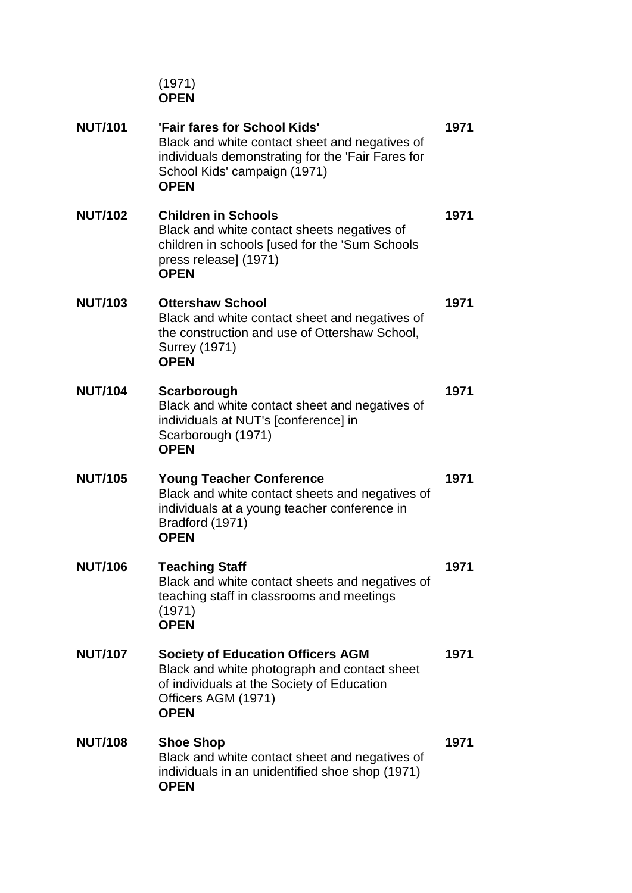(1971)
**OPEN**

| | | |
|---|---|---|
| **NUT/101** | **'Fair fares for School Kids'**<br>Black and white contact sheet and negatives of individuals demonstrating for the 'Fair Fares for School Kids' campaign (1971)<br>**OPEN** | **1971** |
| **NUT/102** | **Children in Schools**<br>Black and white contact sheets negatives of children in schools [used for the 'Sum Schools press release] (1971)<br>**OPEN** | **1971** |
| **NUT/103** | **Ottershaw School**<br>Black and white contact sheet and negatives of the construction and use of Ottershaw School, Surrey (1971)<br>**OPEN** | **1971** |
| **NUT/104** | **Scarborough**<br>Black and white contact sheet and negatives of individuals at NUT's [conference] in Scarborough (1971)<br>**OPEN** | **1971** |
| **NUT/105** | **Young Teacher Conference**<br>Black and white contact sheets and negatives of individuals at a young teacher conference in Bradford (1971)<br>**OPEN** | **1971** |
| **NUT/106** | **Teaching Staff**<br>Black and white contact sheets and negatives of teaching staff in classrooms and meetings (1971)<br>**OPEN** | **1971** |
| **NUT/107** | **Society of Education Officers AGM**<br>Black and white photograph and contact sheet of individuals at the Society of Education Officers AGM (1971)<br>**OPEN** | **1971** |
| **NUT/108** | **Shoe Shop**<br>Black and white contact sheet and negatives of individuals in an unidentified shoe shop (1971)<br>**OPEN** | **1971** |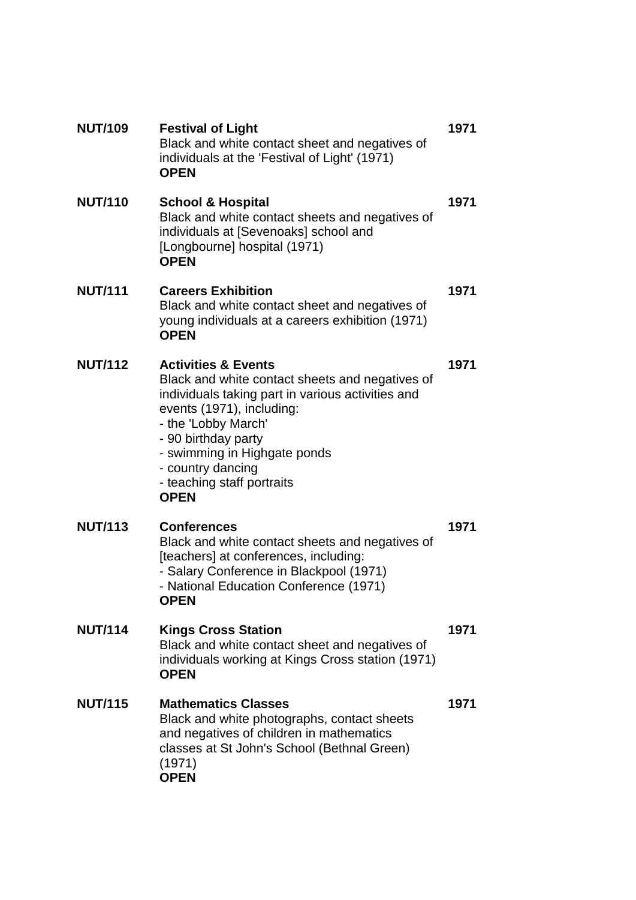**NUT/109** **Festival of Light** **1971**
Black and white contact sheet and negatives of individuals at the 'Festival of Light' (1971)
**OPEN**

**NUT/110** **School & Hospital** **1971**
Black and white contact sheets and negatives of individuals at [Sevenoaks] school and [Longbourne] hospital (1971)
**OPEN**

**NUT/111** **Careers Exhibition** **1971**
Black and white contact sheet and negatives of young individuals at a careers exhibition (1971)
**OPEN**

**NUT/112** **Activities & Events** **1971**
Black and white contact sheets and negatives of individuals taking part in various activities and events (1971), including:
- the 'Lobby March'
- 90 birthday party
- swimming in Highgate ponds
- country dancing
- teaching staff portraits

**OPEN**

**NUT/113** **Conferences** **1971**
Black and white contact sheets and negatives of [teachers] at conferences, including:
- Salary Conference in Blackpool (1971)
- National Education Conference (1971)

**OPEN**

**NUT/114** **Kings Cross Station** **1971**
Black and white contact sheet and negatives of individuals working at Kings Cross station (1971)
**OPEN**

**NUT/115** **Mathematics Classes** **1971**
Black and white photographs, contact sheets and negatives of children in mathematics classes at St John's School (Bethnal Green) (1971)
**OPEN**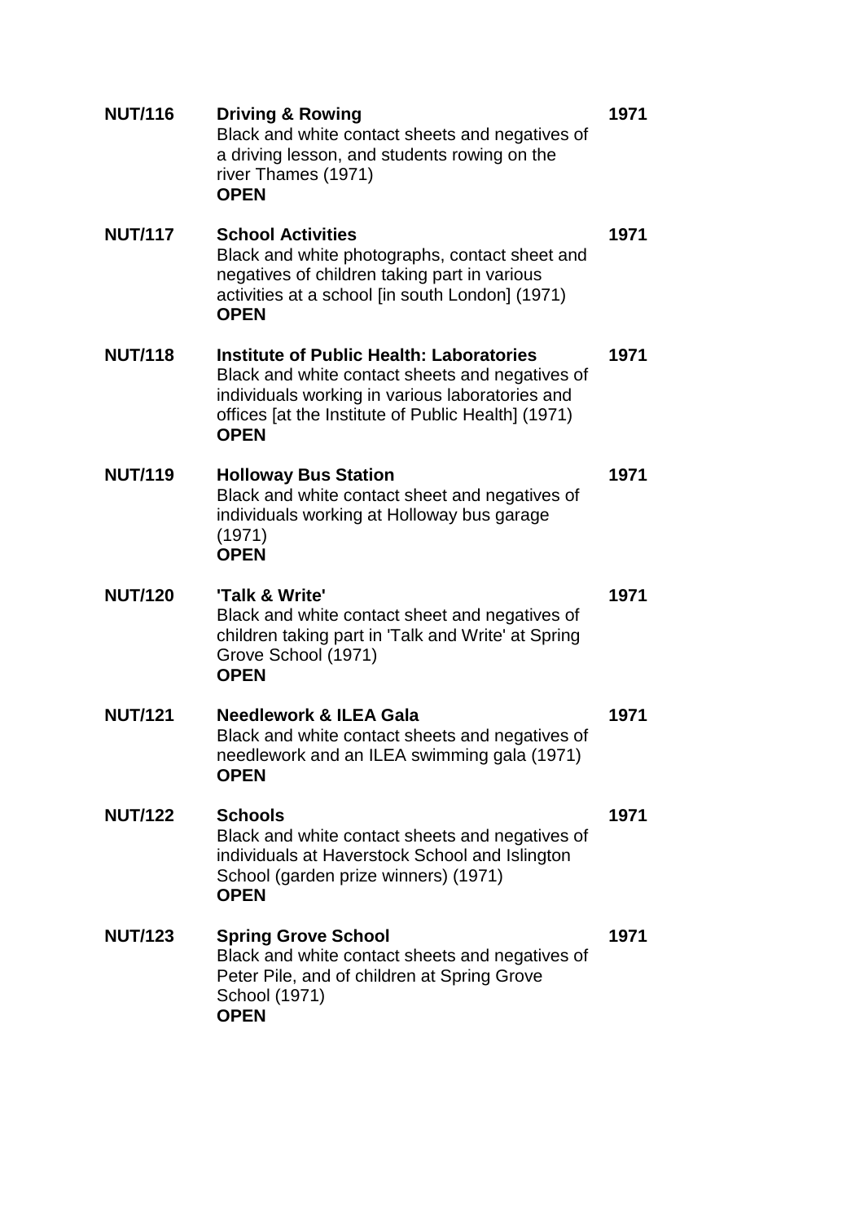| | | |
|---|---|---|
| **NUT/116** | **Driving & Rowing**<br>Black and white contact sheets and negatives of a driving lesson, and students rowing on the river Thames (1971)<br>**OPEN** | **1971** |
| **NUT/117** | **School Activities**<br>Black and white photographs, contact sheet and negatives of children taking part in various activities at a school [in south London] (1971)<br>**OPEN** | **1971** |
| **NUT/118** | **Institute of Public Health: Laboratories**<br>Black and white contact sheets and negatives of individuals working in various laboratories and offices [at the Institute of Public Health] (1971)<br>**OPEN** | **1971** |
| **NUT/119** | **Holloway Bus Station**<br>Black and white contact sheet and negatives of individuals working at Holloway bus garage (1971)<br>**OPEN** | **1971** |
| **NUT/120** | **'Talk & Write'**<br>Black and white contact sheet and negatives of children taking part in 'Talk and Write' at Spring Grove School (1971)<br>**OPEN** | **1971** |
| **NUT/121** | **Needlework & ILEA Gala**<br>Black and white contact sheets and negatives of needlework and an ILEA swimming gala (1971)<br>**OPEN** | **1971** |
| **NUT/122** | **Schools**<br>Black and white contact sheets and negatives of individuals at Haverstock School and Islington School (garden prize winners) (1971)<br>**OPEN** | **1971** |
| **NUT/123** | **Spring Grove School**<br>Black and white contact sheets and negatives of Peter Pile, and of children at Spring Grove School (1971)<br>**OPEN** | **1971** |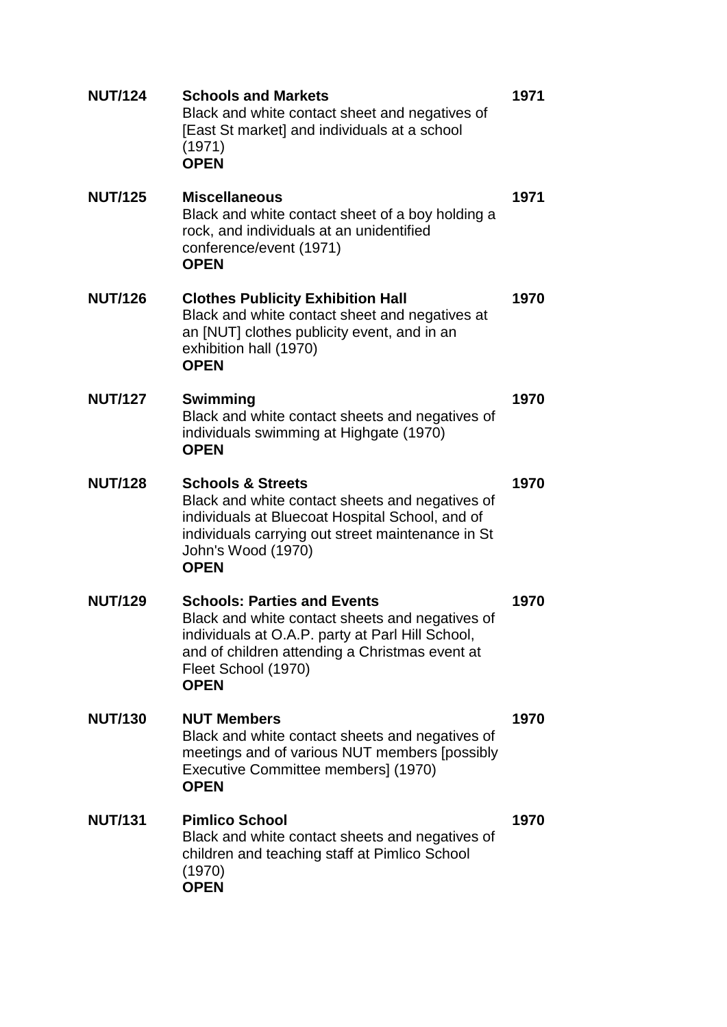**NUT/124** **Schools and Markets** **1971**
Black and white contact sheet and negatives of [East St market] and individuals at a school (1971)
**OPEN**

**NUT/125** **Miscellaneous** **1971**
Black and white contact sheet of a boy holding a rock, and individuals at an unidentified conference/event (1971)
**OPEN**

**NUT/126** **Clothes Publicity Exhibition Hall** **1970**
Black and white contact sheet and negatives at an [NUT] clothes publicity event, and in an exhibition hall (1970)
**OPEN**

**NUT/127** **Swimming** **1970**
Black and white contact sheets and negatives of individuals swimming at Highgate (1970)
**OPEN**

**NUT/128** **Schools & Streets** **1970**
Black and white contact sheets and negatives of individuals at Bluecoat Hospital School, and of individuals carrying out street maintenance in St John's Wood (1970)
**OPEN**

**NUT/129** **Schools: Parties and Events** **1970**
Black and white contact sheets and negatives of individuals at O.A.P. party at Parl Hill School, and of children attending a Christmas event at Fleet School (1970)
**OPEN**

**NUT/130** **NUT Members** **1970**
Black and white contact sheets and negatives of meetings and of various NUT members [possibly Executive Committee members] (1970)
**OPEN**

**NUT/131** **Pimlico School** **1970**
Black and white contact sheets and negatives of children and teaching staff at Pimlico School (1970)
**OPEN**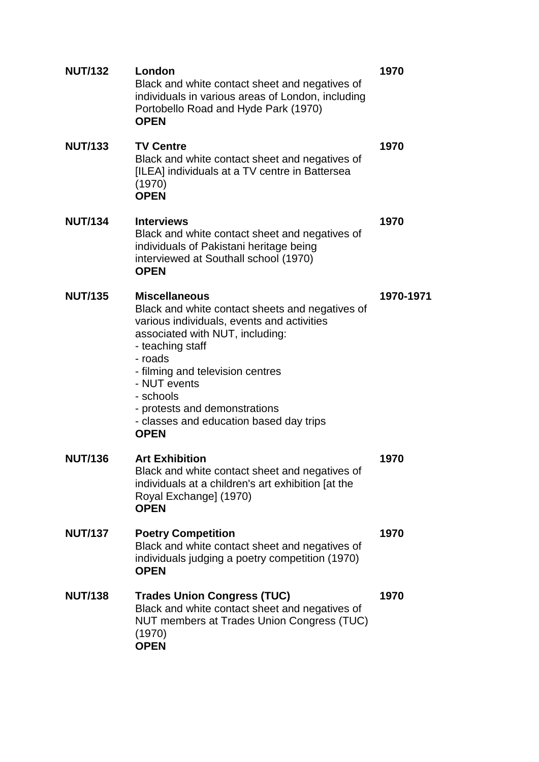| | | |
|---|---|---|
| **NUT/132** | **London**<br>Black and white contact sheet and negatives of individuals in various areas of London, including Portobello Road and Hyde Park (1970)<br>**OPEN** | **1970** |
| **NUT/133** | **TV Centre**<br>Black and white contact sheet and negatives of [ILEA] individuals at a TV centre in Battersea (1970)<br>**OPEN** | **1970** |
| **NUT/134** | **Interviews**<br>Black and white contact sheet and negatives of individuals of Pakistani heritage being interviewed at Southall school (1970)<br>**OPEN** | **1970** |
| **NUT/135** | **Miscellaneous**<br>Black and white contact sheets and negatives of various individuals, events and activities associated with NUT, including:<br>- teaching staff<br>- roads<br>- filming and television centres<br>- NUT events<br>- schools<br>- protests and demonstrations<br>- classes and education based day trips<br>**OPEN** | **1970-1971** |
| **NUT/136** | **Art Exhibition**<br>Black and white contact sheet and negatives of individuals at a children's art exhibition [at the Royal Exchange] (1970)<br>**OPEN** | **1970** |
| **NUT/137** | **Poetry Competition**<br>Black and white contact sheet and negatives of individuals judging a poetry competition (1970)<br>**OPEN** | **1970** |
| **NUT/138** | **Trades Union Congress (TUC)**<br>Black and white contact sheet and negatives of NUT members at Trades Union Congress (TUC) (1970)<br>**OPEN** | **1970** |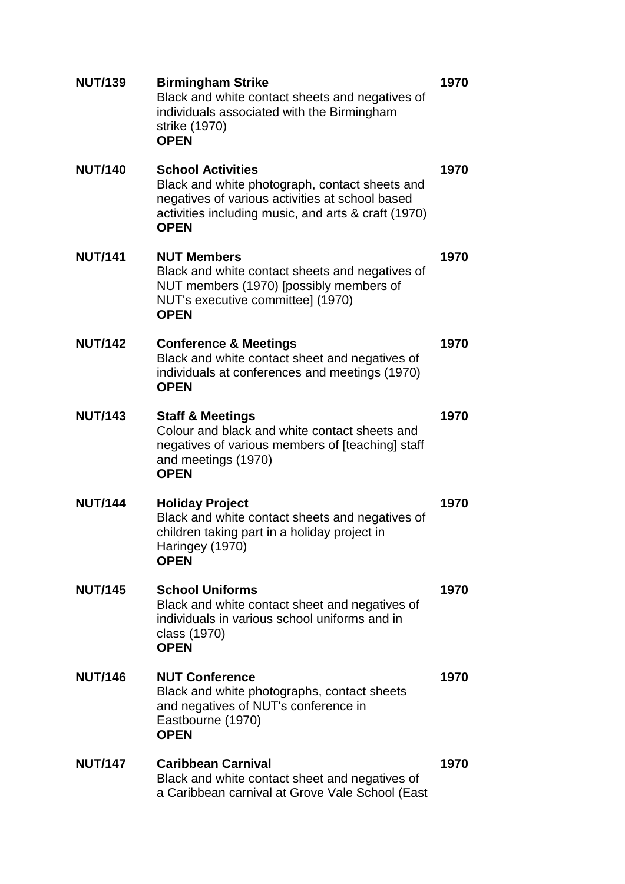**NUT/139** **Birmingham Strike** **1970**
Black and white contact sheets and negatives of individuals associated with the Birmingham strike (1970)
**OPEN**

**NUT/140** **School Activities** **1970**
Black and white photograph, contact sheets and negatives of various activities at school based activities including music, and arts & craft (1970)
**OPEN**

**NUT/141** **NUT Members** **1970**
Black and white contact sheets and negatives of NUT members (1970) [possibly members of NUT's executive committee] (1970)
**OPEN**

**NUT/142** **Conference & Meetings** **1970**
Black and white contact sheet and negatives of individuals at conferences and meetings (1970)
**OPEN**

**NUT/143** **Staff & Meetings** **1970**
Colour and black and white contact sheets and negatives of various members of [teaching] staff and meetings (1970)
**OPEN**

**NUT/144** **Holiday Project** **1970**
Black and white contact sheets and negatives of children taking part in a holiday project in Haringey (1970)
**OPEN**

**NUT/145** **School Uniforms** **1970**
Black and white contact sheet and negatives of individuals in various school uniforms and in class (1970)
**OPEN**

**NUT/146** **NUT Conference** **1970**
Black and white photographs, contact sheets and negatives of NUT's conference in Eastbourne (1970)
**OPEN**

**NUT/147** **Caribbean Carnival** **1970**
Black and white contact sheet and negatives of a Caribbean carnival at Grove Vale School (East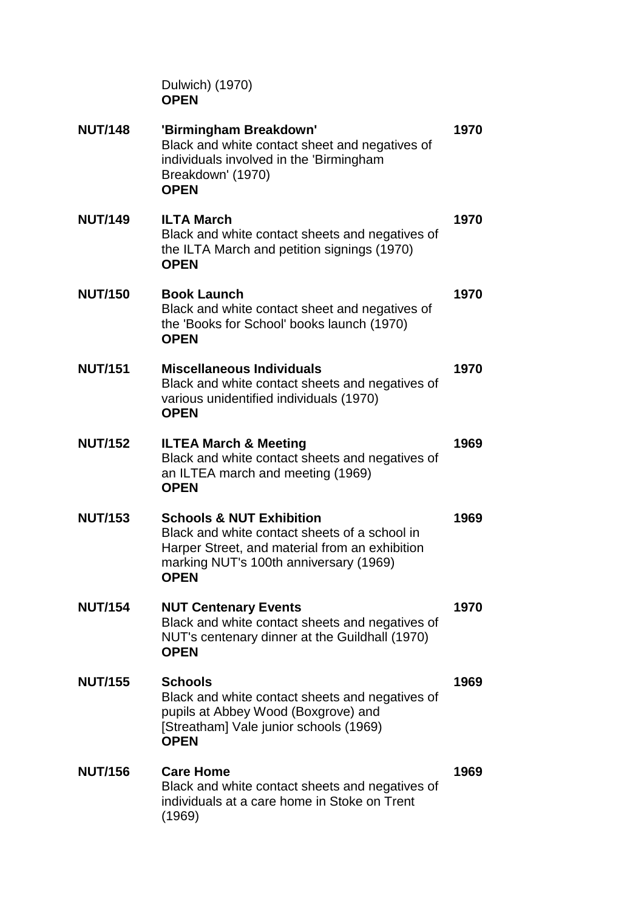Dulwich) (1970)
**OPEN**

| | | |
|---|---|---|
| **NUT/148** | **'Birmingham Breakdown'**<br>Black and white contact sheet and negatives of individuals involved in the 'Birmingham Breakdown' (1970)<br>**OPEN** | **1970** |
| **NUT/149** | **ILTA March**<br>Black and white contact sheets and negatives of the ILTA March and petition signings (1970)<br>**OPEN** | **1970** |
| **NUT/150** | **Book Launch**<br>Black and white contact sheet and negatives of the 'Books for School' books launch (1970)<br>**OPEN** | **1970** |
| **NUT/151** | **Miscellaneous Individuals**<br>Black and white contact sheets and negatives of various unidentified individuals (1970)<br>**OPEN** | **1970** |
| **NUT/152** | **ILTEA March & Meeting**<br>Black and white contact sheets and negatives of an ILTEA march and meeting (1969)<br>**OPEN** | **1969** |
| **NUT/153** | **Schools & NUT Exhibition**<br>Black and white contact sheets of a school in Harper Street, and material from an exhibition marking NUT's 100th anniversary (1969)<br>**OPEN** | **1969** |
| **NUT/154** | **NUT Centenary Events**<br>Black and white contact sheets and negatives of NUT's centenary dinner at the Guildhall (1970)<br>**OPEN** | **1970** |
| **NUT/155** | **Schools**<br>Black and white contact sheets and negatives of pupils at Abbey Wood (Boxgrove) and [Streatham] Vale junior schools (1969)<br>**OPEN** | **1969** |
| **NUT/156** | **Care Home**<br>Black and white contact sheets and negatives of individuals at a care home in Stoke on Trent (1969) | **1969** |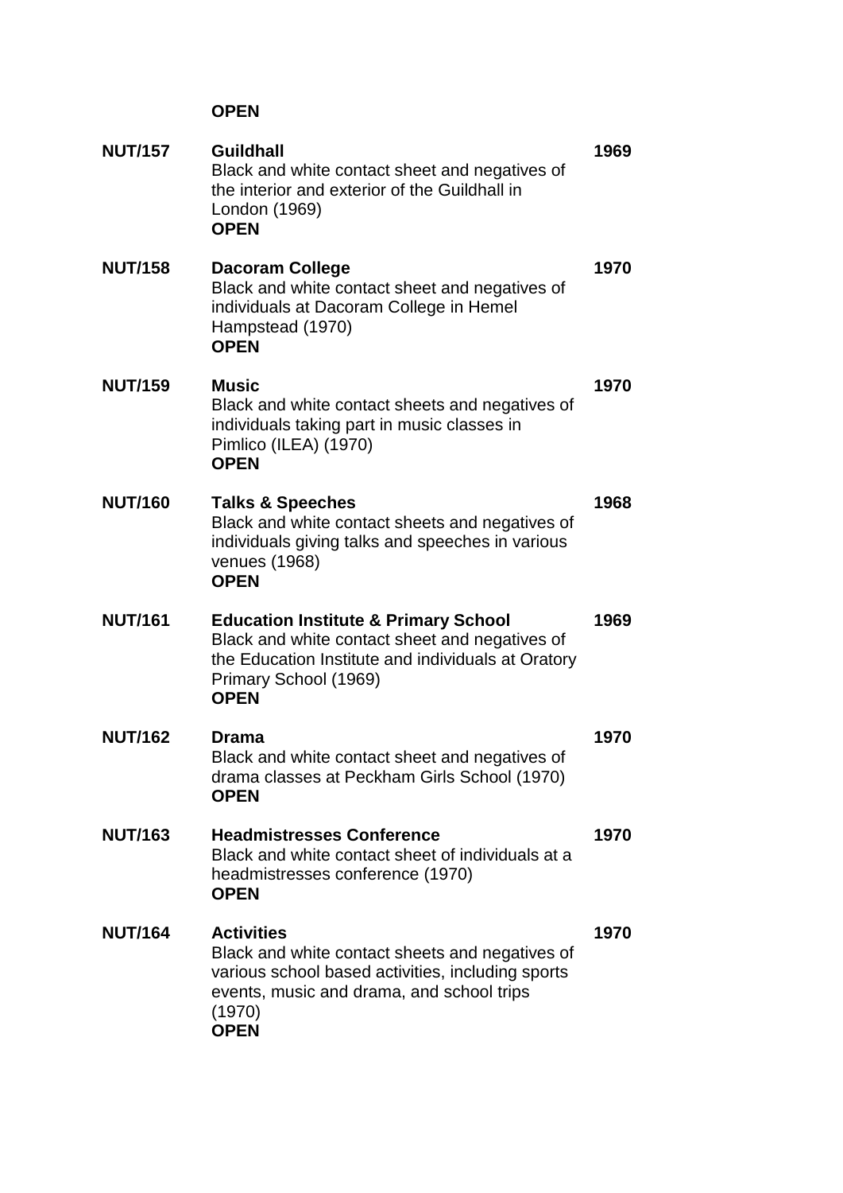**OPEN**

| | | |
|---|---|---|
| **NUT/157** | **Guildhall**<br>Black and white contact sheet and negatives of the interior and exterior of the Guildhall in London (1969)<br>**OPEN** | **1969** |
| **NUT/158** | **Dacoram College**<br>Black and white contact sheet and negatives of individuals at Dacoram College in Hemel Hampstead (1970)<br>**OPEN** | **1970** |
| **NUT/159** | **Music**<br>Black and white contact sheets and negatives of individuals taking part in music classes in Pimlico (ILEA) (1970)<br>**OPEN** | **1970** |
| **NUT/160** | **Talks & Speeches**<br>Black and white contact sheets and negatives of individuals giving talks and speeches in various venues (1968)<br>**OPEN** | **1968** |
| **NUT/161** | **Education Institute & Primary School**<br>Black and white contact sheet and negatives of the Education Institute and individuals at Oratory Primary School (1969)<br>**OPEN** | **1969** |
| **NUT/162** | **Drama**<br>Black and white contact sheet and negatives of drama classes at Peckham Girls School (1970)<br>**OPEN** | **1970** |
| **NUT/163** | **Headmistresses Conference**<br>Black and white contact sheet of individuals at a headmistresses conference (1970)<br>**OPEN** | **1970** |
| **NUT/164** | **Activities**<br>Black and white contact sheets and negatives of various school based activities, including sports events, music and drama, and school trips (1970)<br>**OPEN** | **1970** |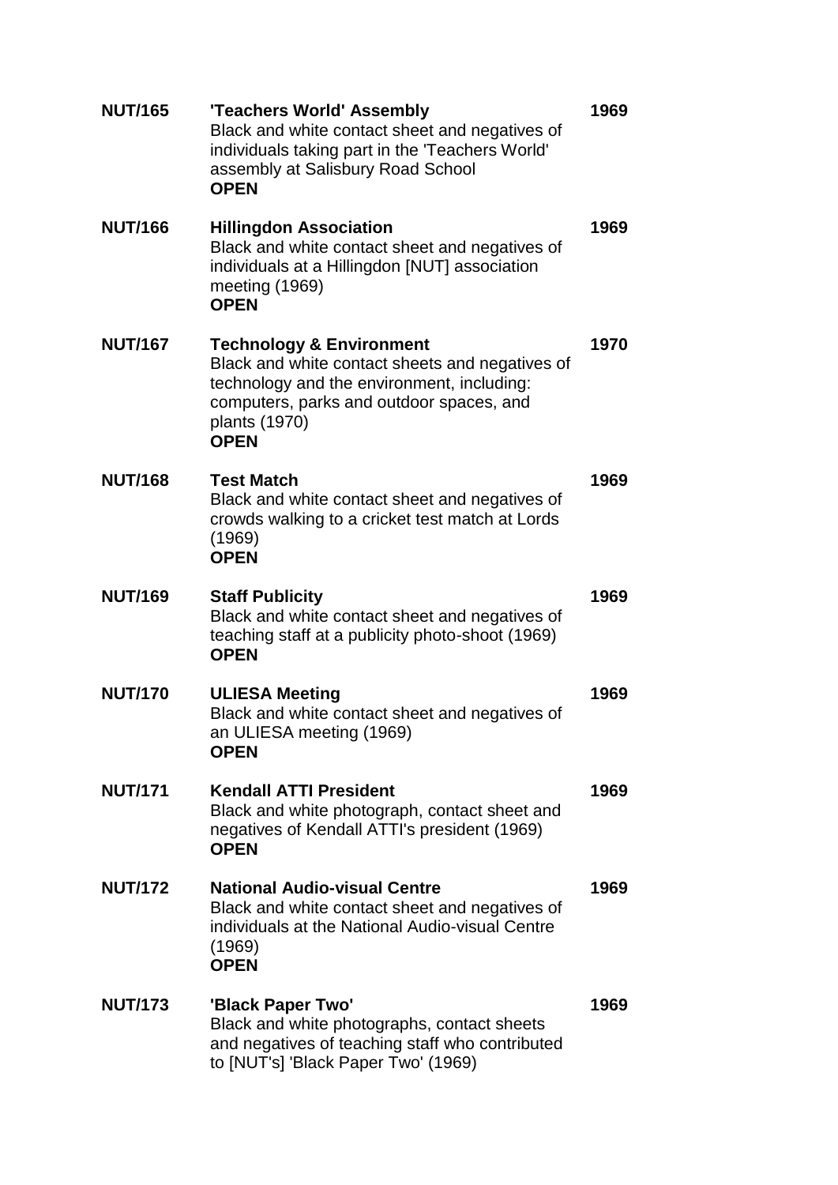| | | |
|---|---|---|
| **NUT/165** | **'Teachers World' Assembly**<br>Black and white contact sheet and negatives of individuals taking part in the 'Teachers World' assembly at Salisbury Road School<br>**OPEN** | **1969** |
| **NUT/166** | **Hillingdon Association**<br>Black and white contact sheet and negatives of individuals at a Hillingdon [NUT] association meeting (1969)<br>**OPEN** | **1969** |
| **NUT/167** | **Technology & Environment**<br>Black and white contact sheets and negatives of technology and the environment, including: computers, parks and outdoor spaces, and plants (1970)<br>**OPEN** | **1970** |
| **NUT/168** | **Test Match**<br>Black and white contact sheet and negatives of crowds walking to a cricket test match at Lords (1969)<br>**OPEN** | **1969** |
| **NUT/169** | **Staff Publicity**<br>Black and white contact sheet and negatives of teaching staff at a publicity photo-shoot (1969)<br>**OPEN** | **1969** |
| **NUT/170** | **ULIESA Meeting**<br>Black and white contact sheet and negatives of an ULIESA meeting (1969)<br>**OPEN** | **1969** |
| **NUT/171** | **Kendall ATTI President**<br>Black and white photograph, contact sheet and negatives of Kendall ATTI's president (1969)<br>**OPEN** | **1969** |
| **NUT/172** | **National Audio-visual Centre**<br>Black and white contact sheet and negatives of individuals at the National Audio-visual Centre (1969)<br>**OPEN** | **1969** |
| **NUT/173** | **'Black Paper Two'**<br>Black and white photographs, contact sheets and negatives of teaching staff who contributed to [NUT's] 'Black Paper Two' (1969) | **1969** |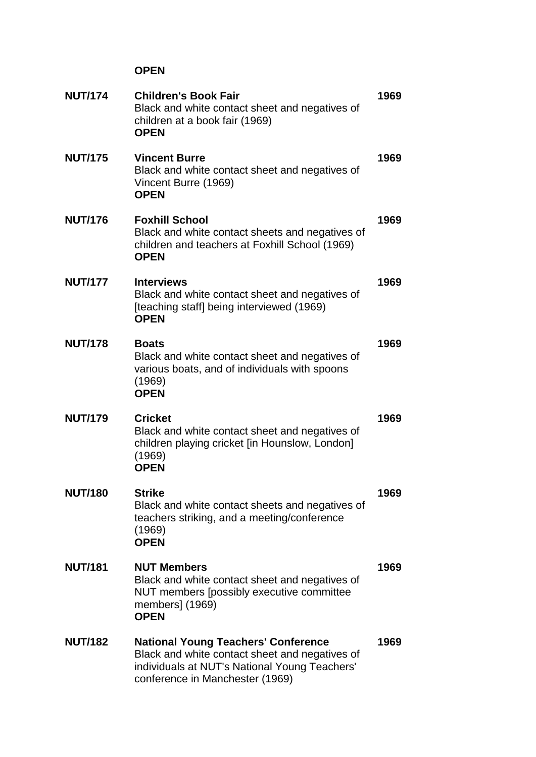**OPEN**

| | | |
|---|---|---|
| **NUT/174** | **Children's Book Fair**<br>Black and white contact sheet and negatives of children at a book fair (1969)<br>**OPEN** | **1969** |
| **NUT/175** | **Vincent Burre**<br>Black and white contact sheet and negatives of Vincent Burre (1969)<br>**OPEN** | **1969** |
| **NUT/176** | **Foxhill School**<br>Black and white contact sheets and negatives of children and teachers at Foxhill School (1969)<br>**OPEN** | **1969** |
| **NUT/177** | **Interviews**<br>Black and white contact sheet and negatives of [teaching staff] being interviewed (1969)<br>**OPEN** | **1969** |
| **NUT/178** | **Boats**<br>Black and white contact sheet and negatives of various boats, and of individuals with spoons (1969)<br>**OPEN** | **1969** |
| **NUT/179** | **Cricket**<br>Black and white contact sheet and negatives of children playing cricket [in Hounslow, London] (1969)<br>**OPEN** | **1969** |
| **NUT/180** | **Strike**<br>Black and white contact sheets and negatives of teachers striking, and a meeting/conference (1969)<br>**OPEN** | **1969** |
| **NUT/181** | **NUT Members**<br>Black and white contact sheet and negatives of NUT members [possibly executive committee members] (1969)<br>**OPEN** | **1969** |
| **NUT/182** | **National Young Teachers' Conference**<br>Black and white contact sheet and negatives of individuals at NUT's National Young Teachers' conference in Manchester (1969) | **1969** |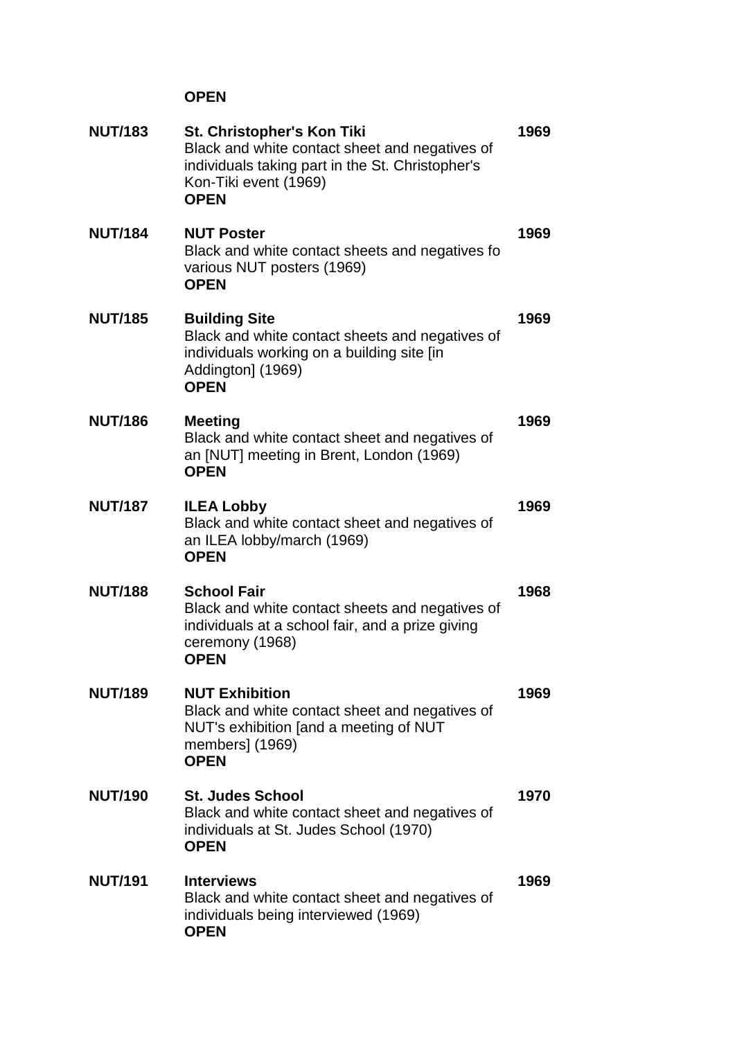**OPEN**

**NUT/183** **St. Christopher's Kon Tiki** **1969**
Black and white contact sheet and negatives of individuals taking part in the St. Christopher's Kon-Tiki event (1969)
**OPEN**

**NUT/184** **NUT Poster** **1969**
Black and white contact sheets and negatives fo various NUT posters (1969)
**OPEN**

**NUT/185** **Building Site** **1969**
Black and white contact sheets and negatives of individuals working on a building site [in Addington] (1969)
**OPEN**

**NUT/186** **Meeting** **1969**
Black and white contact sheet and negatives of an [NUT] meeting in Brent, London (1969)
**OPEN**

**NUT/187** **ILEA Lobby** **1969**
Black and white contact sheet and negatives of an ILEA lobby/march (1969)
**OPEN**

**NUT/188** **School Fair** **1968**
Black and white contact sheets and negatives of individuals at a school fair, and a prize giving ceremony (1968)
**OPEN**

**NUT/189** **NUT Exhibition** **1969**
Black and white contact sheet and negatives of NUT's exhibition [and a meeting of NUT members] (1969)
**OPEN**

**NUT/190** **St. Judes School** **1970**
Black and white contact sheet and negatives of individuals at St. Judes School (1970)
**OPEN**

**NUT/191** **Interviews** **1969**
Black and white contact sheet and negatives of individuals being interviewed (1969)
**OPEN**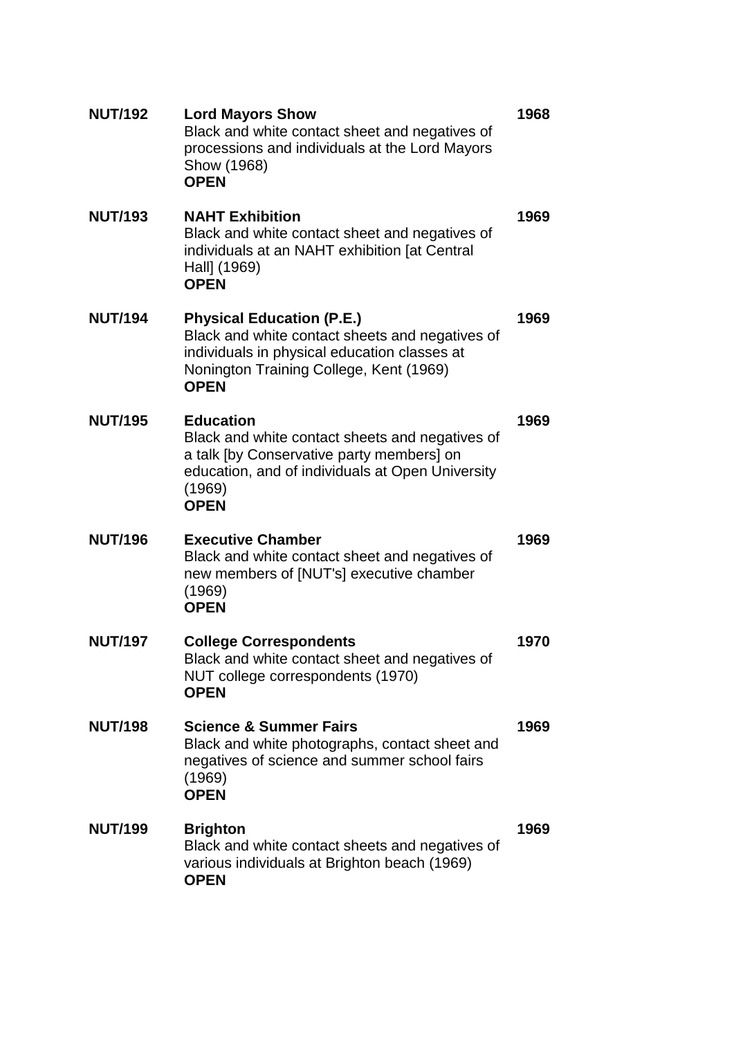| | | |
|---|---|---|
| **NUT/192** | **Lord Mayors Show**<br>Black and white contact sheet and negatives of processions and individuals at the Lord Mayors Show (1968)<br>**OPEN** | **1968** |
| **NUT/193** | **NAHT Exhibition**<br>Black and white contact sheet and negatives of individuals at an NAHT exhibition [at Central Hall] (1969)<br>**OPEN** | **1969** |
| **NUT/194** | **Physical Education (P.E.)**<br>Black and white contact sheets and negatives of individuals in physical education classes at Nonington Training College, Kent (1969)<br>**OPEN** | **1969** |
| **NUT/195** | **Education**<br>Black and white contact sheets and negatives of a talk [by Conservative party members] on education, and of individuals at Open University (1969)<br>**OPEN** | **1969** |
| **NUT/196** | **Executive Chamber**<br>Black and white contact sheet and negatives of new members of [NUT's] executive chamber (1969)<br>**OPEN** | **1969** |
| **NUT/197** | **College Correspondents**<br>Black and white contact sheet and negatives of NUT college correspondents (1970)<br>**OPEN** | **1970** |
| **NUT/198** | **Science & Summer Fairs**<br>Black and white photographs, contact sheet and negatives of science and summer school fairs (1969)<br>**OPEN** | **1969** |
| **NUT/199** | **Brighton**<br>Black and white contact sheets and negatives of various individuals at Brighton beach (1969)<br>**OPEN** | **1969** |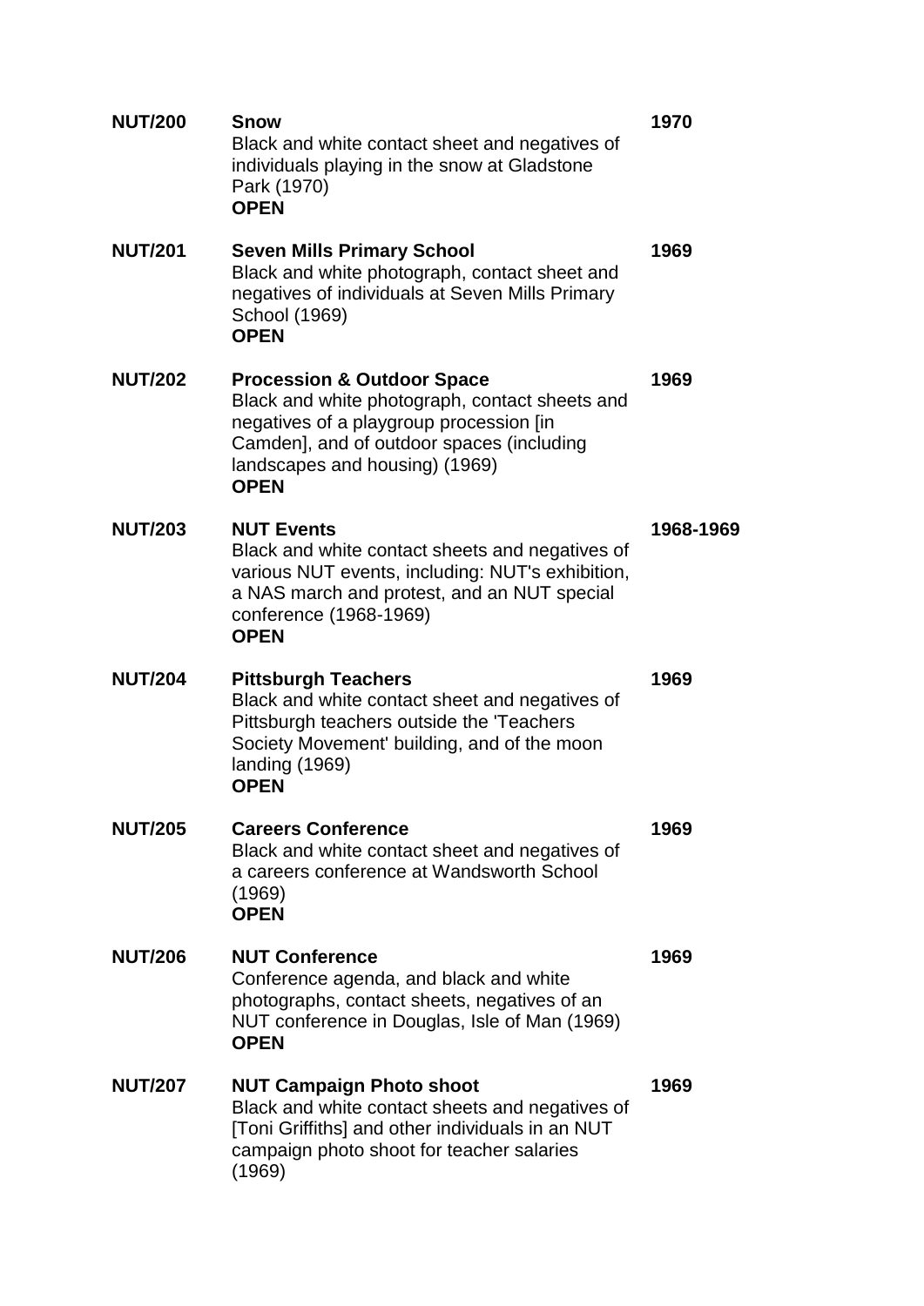| | | |
|---|---|---|
| **NUT/200** | **Snow**<br>Black and white contact sheet and negatives of individuals playing in the snow at Gladstone Park (1970)<br>**OPEN** | **1970** |
| **NUT/201** | **Seven Mills Primary School**<br>Black and white photograph, contact sheet and negatives of individuals at Seven Mills Primary School (1969)<br>**OPEN** | **1969** |
| **NUT/202** | **Procession & Outdoor Space**<br>Black and white photograph, contact sheets and negatives of a playgroup procession [in Camden], and of outdoor spaces (including landscapes and housing) (1969)<br>**OPEN** | **1969** |
| **NUT/203** | **NUT Events**<br>Black and white contact sheets and negatives of various NUT events, including: NUT's exhibition, a NAS march and protest, and an NUT special conference (1968-1969)<br>**OPEN** | **1968-1969** |
| **NUT/204** | **Pittsburgh Teachers**<br>Black and white contact sheet and negatives of Pittsburgh teachers outside the 'Teachers Society Movement' building, and of the moon landing (1969)<br>**OPEN** | **1969** |
| **NUT/205** | **Careers Conference**<br>Black and white contact sheet and negatives of a careers conference at Wandsworth School (1969)<br>**OPEN** | **1969** |
| **NUT/206** | **NUT Conference**<br>Conference agenda, and black and white photographs, contact sheets, negatives of an NUT conference in Douglas, Isle of Man (1969)<br>**OPEN** | **1969** |
| **NUT/207** | **NUT Campaign Photo shoot**<br>Black and white contact sheets and negatives of [Toni Griffiths] and other individuals in an NUT campaign photo shoot for teacher salaries (1969) | **1969** |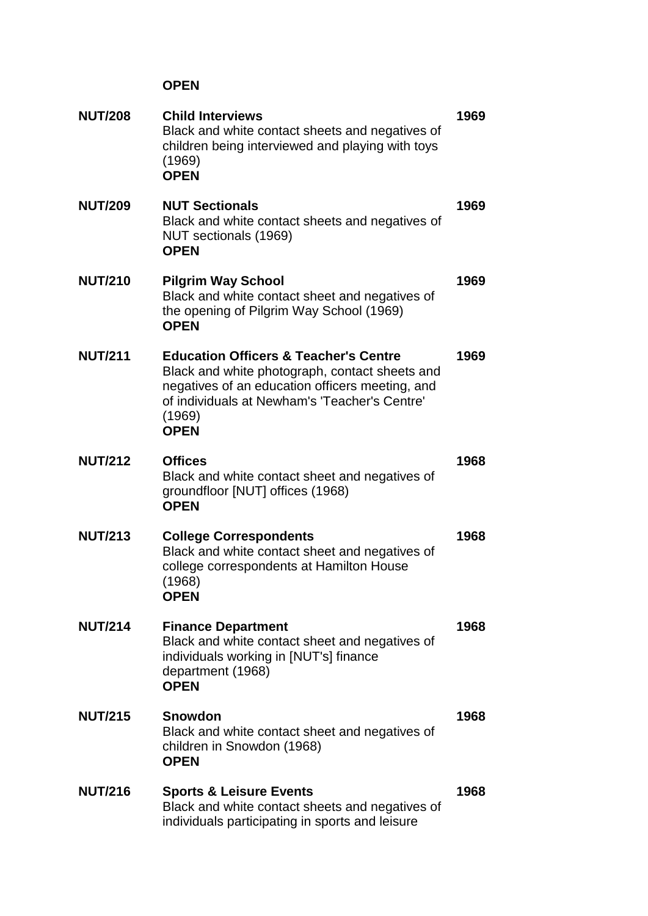**OPEN**

| | | |
|---|---|---|
| **NUT/208** | **Child Interviews**<br>Black and white contact sheets and negatives of children being interviewed and playing with toys (1969)<br>**OPEN** | **1969** |
| **NUT/209** | **NUT Sectionals**<br>Black and white contact sheets and negatives of NUT sectionals (1969)<br>**OPEN** | **1969** |
| **NUT/210** | **Pilgrim Way School**<br>Black and white contact sheet and negatives of the opening of Pilgrim Way School (1969)<br>**OPEN** | **1969** |
| **NUT/211** | **Education Officers & Teacher's Centre**<br>Black and white photograph, contact sheets and negatives of an education officers meeting, and of individuals at Newham's 'Teacher's Centre' (1969)<br>**OPEN** | **1969** |
| **NUT/212** | **Offices**<br>Black and white contact sheet and negatives of groundfloor [NUT] offices (1968)<br>**OPEN** | **1968** |
| **NUT/213** | **College Correspondents**<br>Black and white contact sheet and negatives of college correspondents at Hamilton House (1968)<br>**OPEN** | **1968** |
| **NUT/214** | **Finance Department**<br>Black and white contact sheet and negatives of individuals working in [NUT's] finance department (1968)<br>**OPEN** | **1968** |
| **NUT/215** | **Snowdon**<br>Black and white contact sheet and negatives of children in Snowdon (1968)<br>**OPEN** | **1968** |
| **NUT/216** | **Sports & Leisure Events**<br>Black and white contact sheets and negatives of individuals participating in sports and leisure | **1968** |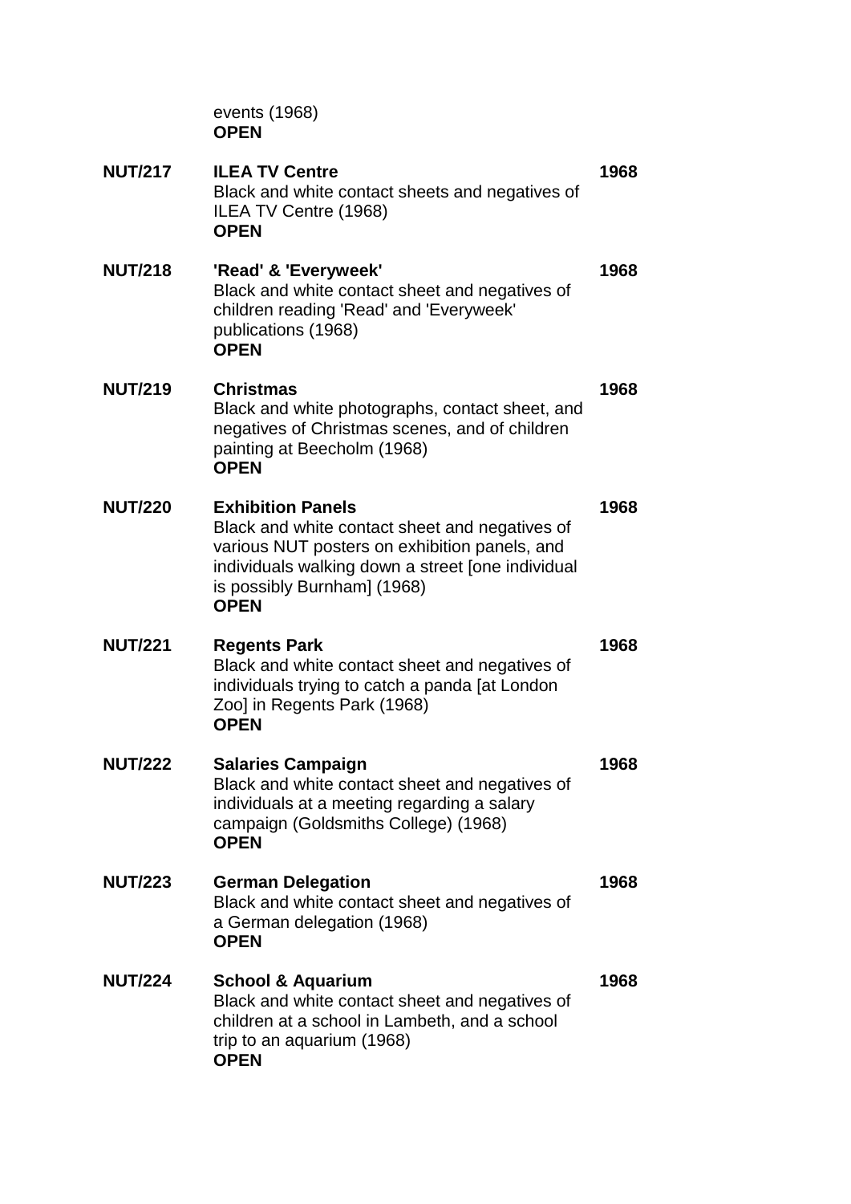events (1968)
**OPEN**

| | | |
|---|---|---|
| **NUT/217** | **ILEA TV Centre**<br>Black and white contact sheets and negatives of ILEA TV Centre (1968)<br>**OPEN** | **1968** |
| **NUT/218** | **'Read' & 'Everyweek'**<br>Black and white contact sheet and negatives of children reading 'Read' and 'Everyweek' publications (1968)<br>**OPEN** | **1968** |
| **NUT/219** | **Christmas**<br>Black and white photographs, contact sheet, and negatives of Christmas scenes, and of children painting at Beecholm (1968)<br>**OPEN** | **1968** |
| **NUT/220** | **Exhibition Panels**<br>Black and white contact sheet and negatives of various NUT posters on exhibition panels, and individuals walking down a street [one individual is possibly Burnham] (1968)<br>**OPEN** | **1968** |
| **NUT/221** | **Regents Park**<br>Black and white contact sheet and negatives of individuals trying to catch a panda [at London Zoo] in Regents Park (1968)<br>**OPEN** | **1968** |
| **NUT/222** | **Salaries Campaign**<br>Black and white contact sheet and negatives of individuals at a meeting regarding a salary campaign (Goldsmiths College) (1968)<br>**OPEN** | **1968** |
| **NUT/223** | **German Delegation**<br>Black and white contact sheet and negatives of a German delegation (1968)<br>**OPEN** | **1968** |
| **NUT/224** | **School & Aquarium**<br>Black and white contact sheet and negatives of children at a school in Lambeth, and a school trip to an aquarium (1968)<br>**OPEN** | **1968** |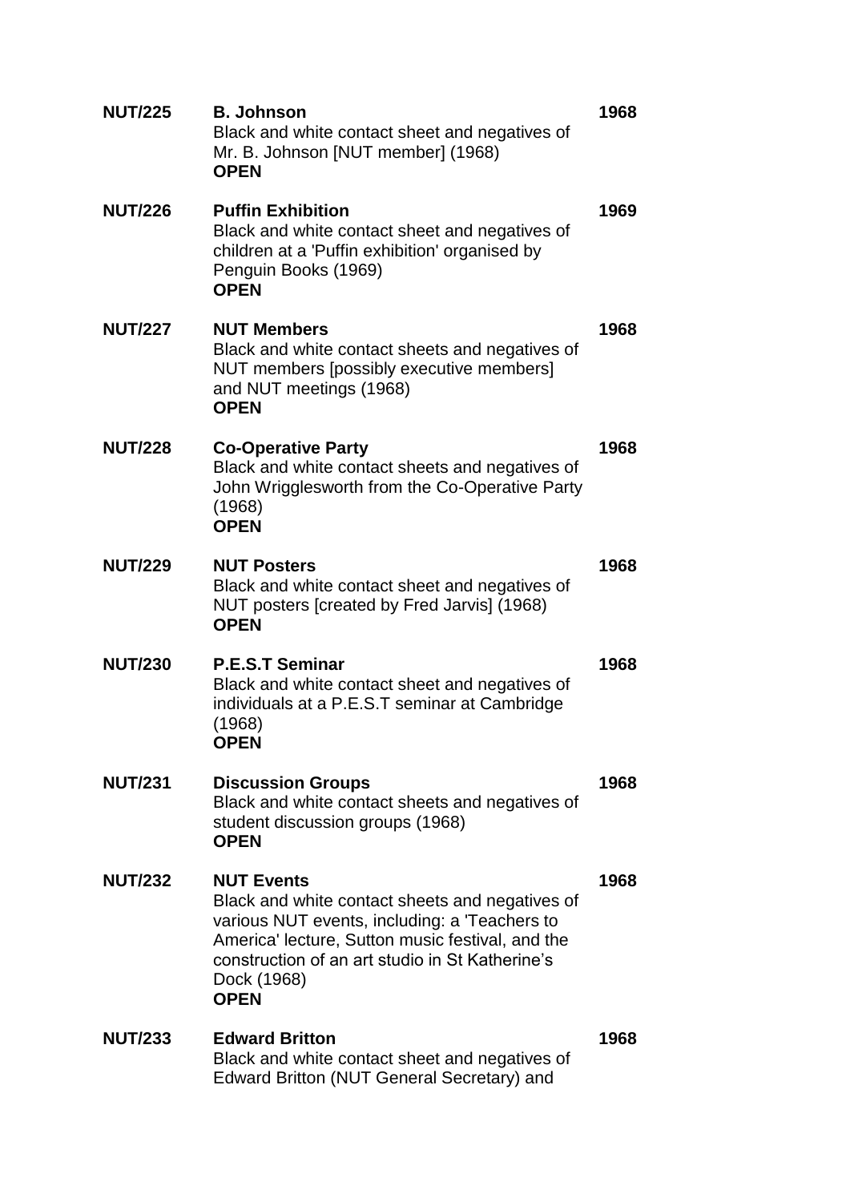| | | |
|---|---|---|
| **NUT/225** | **B. Johnson**<br>Black and white contact sheet and negatives of Mr. B. Johnson [NUT member] (1968)<br>**OPEN** | **1968** |
| **NUT/226** | **Puffin Exhibition**<br>Black and white contact sheet and negatives of children at a 'Puffin exhibition' organised by Penguin Books (1969)<br>**OPEN** | **1969** |
| **NUT/227** | **NUT Members**<br>Black and white contact sheets and negatives of NUT members [possibly executive members] and NUT meetings (1968)<br>**OPEN** | **1968** |
| **NUT/228** | **Co-Operative Party**<br>Black and white contact sheets and negatives of John Wrigglesworth from the Co-Operative Party (1968)<br>**OPEN** | **1968** |
| **NUT/229** | **NUT Posters**<br>Black and white contact sheet and negatives of NUT posters [created by Fred Jarvis] (1968)<br>**OPEN** | **1968** |
| **NUT/230** | **P.E.S.T Seminar**<br>Black and white contact sheet and negatives of individuals at a P.E.S.T seminar at Cambridge (1968)<br>**OPEN** | **1968** |
| **NUT/231** | **Discussion Groups**<br>Black and white contact sheets and negatives of student discussion groups (1968)<br>**OPEN** | **1968** |
| **NUT/232** | **NUT Events**<br>Black and white contact sheets and negatives of various NUT events, including: a 'Teachers to America' lecture, Sutton music festival, and the construction of an art studio in St Katherine's Dock (1968)<br>**OPEN** | **1968** |
| **NUT/233** | **Edward Britton**<br>Black and white contact sheet and negatives of Edward Britton (NUT General Secretary) and | **1968** |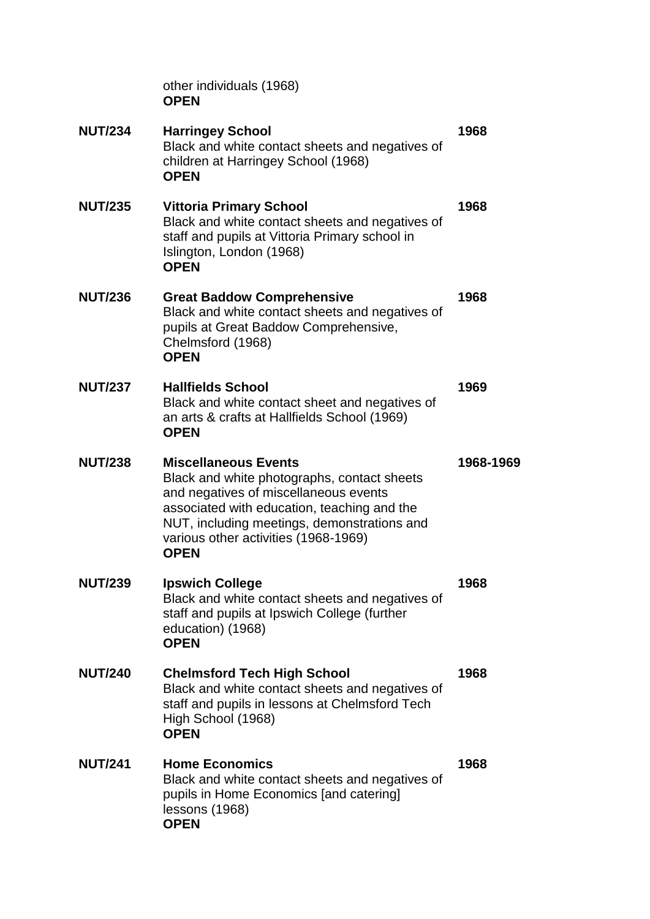other individuals (1968)
**OPEN**

| | | |
|---|---|---|
| **NUT/234** | **Harringey School**<br>Black and white contact sheets and negatives of children at Harringey School (1968)<br>**OPEN** | **1968** |
| **NUT/235** | **Vittoria Primary School**<br>Black and white contact sheets and negatives of staff and pupils at Vittoria Primary school in Islington, London (1968)<br>**OPEN** | **1968** |
| **NUT/236** | **Great Baddow Comprehensive**<br>Black and white contact sheets and negatives of pupils at Great Baddow Comprehensive, Chelmsford (1968)<br>**OPEN** | **1968** |
| **NUT/237** | **Hallfields School**<br>Black and white contact sheet and negatives of an arts & crafts at Hallfields School (1969)<br>**OPEN** | **1969** |
| **NUT/238** | **Miscellaneous Events**<br>Black and white photographs, contact sheets and negatives of miscellaneous events associated with education, teaching and the NUT, including meetings, demonstrations and various other activities (1968-1969)<br>**OPEN** | **1968-1969** |
| **NUT/239** | **Ipswich College**<br>Black and white contact sheets and negatives of staff and pupils at Ipswich College (further education) (1968)<br>**OPEN** | **1968** |
| **NUT/240** | **Chelmsford Tech High School**<br>Black and white contact sheets and negatives of staff and pupils in lessons at Chelmsford Tech High School (1968)<br>**OPEN** | **1968** |
| **NUT/241** | **Home Economics**<br>Black and white contact sheets and negatives of pupils in Home Economics [and catering] lessons (1968)<br>**OPEN** | **1968** |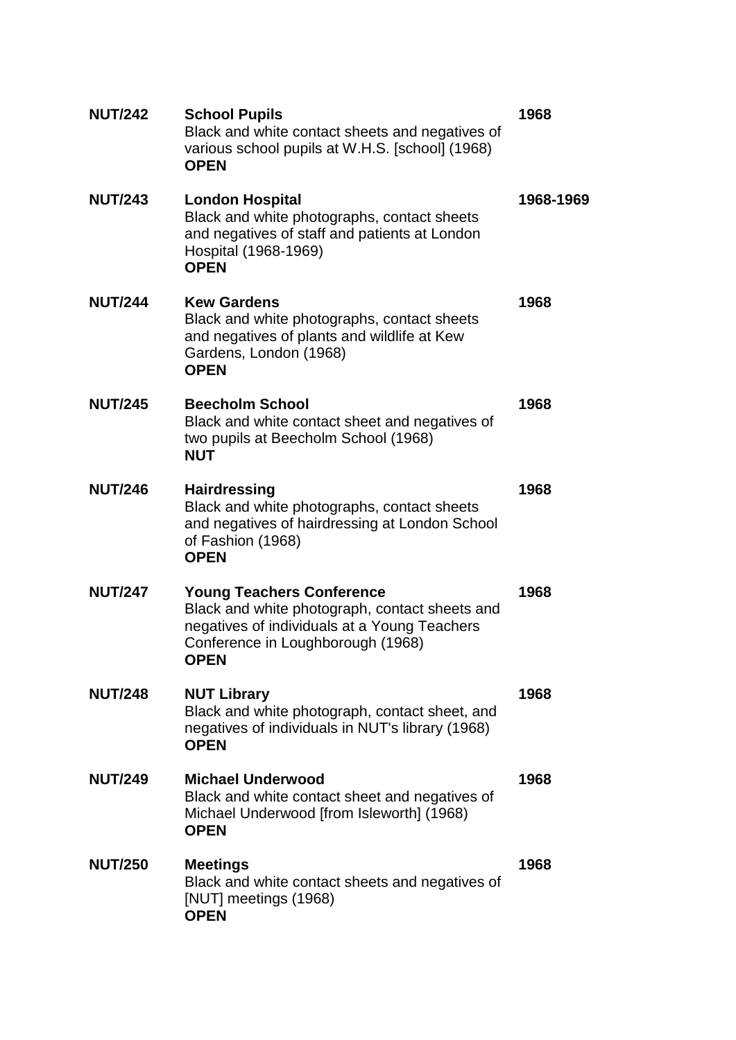| | | |
|---|---|---|
| **NUT/242** | **School Pupils**<br>Black and white contact sheets and negatives of various school pupils at W.H.S. [school] (1968)<br>**OPEN** | **1968** |
| **NUT/243** | **London Hospital**<br>Black and white photographs, contact sheets and negatives of staff and patients at London Hospital (1968-1969)<br>**OPEN** | **1968-1969** |
| **NUT/244** | **Kew Gardens**<br>Black and white photographs, contact sheets and negatives of plants and wildlife at Kew Gardens, London (1968)<br>**OPEN** | **1968** |
| **NUT/245** | **Beecholm School**<br>Black and white contact sheet and negatives of two pupils at Beecholm School (1968)<br>**NUT** | **1968** |
| **NUT/246** | **Hairdressing**<br>Black and white photographs, contact sheets and negatives of hairdressing at London School of Fashion (1968)<br>**OPEN** | **1968** |
| **NUT/247** | **Young Teachers Conference**<br>Black and white photograph, contact sheets and negatives of individuals at a Young Teachers Conference in Loughborough (1968)<br>**OPEN** | **1968** |
| **NUT/248** | **NUT Library**<br>Black and white photograph, contact sheet, and negatives of individuals in NUT's library (1968)<br>**OPEN** | **1968** |
| **NUT/249** | **Michael Underwood**<br>Black and white contact sheet and negatives of Michael Underwood [from Isleworth] (1968)<br>**OPEN** | **1968** |
| **NUT/250** | **Meetings**<br>Black and white contact sheets and negatives of [NUT] meetings (1968)<br>**OPEN** | **1968** |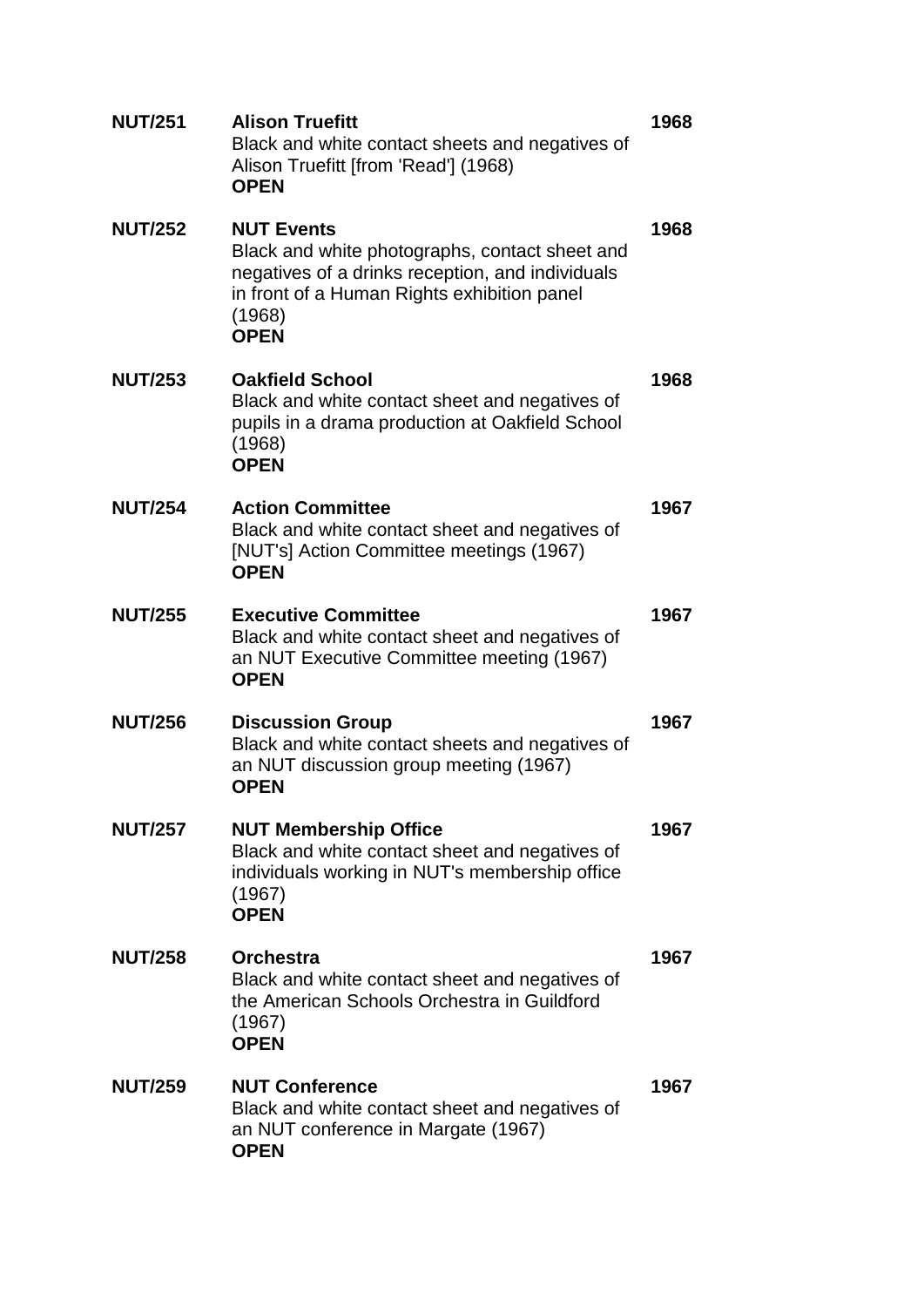| | | |
|---|---|---|
| **NUT/251** | **Alison Truefitt**<br>Black and white contact sheets and negatives of Alison Truefitt [from 'Read'] (1968)<br>**OPEN** | **1968** |
| **NUT/252** | **NUT Events**<br>Black and white photographs, contact sheet and negatives of a drinks reception, and individuals in front of a Human Rights exhibition panel (1968)<br>**OPEN** | **1968** |
| **NUT/253** | **Oakfield School**<br>Black and white contact sheet and negatives of pupils in a drama production at Oakfield School (1968)<br>**OPEN** | **1968** |
| **NUT/254** | **Action Committee**<br>Black and white contact sheet and negatives of [NUT's] Action Committee meetings (1967)<br>**OPEN** | **1967** |
| **NUT/255** | **Executive Committee**<br>Black and white contact sheet and negatives of an NUT Executive Committee meeting (1967)<br>**OPEN** | **1967** |
| **NUT/256** | **Discussion Group**<br>Black and white contact sheets and negatives of an NUT discussion group meeting (1967)<br>**OPEN** | **1967** |
| **NUT/257** | **NUT Membership Office**<br>Black and white contact sheet and negatives of individuals working in NUT's membership office (1967)<br>**OPEN** | **1967** |
| **NUT/258** | **Orchestra**<br>Black and white contact sheet and negatives of the American Schools Orchestra in Guildford (1967)<br>**OPEN** | **1967** |
| **NUT/259** | **NUT Conference**<br>Black and white contact sheet and negatives of an NUT conference in Margate (1967)<br>**OPEN** | **1967** |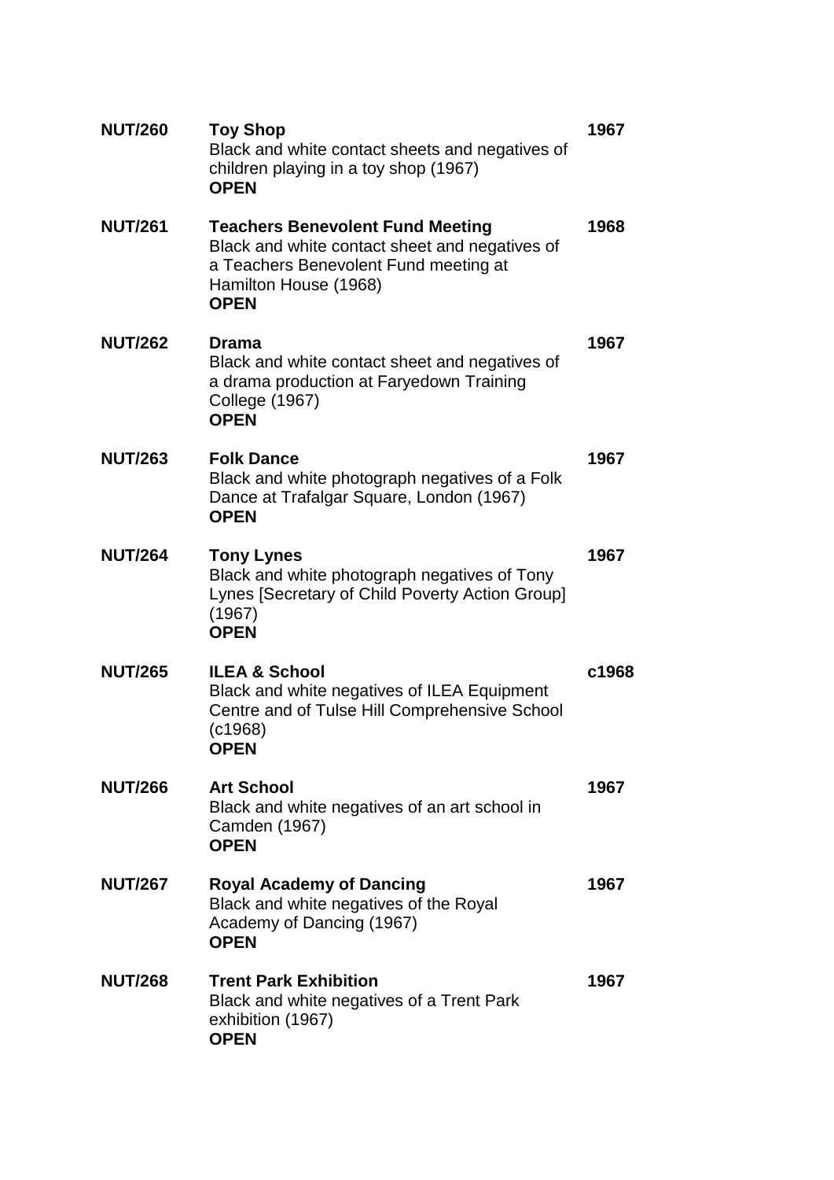| | | |
|---|---|---|
| **NUT/260** | **Toy Shop**<br>Black and white contact sheets and negatives of children playing in a toy shop (1967)<br>**OPEN** | **1967** |
| **NUT/261** | **Teachers Benevolent Fund Meeting**<br>Black and white contact sheet and negatives of a Teachers Benevolent Fund meeting at Hamilton House (1968)<br>**OPEN** | **1968** |
| **NUT/262** | **Drama**<br>Black and white contact sheet and negatives of a drama production at Faryedown Training College (1967)<br>**OPEN** | **1967** |
| **NUT/263** | **Folk Dance**<br>Black and white photograph negatives of a Folk Dance at Trafalgar Square, London (1967)<br>**OPEN** | **1967** |
| **NUT/264** | **Tony Lynes**<br>Black and white photograph negatives of Tony Lynes [Secretary of Child Poverty Action Group] (1967)<br>**OPEN** | **1967** |
| **NUT/265** | **ILEA & School**<br>Black and white negatives of ILEA Equipment Centre and of Tulse Hill Comprehensive School (c1968)<br>**OPEN** | **c1968** |
| **NUT/266** | **Art School**<br>Black and white negatives of an art school in Camden (1967)<br>**OPEN** | **1967** |
| **NUT/267** | **Royal Academy of Dancing**<br>Black and white negatives of the Royal Academy of Dancing (1967)<br>**OPEN** | **1967** |
| **NUT/268** | **Trent Park Exhibition**<br>Black and white negatives of a Trent Park exhibition (1967)<br>**OPEN** | **1967** |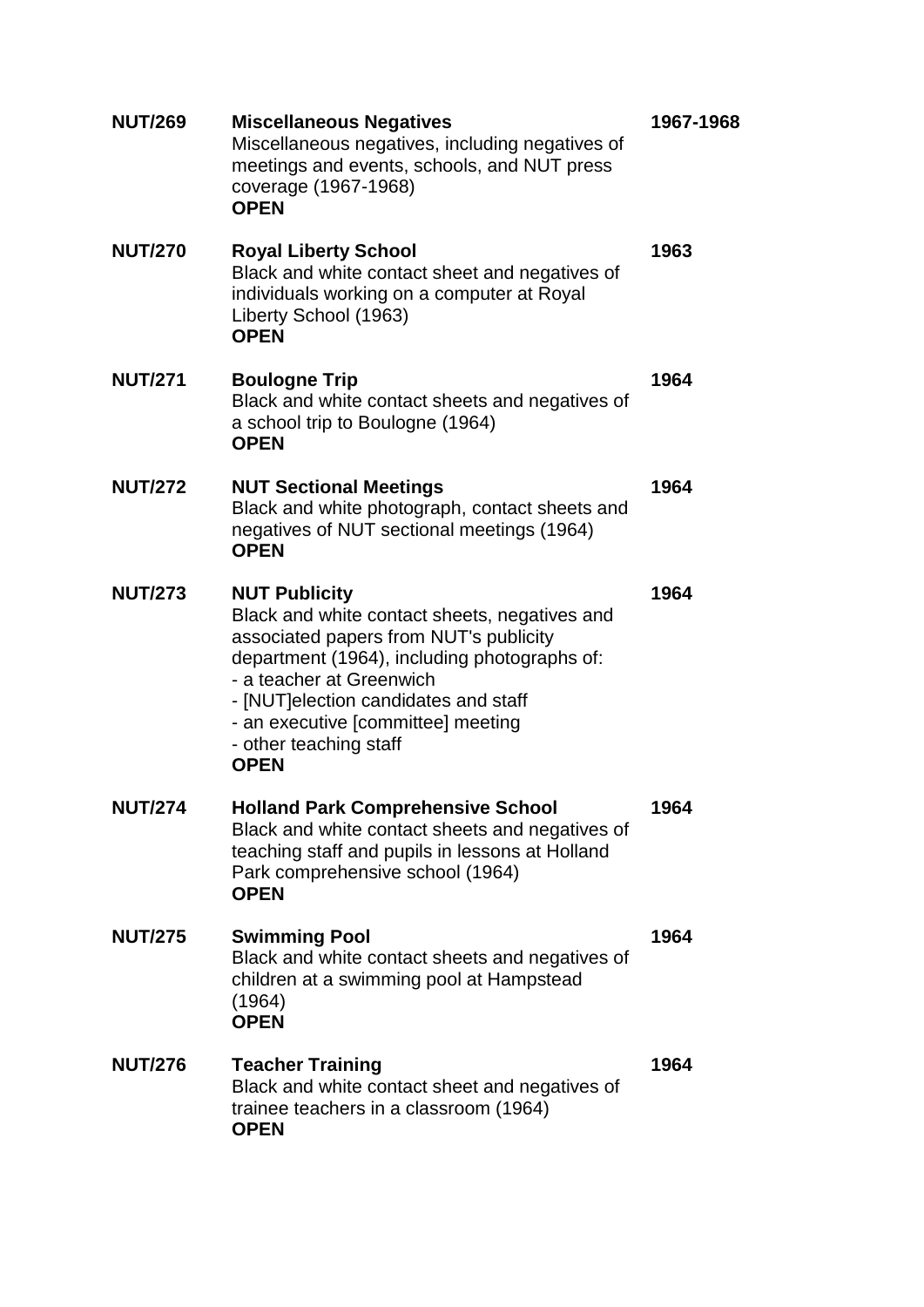| | | |
|---|---|---|
| **NUT/269** | **Miscellaneous Negatives**<br>Miscellaneous negatives, including negatives of meetings and events, schools, and NUT press coverage (1967-1968)<br>**OPEN** | **1967-1968** |
| **NUT/270** | **Royal Liberty School**<br>Black and white contact sheet and negatives of individuals working on a computer at Royal Liberty School (1963)<br>**OPEN** | **1963** |
| **NUT/271** | **Boulogne Trip**<br>Black and white contact sheets and negatives of a school trip to Boulogne (1964)<br>**OPEN** | **1964** |
| **NUT/272** | **NUT Sectional Meetings**<br>Black and white photograph, contact sheets and negatives of NUT sectional meetings (1964)<br>**OPEN** | **1964** |
| **NUT/273** | **NUT Publicity**<br>Black and white contact sheets, negatives and associated papers from NUT's publicity department (1964), including photographs of:<br>- a teacher at Greenwich<br>- [NUT]election candidates and staff<br>- an executive [committee] meeting<br>- other teaching staff<br>**OPEN** | **1964** |
| **NUT/274** | **Holland Park Comprehensive School**<br>Black and white contact sheets and negatives of teaching staff and pupils in lessons at Holland Park comprehensive school (1964)<br>**OPEN** | **1964** |
| **NUT/275** | **Swimming Pool**<br>Black and white contact sheets and negatives of children at a swimming pool at Hampstead (1964)<br>**OPEN** | **1964** |
| **NUT/276** | **Teacher Training**<br>Black and white contact sheet and negatives of trainee teachers in a classroom (1964)<br>**OPEN** | **1964** |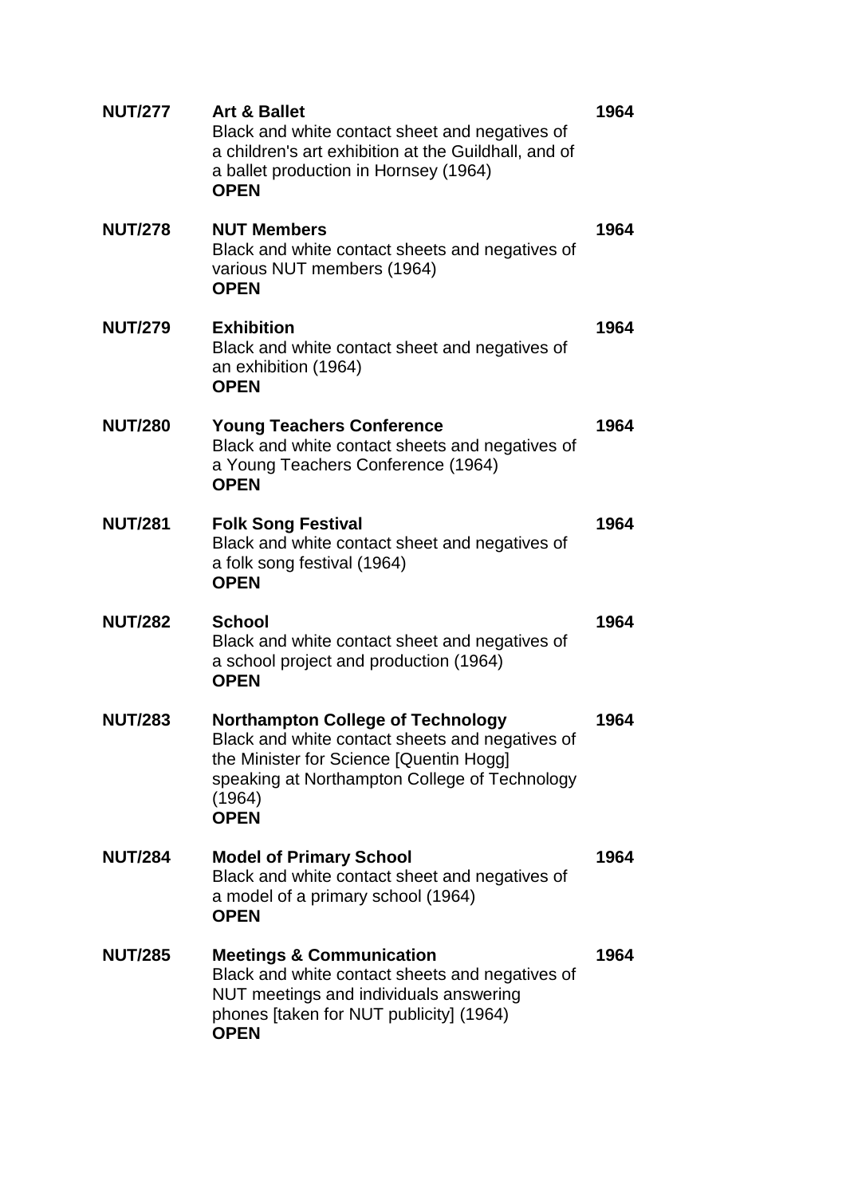**NUT/277** **Art & Ballet** **1964**
Black and white contact sheet and negatives of a children's art exhibition at the Guildhall, and of a ballet production in Hornsey (1964)
**OPEN**

**NUT/278** **NUT Members** **1964**
Black and white contact sheets and negatives of various NUT members (1964)
**OPEN**

**NUT/279** **Exhibition** **1964**
Black and white contact sheet and negatives of an exhibition (1964)
**OPEN**

**NUT/280** **Young Teachers Conference** **1964**
Black and white contact sheets and negatives of a Young Teachers Conference (1964)
**OPEN**

**NUT/281** **Folk Song Festival** **1964**
Black and white contact sheet and negatives of a folk song festival (1964)
**OPEN**

**NUT/282** **School** **1964**
Black and white contact sheet and negatives of a school project and production (1964)
**OPEN**

**NUT/283** **Northampton College of Technology** **1964**
Black and white contact sheets and negatives of the Minister for Science [Quentin Hogg] speaking at Northampton College of Technology (1964)
**OPEN**

**NUT/284** **Model of Primary School** **1964**
Black and white contact sheet and negatives of a model of a primary school (1964)
**OPEN**

**NUT/285** **Meetings & Communication** **1964**
Black and white contact sheets and negatives of NUT meetings and individuals answering phones [taken for NUT publicity] (1964)
**OPEN**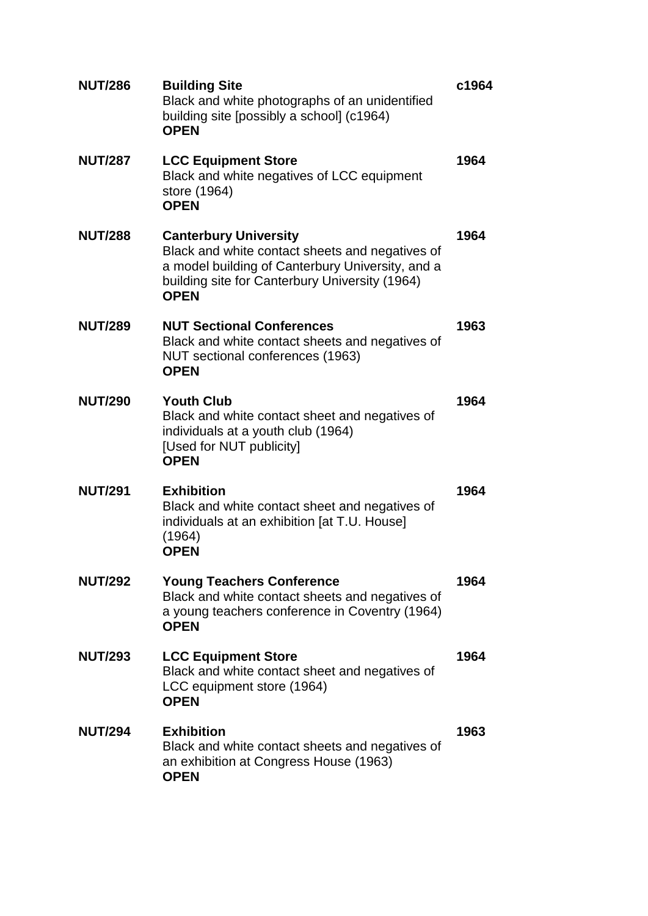| | | |
|---|---|---|
| **NUT/286** | **Building Site**<br>Black and white photographs of an unidentified building site [possibly a school] (c1964)<br>**OPEN** | **c1964** |
| **NUT/287** | **LCC Equipment Store**<br>Black and white negatives of LCC equipment store (1964)<br>**OPEN** | **1964** |
| **NUT/288** | **Canterbury University**<br>Black and white contact sheets and negatives of a model building of Canterbury University, and a building site for Canterbury University (1964)<br>**OPEN** | **1964** |
| **NUT/289** | **NUT Sectional Conferences**<br>Black and white contact sheets and negatives of NUT sectional conferences (1963)<br>**OPEN** | **1963** |
| **NUT/290** | **Youth Club**<br>Black and white contact sheet and negatives of individuals at a youth club (1964)<br>[Used for NUT publicity]<br>**OPEN** | **1964** |
| **NUT/291** | **Exhibition**<br>Black and white contact sheet and negatives of individuals at an exhibition [at T.U. House] (1964)<br>**OPEN** | **1964** |
| **NUT/292** | **Young Teachers Conference**<br>Black and white contact sheets and negatives of a young teachers conference in Coventry (1964)<br>**OPEN** | **1964** |
| **NUT/293** | **LCC Equipment Store**<br>Black and white contact sheet and negatives of LCC equipment store (1964)<br>**OPEN** | **1964** |
| **NUT/294** | **Exhibition**<br>Black and white contact sheets and negatives of an exhibition at Congress House (1963)<br>**OPEN** | **1963** |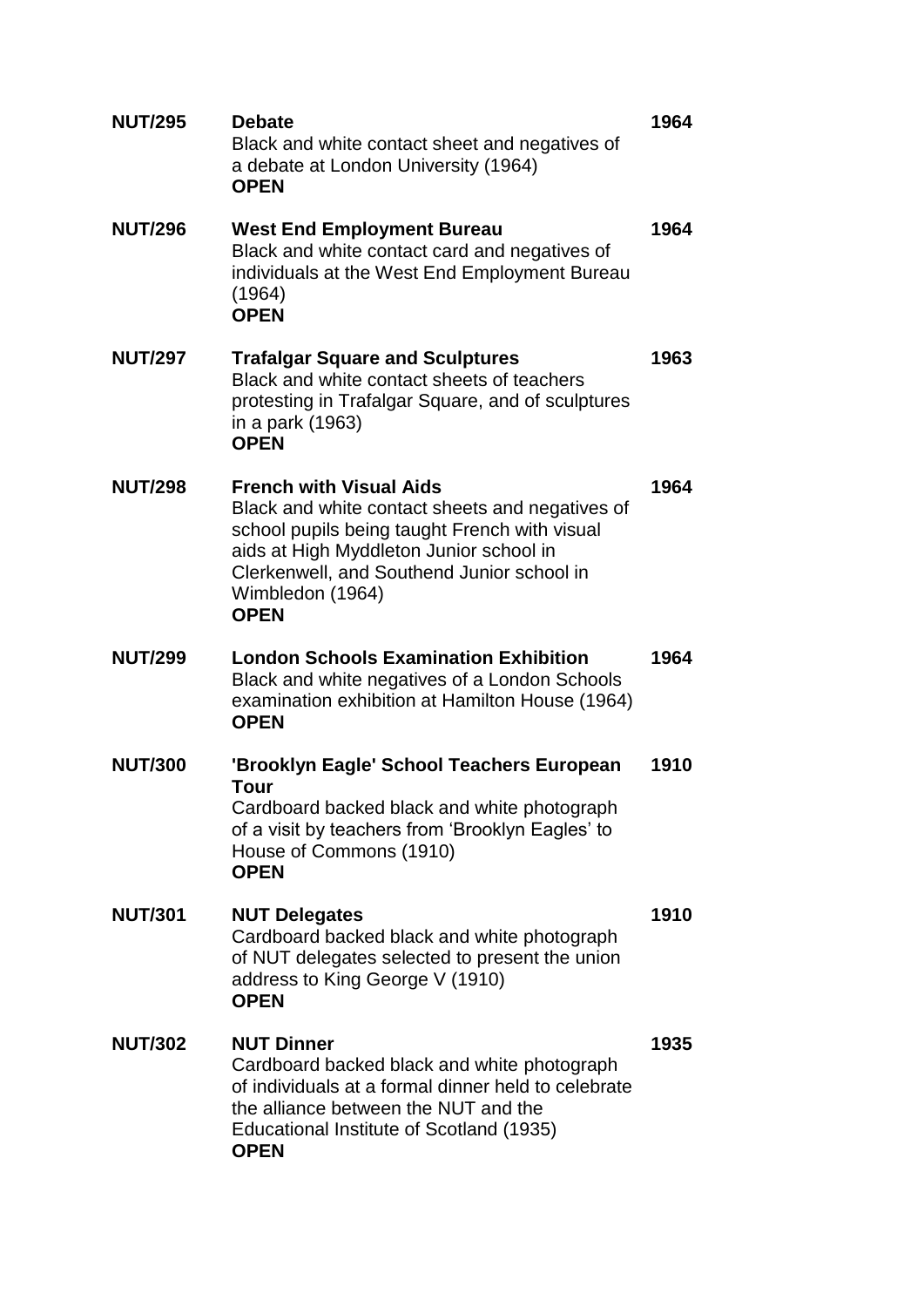| | | |
|---|---|---|
| **NUT/295** | **Debate**<br>Black and white contact sheet and negatives of a debate at London University (1964)<br>**OPEN** | **1964** |
| **NUT/296** | **West End Employment Bureau**<br>Black and white contact card and negatives of individuals at the West End Employment Bureau (1964)<br>**OPEN** | **1964** |
| **NUT/297** | **Trafalgar Square and Sculptures**<br>Black and white contact sheets of teachers protesting in Trafalgar Square, and of sculptures in a park (1963)<br>**OPEN** | **1963** |
| **NUT/298** | **French with Visual Aids**<br>Black and white contact sheets and negatives of school pupils being taught French with visual aids at High Myddleton Junior school in Clerkenwell, and Southend Junior school in Wimbledon (1964)<br>**OPEN** | **1964** |
| **NUT/299** | **London Schools Examination Exhibition**<br>Black and white negatives of a London Schools examination exhibition at Hamilton House (1964)<br>**OPEN** | **1964** |
| **NUT/300** | **'Brooklyn Eagle' School Teachers European Tour**<br>Cardboard backed black and white photograph of a visit by teachers from 'Brooklyn Eagles' to House of Commons (1910)<br>**OPEN** | **1910** |
| **NUT/301** | **NUT Delegates**<br>Cardboard backed black and white photograph of NUT delegates selected to present the union address to King George V (1910)<br>**OPEN** | **1910** |
| **NUT/302** | **NUT Dinner**<br>Cardboard backed black and white photograph of individuals at a formal dinner held to celebrate the alliance between the NUT and the Educational Institute of Scotland (1935)<br>**OPEN** | **1935** |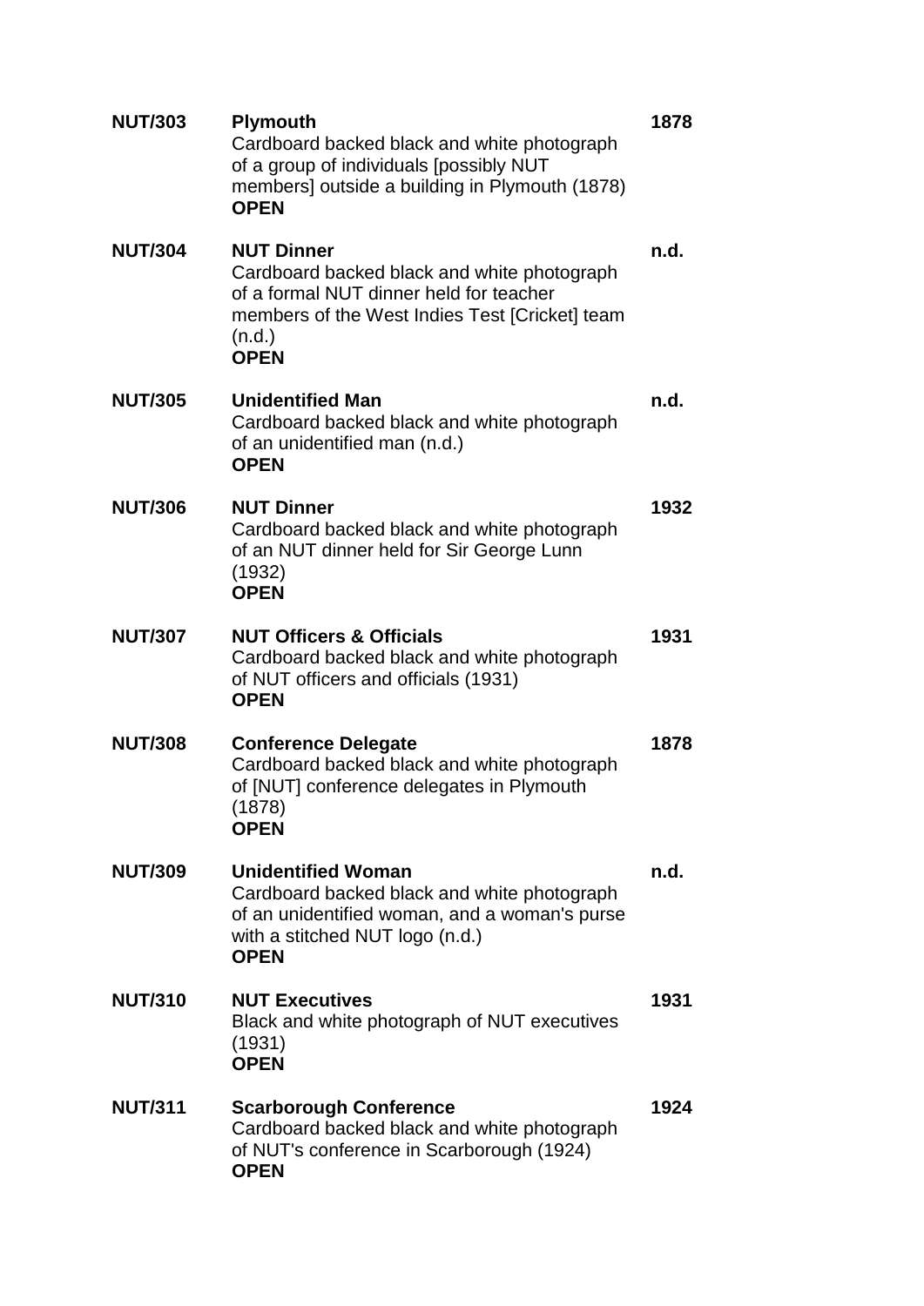| | | |
|---|---|---|
| **NUT/303** | **Plymouth**<br>Cardboard backed black and white photograph of a group of individuals [possibly NUT members] outside a building in Plymouth (1878)<br>**OPEN** | **1878** |
| **NUT/304** | **NUT Dinner**<br>Cardboard backed black and white photograph of a formal NUT dinner held for teacher members of the West Indies Test [Cricket] team (n.d.)<br>**OPEN** | **n.d.** |
| **NUT/305** | **Unidentified Man**<br>Cardboard backed black and white photograph of an unidentified man (n.d.)<br>**OPEN** | **n.d.** |
| **NUT/306** | **NUT Dinner**<br>Cardboard backed black and white photograph of an NUT dinner held for Sir George Lunn (1932)<br>**OPEN** | **1932** |
| **NUT/307** | **NUT Officers & Officials**<br>Cardboard backed black and white photograph of NUT officers and officials (1931)<br>**OPEN** | **1931** |
| **NUT/308** | **Conference Delegate**<br>Cardboard backed black and white photograph of [NUT] conference delegates in Plymouth (1878)<br>**OPEN** | **1878** |
| **NUT/309** | **Unidentified Woman**<br>Cardboard backed black and white photograph of an unidentified woman, and a woman's purse with a stitched NUT logo (n.d.)<br>**OPEN** | **n.d.** |
| **NUT/310** | **NUT Executives**<br>Black and white photograph of NUT executives (1931)<br>**OPEN** | **1931** |
| **NUT/311** | **Scarborough Conference**<br>Cardboard backed black and white photograph of NUT's conference in Scarborough (1924)<br>**OPEN** | **1924** |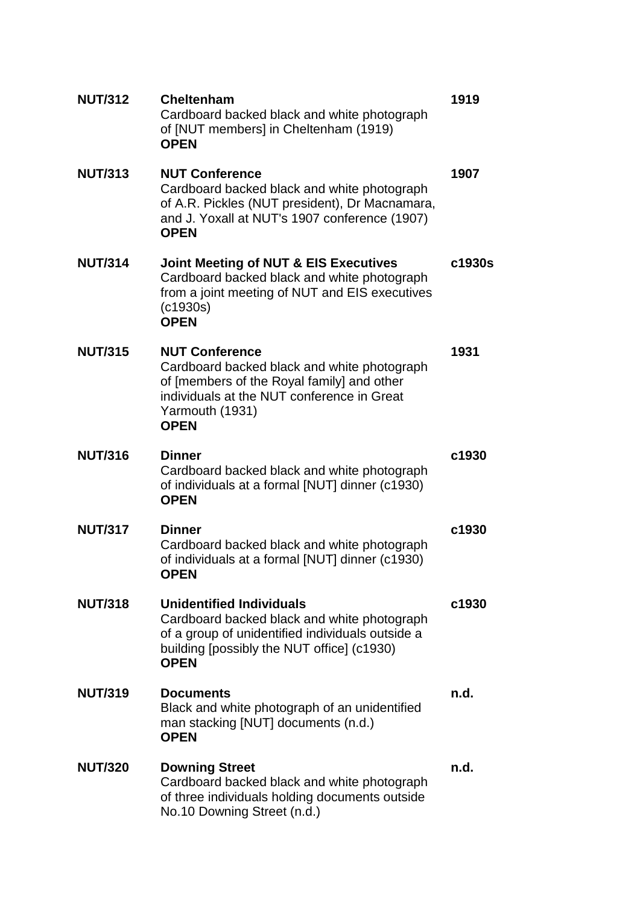| | | |
|---|---|---|
| **NUT/312** | **Cheltenham**<br>Cardboard backed black and white photograph of [NUT members] in Cheltenham (1919)<br>**OPEN** | **1919** |
| **NUT/313** | **NUT Conference**<br>Cardboard backed black and white photograph of A.R. Pickles (NUT president), Dr Macnamara, and J. Yoxall at NUT's 1907 conference (1907)<br>**OPEN** | **1907** |
| **NUT/314** | **Joint Meeting of NUT & EIS Executives**<br>Cardboard backed black and white photograph from a joint meeting of NUT and EIS executives (c1930s)<br>**OPEN** | **c1930s** |
| **NUT/315** | **NUT Conference**<br>Cardboard backed black and white photograph of [members of the Royal family] and other individuals at the NUT conference in Great Yarmouth (1931)<br>**OPEN** | **1931** |
| **NUT/316** | **Dinner**<br>Cardboard backed black and white photograph of individuals at a formal [NUT] dinner (c1930)<br>**OPEN** | **c1930** |
| **NUT/317** | **Dinner**<br>Cardboard backed black and white photograph of individuals at a formal [NUT] dinner (c1930)<br>**OPEN** | **c1930** |
| **NUT/318** | **Unidentified Individuals**<br>Cardboard backed black and white photograph of a group of unidentified individuals outside a building [possibly the NUT office] (c1930)<br>**OPEN** | **c1930** |
| **NUT/319** | **Documents**<br>Black and white photograph of an unidentified man stacking [NUT] documents (n.d.)<br>**OPEN** | **n.d.** |
| **NUT/320** | **Downing Street**<br>Cardboard backed black and white photograph of three individuals holding documents outside No.10 Downing Street (n.d.) | **n.d.** |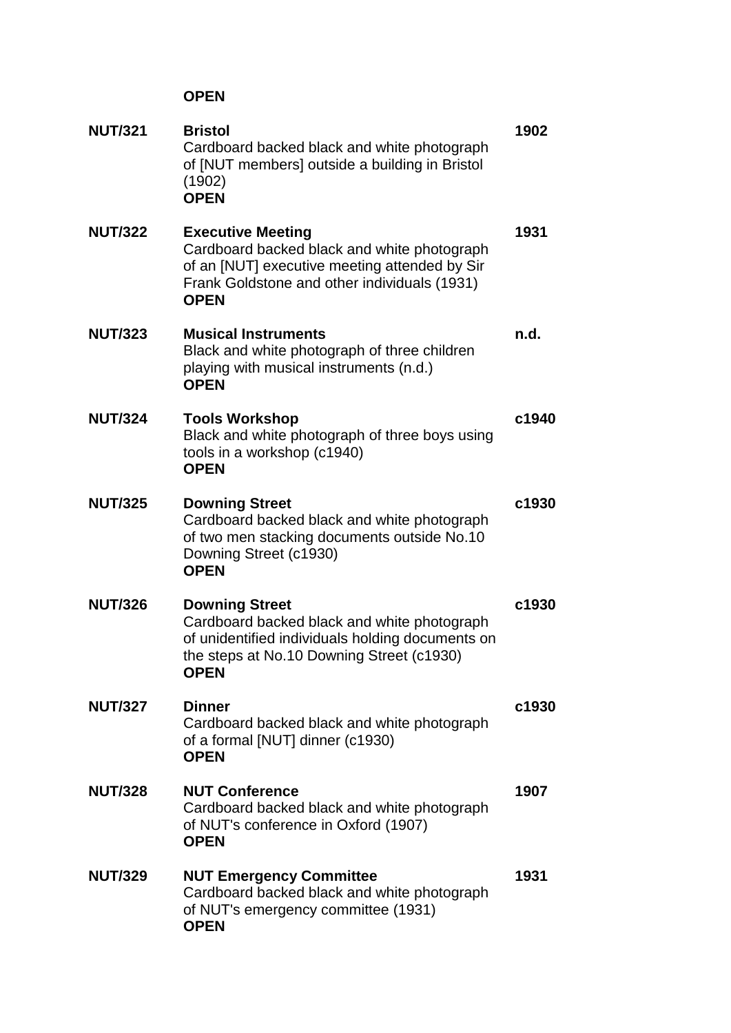**OPEN**

| | | |
|---|---|---|
| **NUT/321** | **Bristol**<br>Cardboard backed black and white photograph of [NUT members] outside a building in Bristol (1902)<br>**OPEN** | **1902** |
| **NUT/322** | **Executive Meeting**<br>Cardboard backed black and white photograph of an [NUT] executive meeting attended by Sir Frank Goldstone and other individuals (1931)<br>**OPEN** | **1931** |
| **NUT/323** | **Musical Instruments**<br>Black and white photograph of three children playing with musical instruments (n.d.)<br>**OPEN** | **n.d.** |
| **NUT/324** | **Tools Workshop**<br>Black and white photograph of three boys using tools in a workshop (c1940)<br>**OPEN** | **c1940** |
| **NUT/325** | **Downing Street**<br>Cardboard backed black and white photograph of two men stacking documents outside No.10 Downing Street (c1930)<br>**OPEN** | **c1930** |
| **NUT/326** | **Downing Street**<br>Cardboard backed black and white photograph of unidentified individuals holding documents on the steps at No.10 Downing Street (c1930)<br>**OPEN** | **c1930** |
| **NUT/327** | **Dinner**<br>Cardboard backed black and white photograph of a formal [NUT] dinner (c1930)<br>**OPEN** | **c1930** |
| **NUT/328** | **NUT Conference**<br>Cardboard backed black and white photograph of NUT's conference in Oxford (1907)<br>**OPEN** | **1907** |
| **NUT/329** | **NUT Emergency Committee**<br>Cardboard backed black and white photograph of NUT's emergency committee (1931)<br>**OPEN** | **1931** |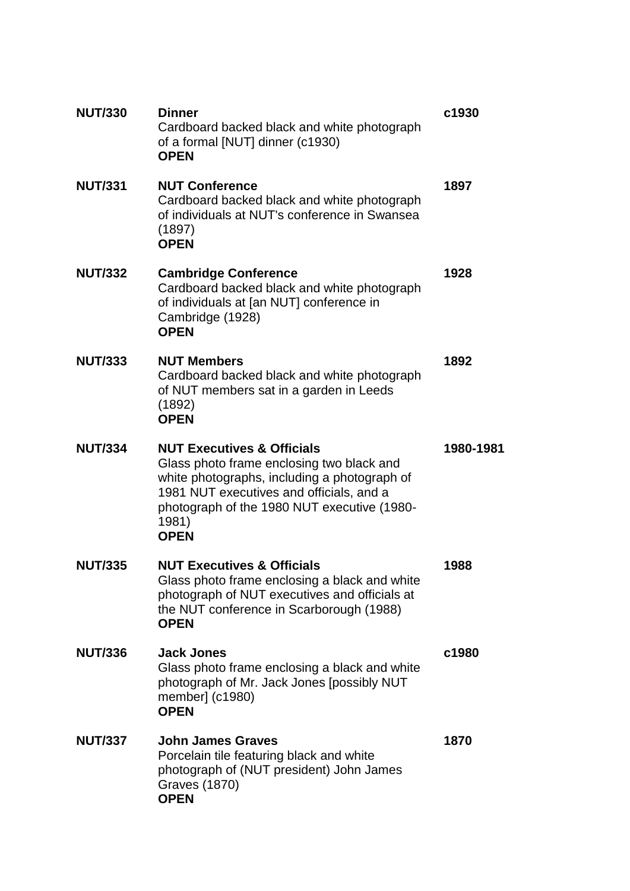| | | |
|---|---|---|
| **NUT/330** | **Dinner**<br>Cardboard backed black and white photograph of a formal [NUT] dinner (c1930)<br>**OPEN** | **c1930** |
| **NUT/331** | **NUT Conference**<br>Cardboard backed black and white photograph of individuals at NUT's conference in Swansea (1897)<br>**OPEN** | **1897** |
| **NUT/332** | **Cambridge Conference**<br>Cardboard backed black and white photograph of individuals at [an NUT] conference in Cambridge (1928)<br>**OPEN** | **1928** |
| **NUT/333** | **NUT Members**<br>Cardboard backed black and white photograph of NUT members sat in a garden in Leeds (1892)<br>**OPEN** | **1892** |
| **NUT/334** | **NUT Executives & Officials**<br>Glass photo frame enclosing two black and white photographs, including a photograph of 1981 NUT executives and officials, and a photograph of the 1980 NUT executive (1980-1981)<br>**OPEN** | **1980-1981** |
| **NUT/335** | **NUT Executives & Officials**<br>Glass photo frame enclosing a black and white photograph of NUT executives and officials at the NUT conference in Scarborough (1988)<br>**OPEN** | **1988** |
| **NUT/336** | **Jack Jones**<br>Glass photo frame enclosing a black and white photograph of Mr. Jack Jones [possibly NUT member] (c1980)<br>**OPEN** | **c1980** |
| **NUT/337** | **John James Graves**<br>Porcelain tile featuring black and white photograph of (NUT president) John James Graves (1870)<br>**OPEN** | **1870** |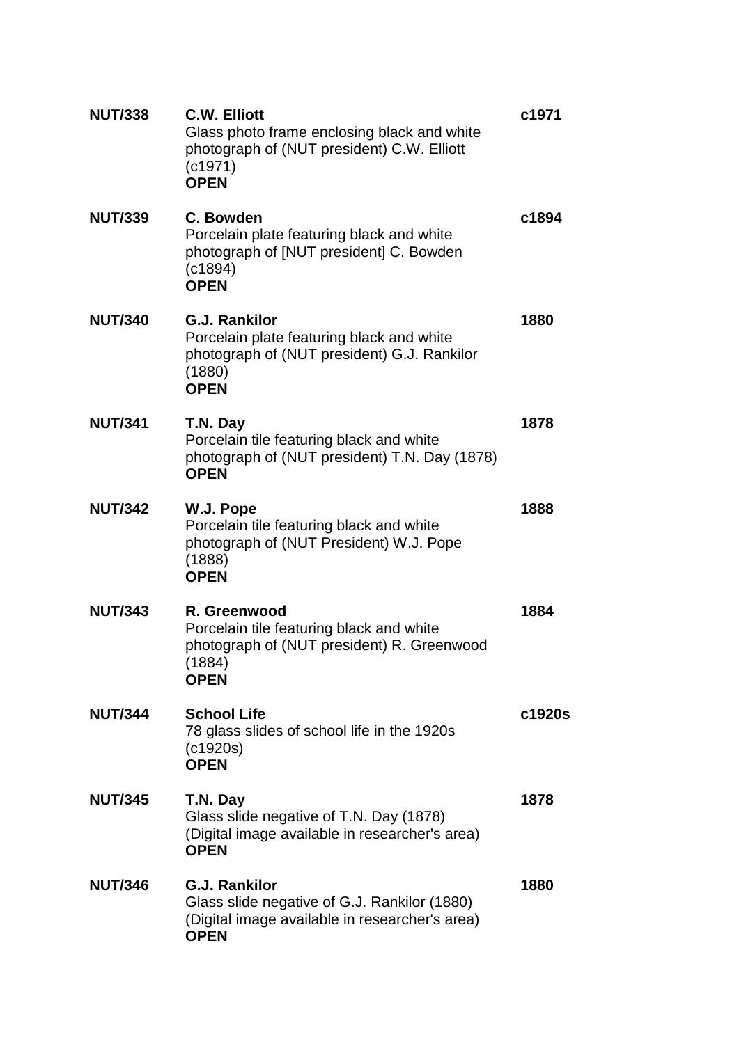| | | |
|---|---|---|
| **NUT/338** | **C.W. Elliott**<br>Glass photo frame enclosing black and white photograph of (NUT president) C.W. Elliott (c1971)<br>**OPEN** | **c1971** |
| **NUT/339** | **C. Bowden**<br>Porcelain plate featuring black and white photograph of [NUT president] C. Bowden (c1894)<br>**OPEN** | **c1894** |
| **NUT/340** | **G.J. Rankilor**<br>Porcelain plate featuring black and white photograph of (NUT president) G.J. Rankilor (1880)<br>**OPEN** | **1880** |
| **NUT/341** | **T.N. Day**<br>Porcelain tile featuring black and white photograph of (NUT president) T.N. Day (1878)<br>**OPEN** | **1878** |
| **NUT/342** | **W.J. Pope**<br>Porcelain tile featuring black and white photograph of (NUT President) W.J. Pope (1888)<br>**OPEN** | **1888** |
| **NUT/343** | **R. Greenwood**<br>Porcelain tile featuring black and white photograph of (NUT president) R. Greenwood (1884)<br>**OPEN** | **1884** |
| **NUT/344** | **School Life**<br>78 glass slides of school life in the 1920s (c1920s)<br>**OPEN** | **c1920s** |
| **NUT/345** | **T.N. Day**<br>Glass slide negative of T.N. Day (1878)<br>(Digital image available in researcher's area)<br>**OPEN** | **1878** |
| **NUT/346** | **G.J. Rankilor**<br>Glass slide negative of G.J. Rankilor (1880)<br>(Digital image available in researcher's area)<br>**OPEN** | **1880** |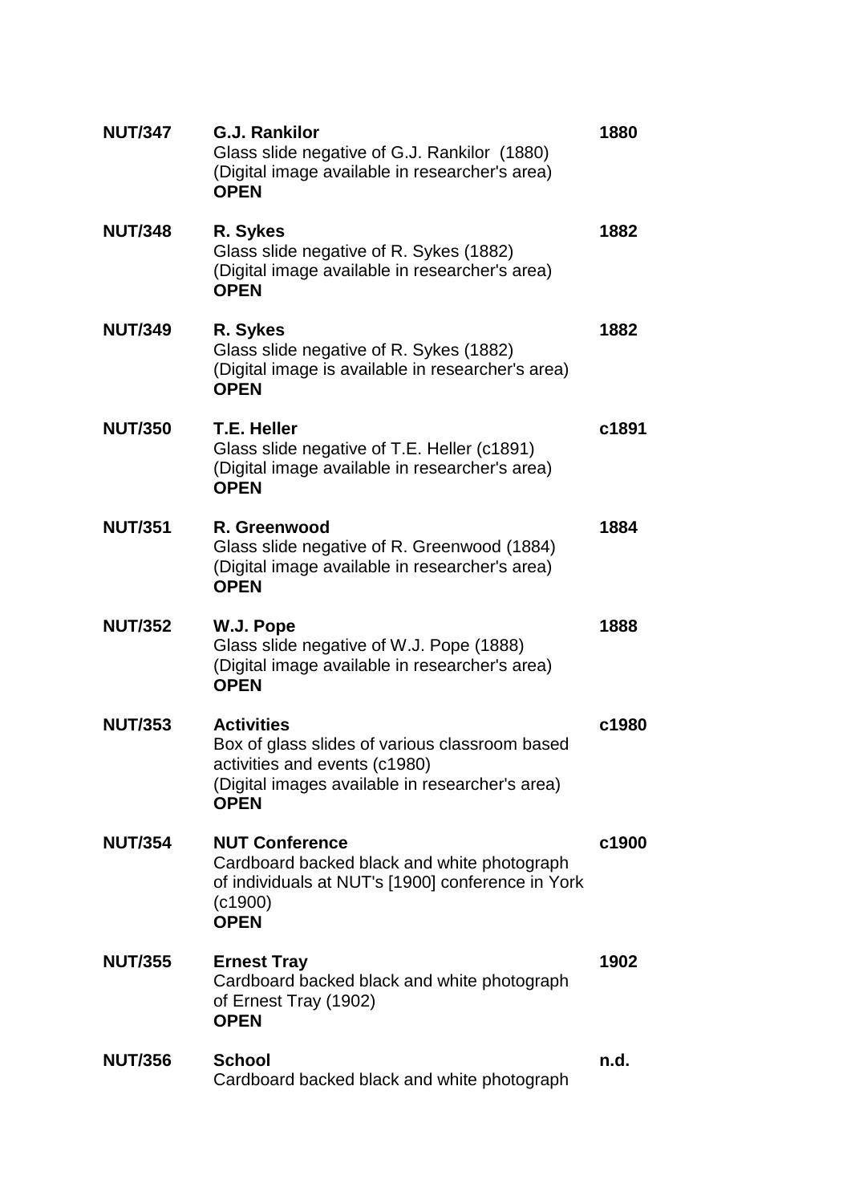| | | |
|---|---|---|
| **NUT/347** | **G.J. Rankilor**<br>Glass slide negative of G.J. Rankilor (1880)<br>(Digital image available in researcher's area)<br>**OPEN** | **1880** |
| **NUT/348** | **R. Sykes**<br>Glass slide negative of R. Sykes (1882)<br>(Digital image available in researcher's area)<br>**OPEN** | **1882** |
| **NUT/349** | **R. Sykes**<br>Glass slide negative of R. Sykes (1882)<br>(Digital image is available in researcher's area)<br>**OPEN** | **1882** |
| **NUT/350** | **T.E. Heller**<br>Glass slide negative of T.E. Heller (c1891)<br>(Digital image available in researcher's area)<br>**OPEN** | **c1891** |
| **NUT/351** | **R. Greenwood**<br>Glass slide negative of R. Greenwood (1884)<br>(Digital image available in researcher's area)<br>**OPEN** | **1884** |
| **NUT/352** | **W.J. Pope**<br>Glass slide negative of W.J. Pope (1888)<br>(Digital image available in researcher's area)<br>**OPEN** | **1888** |
| **NUT/353** | **Activities**<br>Box of glass slides of various classroom based activities and events (c1980)<br>(Digital images available in researcher's area)<br>**OPEN** | **c1980** |
| **NUT/354** | **NUT Conference**<br>Cardboard backed black and white photograph of individuals at NUT's [1900] conference in York (c1900)<br>**OPEN** | **c1900** |
| **NUT/355** | **Ernest Tray**<br>Cardboard backed black and white photograph of Ernest Tray (1902)<br>**OPEN** | **1902** |
| **NUT/356** | **School**<br>Cardboard backed black and white photograph | **n.d.** |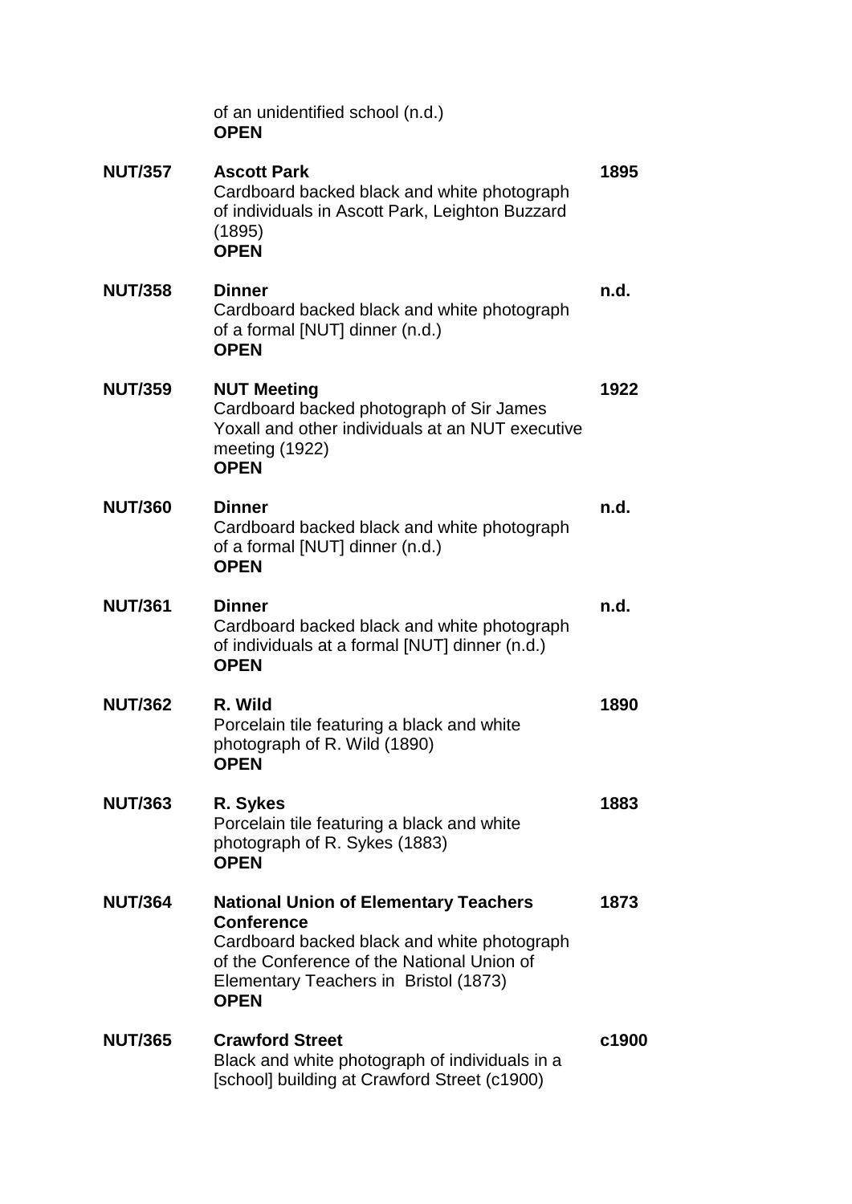of an unidentified school (n.d.)
**OPEN**

| | | |
|---|---|---|
| **NUT/357** | **Ascott Park**<br>Cardboard backed black and white photograph of individuals in Ascott Park, Leighton Buzzard (1895)<br>**OPEN** | **1895** |
| **NUT/358** | **Dinner**<br>Cardboard backed black and white photograph of a formal [NUT] dinner (n.d.)<br>**OPEN** | **n.d.** |
| **NUT/359** | **NUT Meeting**<br>Cardboard backed photograph of Sir James Yoxall and other individuals at an NUT executive meeting (1922)<br>**OPEN** | **1922** |
| **NUT/360** | **Dinner**<br>Cardboard backed black and white photograph of a formal [NUT] dinner (n.d.)<br>**OPEN** | **n.d.** |
| **NUT/361** | **Dinner**<br>Cardboard backed black and white photograph of individuals at a formal [NUT] dinner (n.d.)<br>**OPEN** | **n.d.** |
| **NUT/362** | **R. Wild**<br>Porcelain tile featuring a black and white photograph of R. Wild (1890)<br>**OPEN** | **1890** |
| **NUT/363** | **R. Sykes**<br>Porcelain tile featuring a black and white photograph of R. Sykes (1883)<br>**OPEN** | **1883** |
| **NUT/364** | **National Union of Elementary Teachers Conference**<br>Cardboard backed black and white photograph of the Conference of the National Union of Elementary Teachers in Bristol (1873)<br>**OPEN** | **1873** |
| **NUT/365** | **Crawford Street**<br>Black and white photograph of individuals in a [school] building at Crawford Street (c1900) | **c1900** |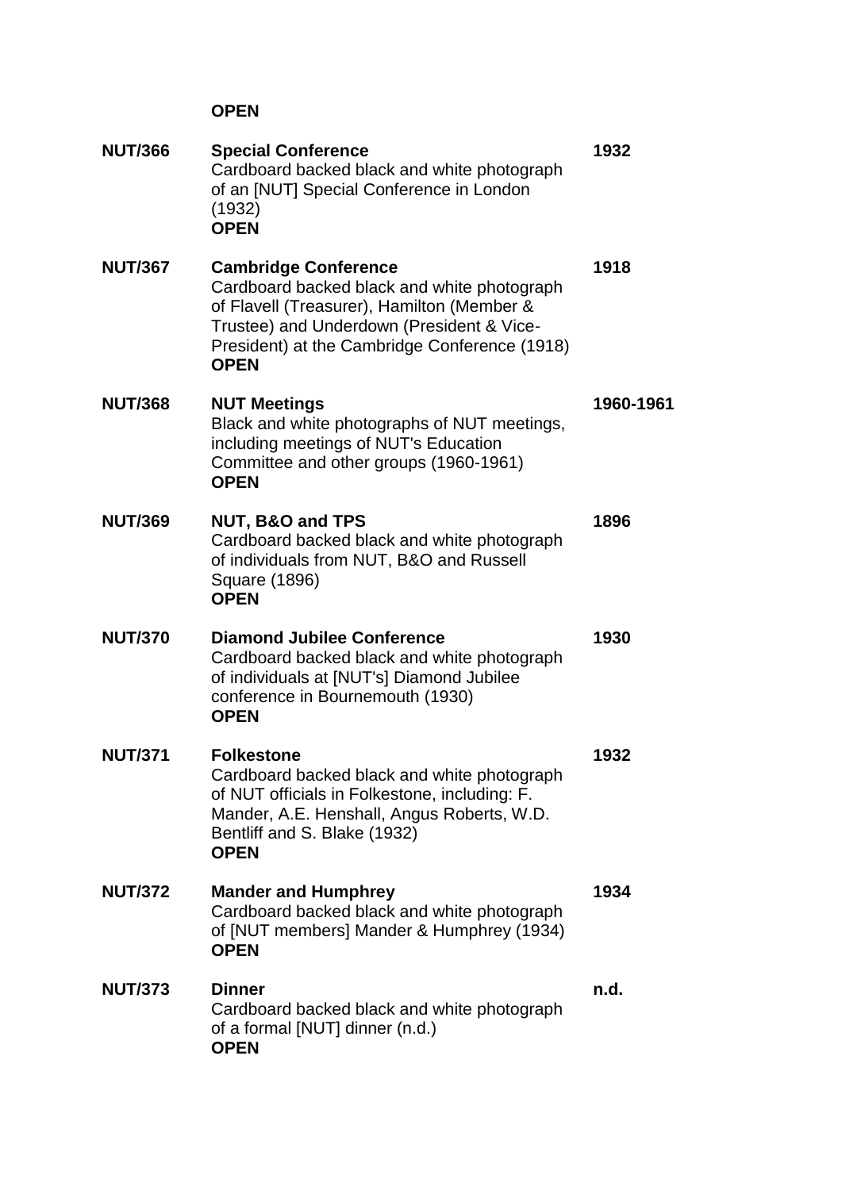**OPEN**

| | | |
|---|---|---|
| **NUT/366** | **Special Conference**<br>Cardboard backed black and white photograph of an [NUT] Special Conference in London (1932)<br>**OPEN** | **1932** |
| **NUT/367** | **Cambridge Conference**<br>Cardboard backed black and white photograph of Flavell (Treasurer), Hamilton (Member & Trustee) and Underdown (President & Vice-President) at the Cambridge Conference (1918)<br>**OPEN** | **1918** |
| **NUT/368** | **NUT Meetings**<br>Black and white photographs of NUT meetings, including meetings of NUT's Education Committee and other groups (1960-1961)<br>**OPEN** | **1960-1961** |
| **NUT/369** | **NUT, B&O and TPS**<br>Cardboard backed black and white photograph of individuals from NUT, B&O and Russell Square (1896)<br>**OPEN** | **1896** |
| **NUT/370** | **Diamond Jubilee Conference**<br>Cardboard backed black and white photograph of individuals at [NUT's] Diamond Jubilee conference in Bournemouth (1930)<br>**OPEN** | **1930** |
| **NUT/371** | **Folkestone**<br>Cardboard backed black and white photograph of NUT officials in Folkestone, including: F. Mander, A.E. Henshall, Angus Roberts, W.D. Bentliff and S. Blake (1932)<br>**OPEN** | **1932** |
| **NUT/372** | **Mander and Humphrey**<br>Cardboard backed black and white photograph of [NUT members] Mander & Humphrey (1934)<br>**OPEN** | **1934** |
| **NUT/373** | **Dinner**<br>Cardboard backed black and white photograph of a formal [NUT] dinner (n.d.)<br>**OPEN** | **n.d.** |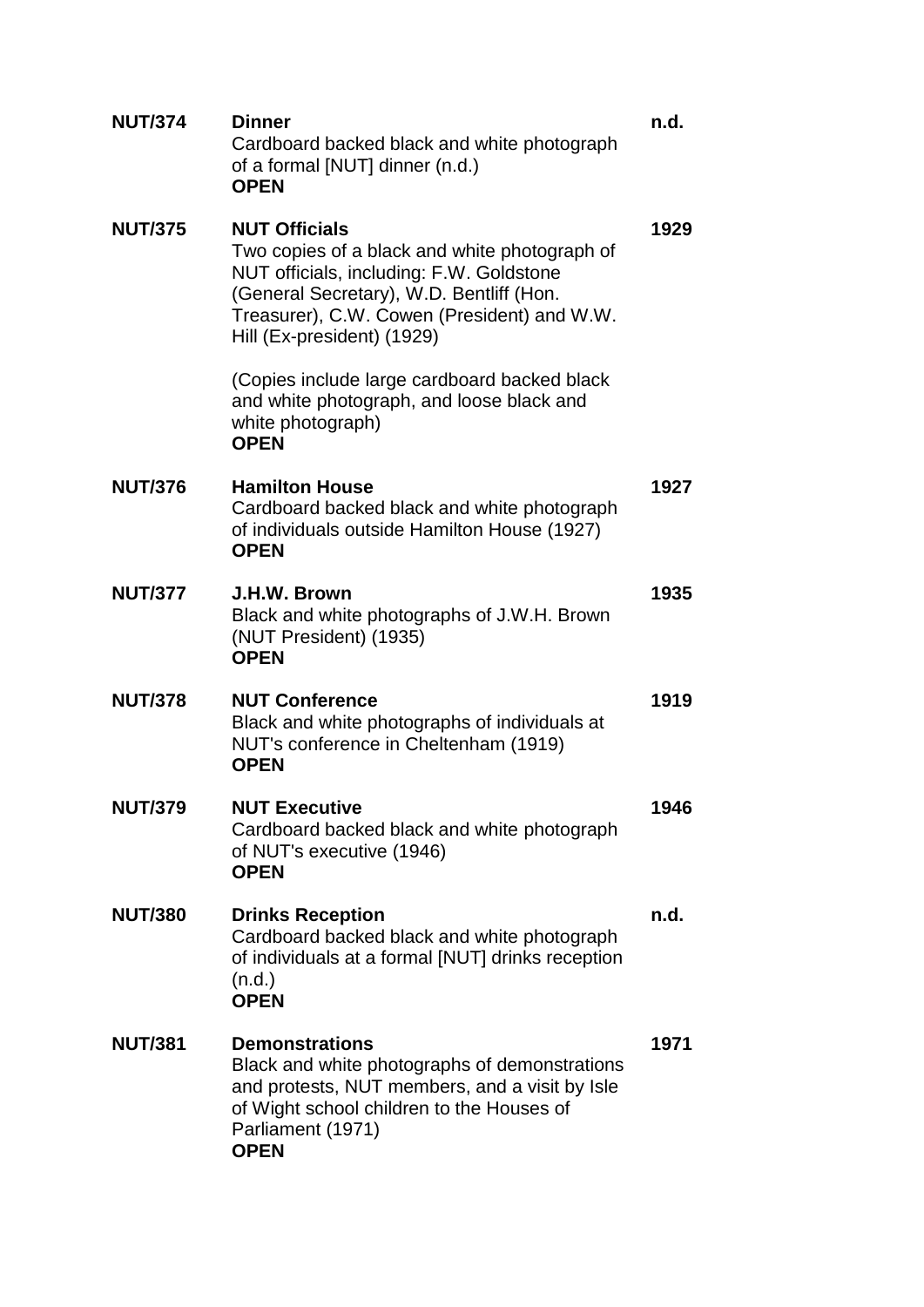| | | |
|---|---|---|
| **NUT/374** | **Dinner**<br>Cardboard backed black and white photograph of a formal [NUT] dinner (n.d.)<br>**OPEN** | **n.d.** |
| **NUT/375** | **NUT Officials**<br>Two copies of a black and white photograph of NUT officials, including: F.W. Goldstone (General Secretary), W.D. Bentliff (Hon. Treasurer), C.W. Cowen (President) and W.W. Hill (Ex-president) (1929)<br><br>(Copies include large cardboard backed black and white photograph, and loose black and white photograph)<br>**OPEN** | **1929** |
| **NUT/376** | **Hamilton House**<br>Cardboard backed black and white photograph of individuals outside Hamilton House (1927)<br>**OPEN** | **1927** |
| **NUT/377** | **J.H.W. Brown**<br>Black and white photographs of J.W.H. Brown (NUT President) (1935)<br>**OPEN** | **1935** |
| **NUT/378** | **NUT Conference**<br>Black and white photographs of individuals at NUT's conference in Cheltenham (1919)<br>**OPEN** | **1919** |
| **NUT/379** | **NUT Executive**<br>Cardboard backed black and white photograph of NUT's executive (1946)<br>**OPEN** | **1946** |
| **NUT/380** | **Drinks Reception**<br>Cardboard backed black and white photograph of individuals at a formal [NUT] drinks reception (n.d.)<br>**OPEN** | **n.d.** |
| **NUT/381** | **Demonstrations**<br>Black and white photographs of demonstrations and protests, NUT members, and a visit by Isle of Wight school children to the Houses of Parliament (1971)<br>**OPEN** | **1971** |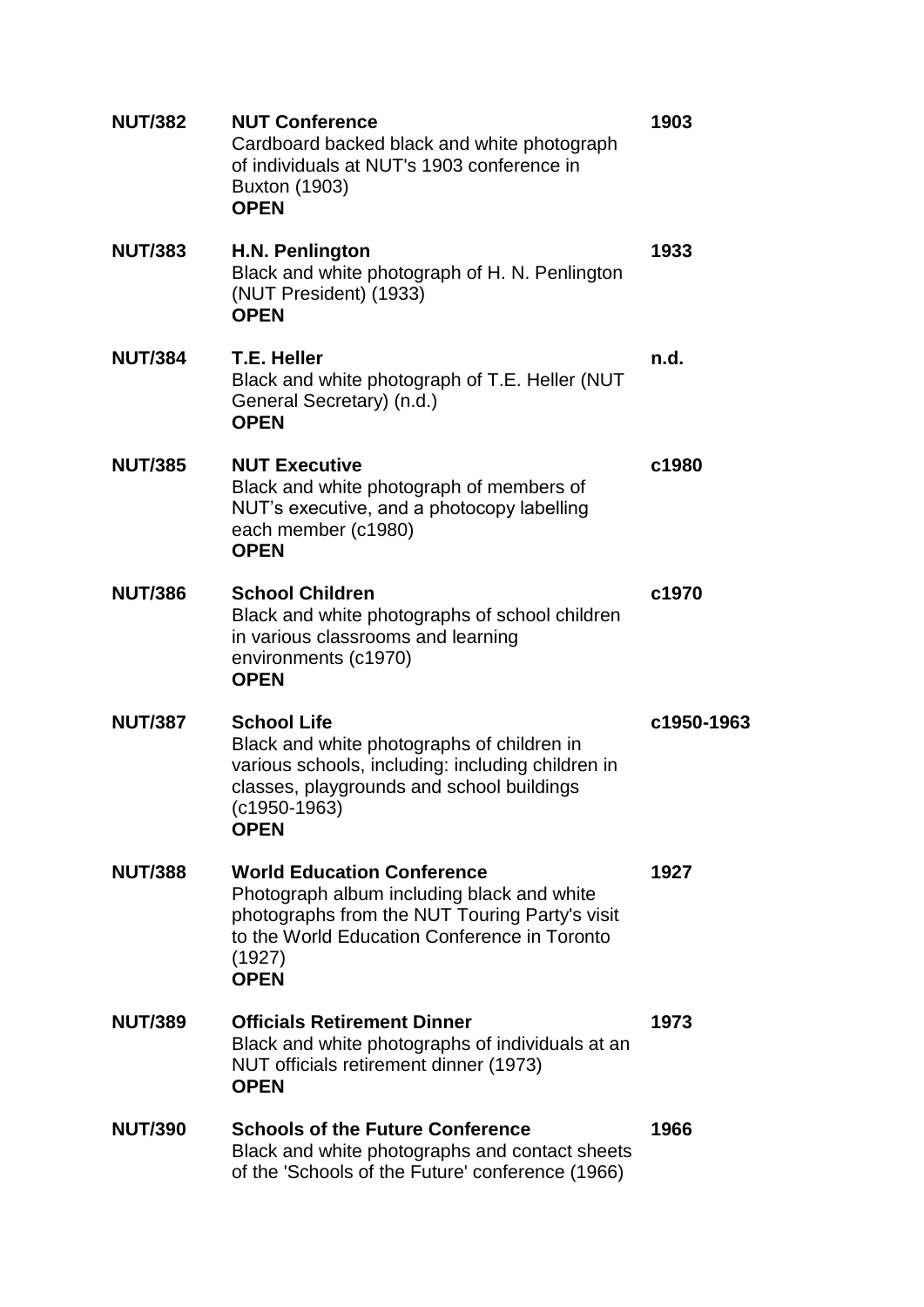| | | |
|---|---|---|
| **NUT/382** | **NUT Conference**<br>Cardboard backed black and white photograph of individuals at NUT's 1903 conference in Buxton (1903)<br>**OPEN** | **1903** |
| **NUT/383** | **H.N. Penlington**<br>Black and white photograph of H. N. Penlington (NUT President) (1933)<br>**OPEN** | **1933** |
| **NUT/384** | **T.E. Heller**<br>Black and white photograph of T.E. Heller (NUT General Secretary) (n.d.)<br>**OPEN** | **n.d.** |
| **NUT/385** | **NUT Executive**<br>Black and white photograph of members of NUT's executive, and a photocopy labelling each member (c1980)<br>**OPEN** | **c1980** |
| **NUT/386** | **School Children**<br>Black and white photographs of school children in various classrooms and learning environments (c1970)<br>**OPEN** | **c1970** |
| **NUT/387** | **School Life**<br>Black and white photographs of children in various schools, including: including children in classes, playgrounds and school buildings (c1950-1963)<br>**OPEN** | **c1950-1963** |
| **NUT/388** | **World Education Conference**<br>Photograph album including black and white photographs from the NUT Touring Party's visit to the World Education Conference in Toronto (1927)<br>**OPEN** | **1927** |
| **NUT/389** | **Officials Retirement Dinner**<br>Black and white photographs of individuals at an NUT officials retirement dinner (1973)<br>**OPEN** | **1973** |
| **NUT/390** | **Schools of the Future Conference**<br>Black and white photographs and contact sheets of the 'Schools of the Future' conference (1966) | **1966** |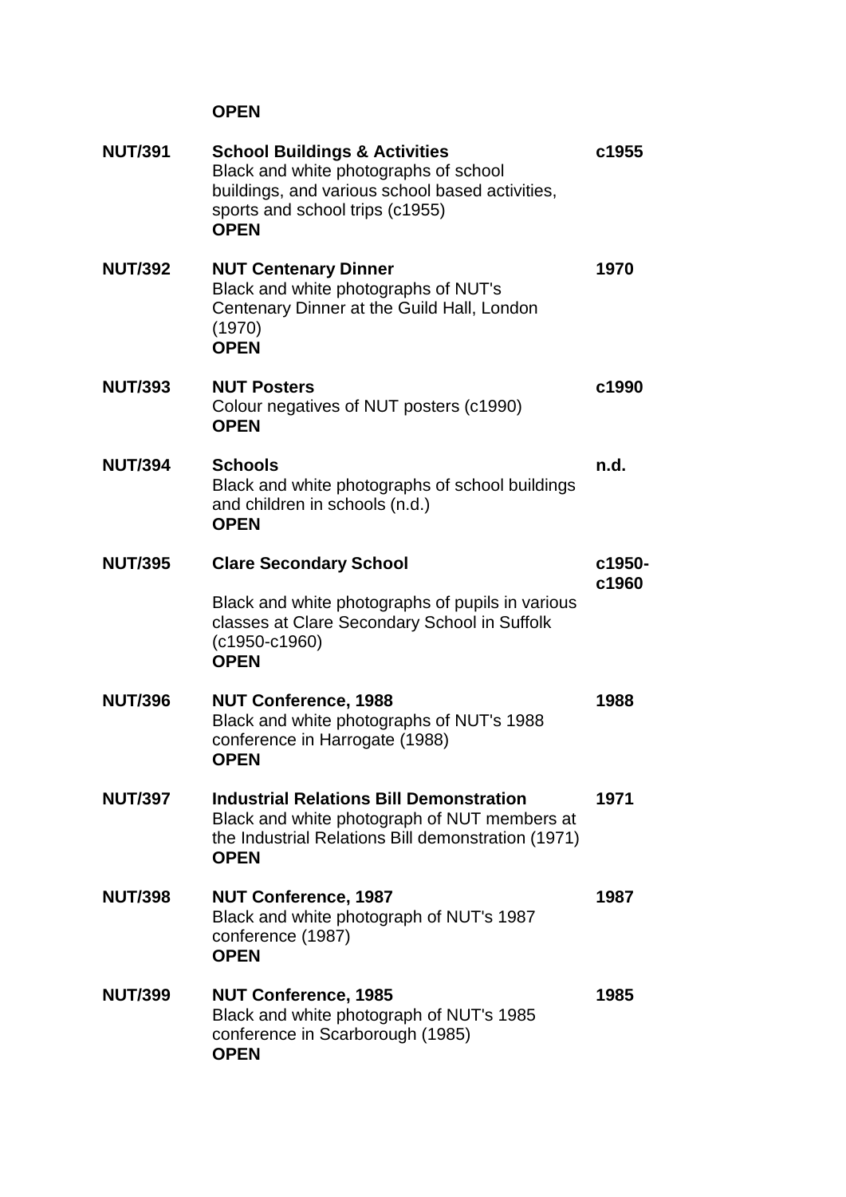**OPEN**

| | | |
|---|---|---|
| **NUT/391** | **School Buildings & Activities**<br>Black and white photographs of school buildings, and various school based activities, sports and school trips (c1955)<br>**OPEN** | **c1955** |
| **NUT/392** | **NUT Centenary Dinner**<br>Black and white photographs of NUT's Centenary Dinner at the Guild Hall, London (1970)<br>**OPEN** | **1970** |
| **NUT/393** | **NUT Posters**<br>Colour negatives of NUT posters (c1990)<br>**OPEN** | **c1990** |
| **NUT/394** | **Schools**<br>Black and white photographs of school buildings and children in schools (n.d.)<br>**OPEN** | **n.d.** |
| **NUT/395** | **Clare Secondary School**<br>Black and white photographs of pupils in various classes at Clare Secondary School in Suffolk (c1950-c1960)<br>**OPEN** | **c1950-c1960** |
| **NUT/396** | **NUT Conference, 1988**<br>Black and white photographs of NUT's 1988 conference in Harrogate (1988)<br>**OPEN** | **1988** |
| **NUT/397** | **Industrial Relations Bill Demonstration**<br>Black and white photograph of NUT members at the Industrial Relations Bill demonstration (1971)<br>**OPEN** | **1971** |
| **NUT/398** | **NUT Conference, 1987**<br>Black and white photograph of NUT's 1987 conference (1987)<br>**OPEN** | **1987** |
| **NUT/399** | **NUT Conference, 1985**<br>Black and white photograph of NUT's 1985 conference in Scarborough (1985)<br>**OPEN** | **1985** |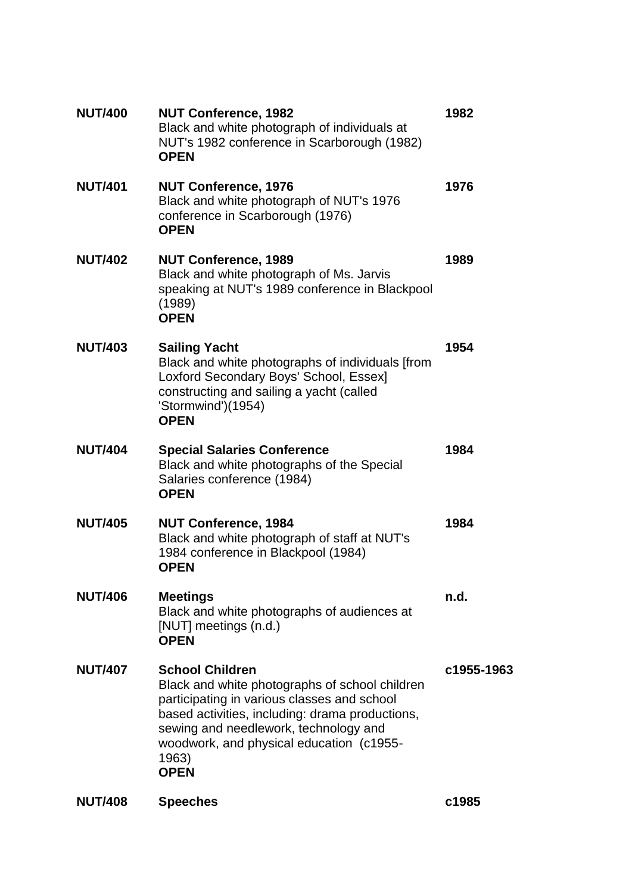| | | |
|---|---|---|
| **NUT/400** | **NUT Conference, 1982**<br>Black and white photograph of individuals at NUT's 1982 conference in Scarborough (1982)<br>**OPEN** | **1982** |
| **NUT/401** | **NUT Conference, 1976**<br>Black and white photograph of NUT's 1976 conference in Scarborough (1976)<br>**OPEN** | **1976** |
| **NUT/402** | **NUT Conference, 1989**<br>Black and white photograph of Ms. Jarvis speaking at NUT's 1989 conference in Blackpool (1989)<br>**OPEN** | **1989** |
| **NUT/403** | **Sailing Yacht**<br>Black and white photographs of individuals [from Loxford Secondary Boys' School, Essex] constructing and sailing a yacht (called 'Stormwind')(1954)<br>**OPEN** | **1954** |
| **NUT/404** | **Special Salaries Conference**<br>Black and white photographs of the Special Salaries conference (1984)<br>**OPEN** | **1984** |
| **NUT/405** | **NUT Conference, 1984**<br>Black and white photograph of staff at NUT's 1984 conference in Blackpool (1984)<br>**OPEN** | **1984** |
| **NUT/406** | **Meetings**<br>Black and white photographs of audiences at [NUT] meetings (n.d.)<br>**OPEN** | **n.d.** |
| **NUT/407** | **School Children**<br>Black and white photographs of school children participating in various classes and school based activities, including: drama productions, sewing and needlework, technology and woodwork, and physical education (c1955-1963)<br>**OPEN** | **c1955-1963** |
| **NUT/408** | **Speeches** | **c1985** |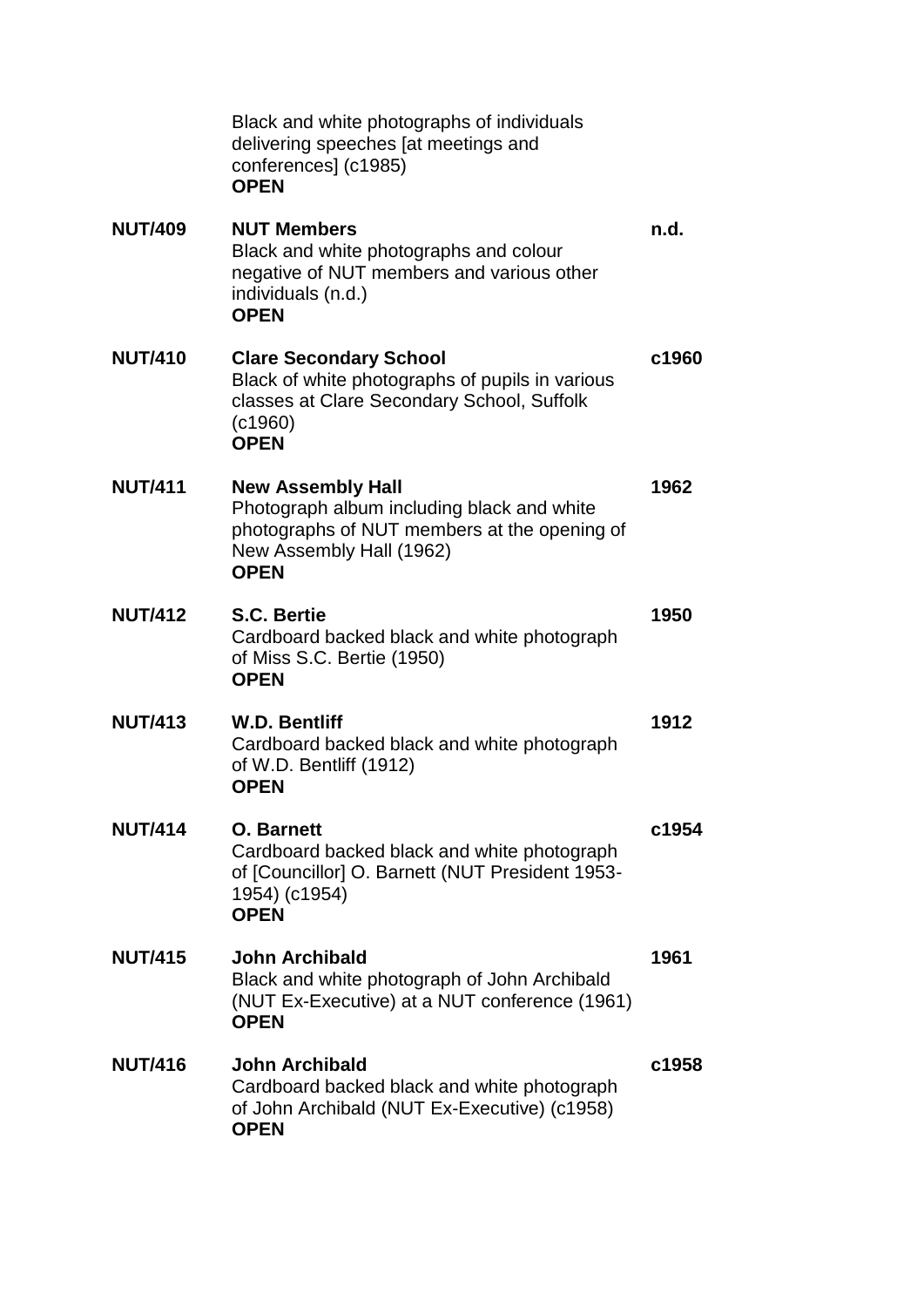| | | |
|---|---|---|
| | Black and white photographs of individuals delivering speeches [at meetings and conferences] (c1985)<br>**OPEN** | |
| **NUT/409** | **NUT Members**<br>Black and white photographs and colour negative of NUT members and various other individuals (n.d.)<br>**OPEN** | **n.d.** |
| **NUT/410** | **Clare Secondary School**<br>Black of white photographs of pupils in various classes at Clare Secondary School, Suffolk (c1960)<br>**OPEN** | **c1960** |
| **NUT/411** | **New Assembly Hall**<br>Photograph album including black and white photographs of NUT members at the opening of New Assembly Hall (1962)<br>**OPEN** | **1962** |
| **NUT/412** | **S.C. Bertie**<br>Cardboard backed black and white photograph of Miss S.C. Bertie (1950)<br>**OPEN** | **1950** |
| **NUT/413** | **W.D. Bentliff**<br>Cardboard backed black and white photograph of W.D. Bentliff (1912)<br>**OPEN** | **1912** |
| **NUT/414** | **O. Barnett**<br>Cardboard backed black and white photograph of [Councillor] O. Barnett (NUT President 1953-1954) (c1954)<br>**OPEN** | **c1954** |
| **NUT/415** | **John Archibald**<br>Black and white photograph of John Archibald (NUT Ex-Executive) at a NUT conference (1961)<br>**OPEN** | **1961** |
| **NUT/416** | **John Archibald**<br>Cardboard backed black and white photograph of John Archibald (NUT Ex-Executive) (c1958)<br>**OPEN** | **c1958** |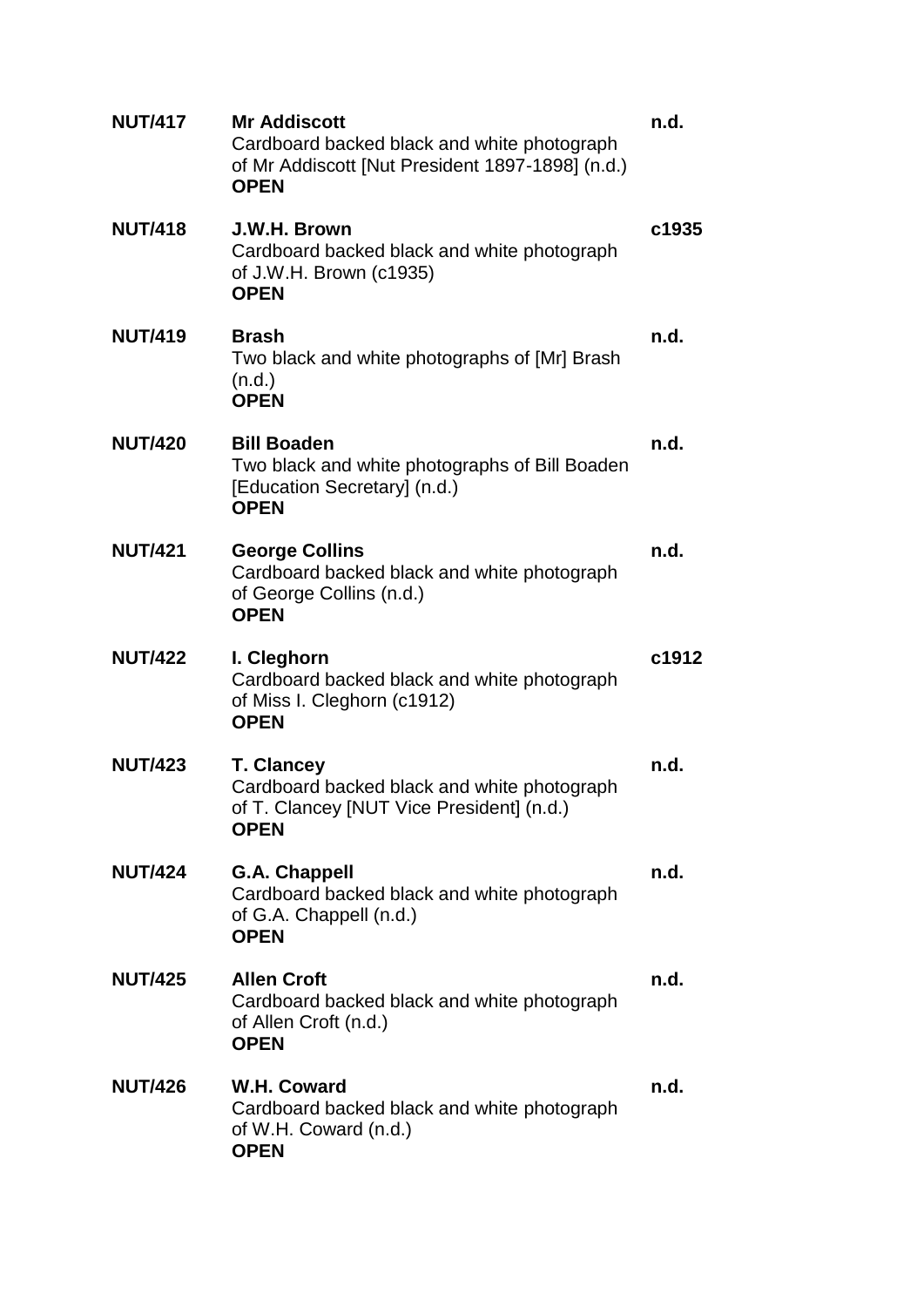**NUT/417** **Mr Addiscott** **n.d.**
Cardboard backed black and white photograph of Mr Addiscott [Nut President 1897-1898] (n.d.)
**OPEN**

**NUT/418** **J.W.H. Brown** **c1935**
Cardboard backed black and white photograph of J.W.H. Brown (c1935)
**OPEN**

**NUT/419** **Brash** **n.d.**
Two black and white photographs of [Mr] Brash (n.d.)
**OPEN**

**NUT/420** **Bill Boaden** **n.d.**
Two black and white photographs of Bill Boaden [Education Secretary] (n.d.)
**OPEN**

**NUT/421** **George Collins** **n.d.**
Cardboard backed black and white photograph of George Collins (n.d.)
**OPEN**

**NUT/422** **I. Cleghorn** **c1912**
Cardboard backed black and white photograph of Miss I. Cleghorn (c1912)
**OPEN**

**NUT/423** **T. Clancey** **n.d.**
Cardboard backed black and white photograph of T. Clancey [NUT Vice President] (n.d.)
**OPEN**

**NUT/424** **G.A. Chappell** **n.d.**
Cardboard backed black and white photograph of G.A. Chappell (n.d.)
**OPEN**

**NUT/425** **Allen Croft** **n.d.**
Cardboard backed black and white photograph of Allen Croft (n.d.)
**OPEN**

**NUT/426** **W.H. Coward** **n.d.**
Cardboard backed black and white photograph of W.H. Coward (n.d.)
**OPEN**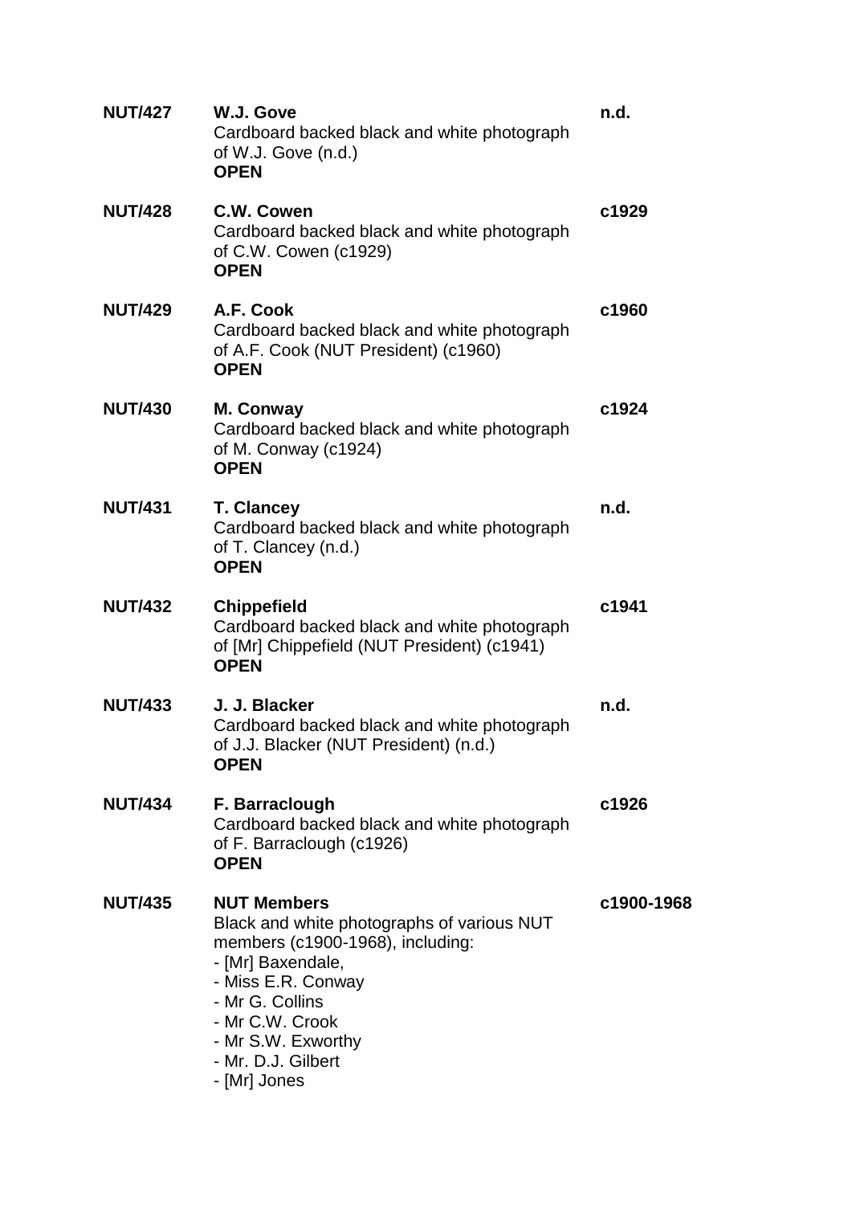| | | |
|---|---|---|
| **NUT/427** | **W.J. Gove**<br>Cardboard backed black and white photograph of W.J. Gove (n.d.)<br>**OPEN** | **n.d.** |
| **NUT/428** | **C.W. Cowen**<br>Cardboard backed black and white photograph of C.W. Cowen (c1929)<br>**OPEN** | **c1929** |
| **NUT/429** | **A.F. Cook**<br>Cardboard backed black and white photograph of A.F. Cook (NUT President) (c1960)<br>**OPEN** | **c1960** |
| **NUT/430** | **M. Conway**<br>Cardboard backed black and white photograph of M. Conway (c1924)<br>**OPEN** | **c1924** |
| **NUT/431** | **T. Clancey**<br>Cardboard backed black and white photograph of T. Clancey (n.d.)<br>**OPEN** | **n.d.** |
| **NUT/432** | **Chippefield**<br>Cardboard backed black and white photograph of [Mr] Chippefield (NUT President) (c1941)<br>**OPEN** | **c1941** |
| **NUT/433** | **J. J. Blacker**<br>Cardboard backed black and white photograph of J.J. Blacker (NUT President) (n.d.)<br>**OPEN** | **n.d.** |
| **NUT/434** | **F. Barraclough**<br>Cardboard backed black and white photograph of F. Barraclough (c1926)<br>**OPEN** | **c1926** |
| **NUT/435** | **NUT Members**<br>Black and white photographs of various NUT members (c1900-1968), including:<br>- [Mr] Baxendale,<br>- Miss E.R. Conway<br>- Mr G. Collins<br>- Mr C.W. Crook<br>- Mr S.W. Exworthy<br>- Mr. D.J. Gilbert<br>- [Mr] Jones | **c1900-1968** |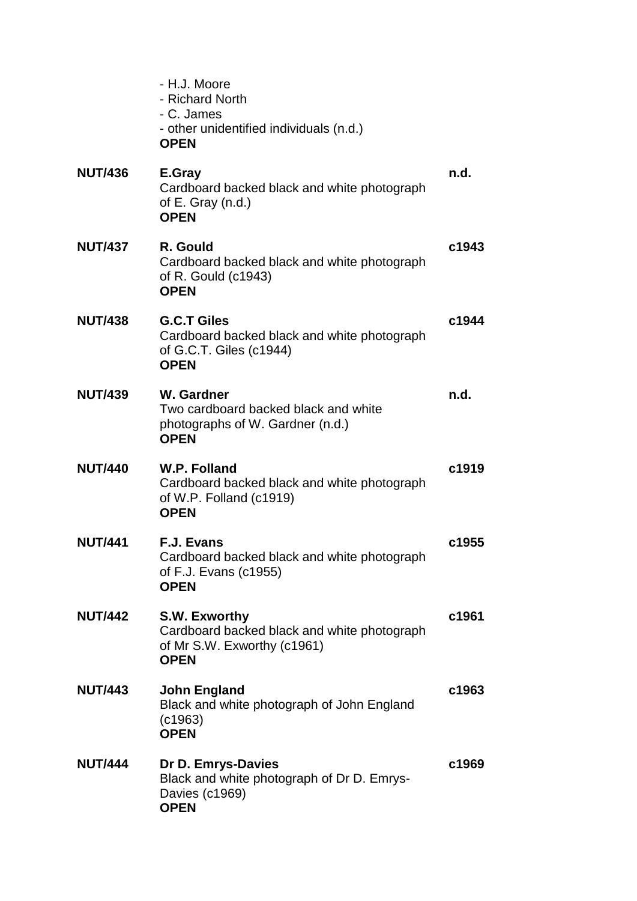- H.J. Moore
- Richard North
- C. James
- other unidentified individuals (n.d.)

**OPEN**

| | | |
|---|---|---|
| **NUT/436** | **E.Gray**<br>Cardboard backed black and white photograph of E. Gray (n.d.)<br>**OPEN** | **n.d.** |
| **NUT/437** | **R. Gould**<br>Cardboard backed black and white photograph of R. Gould (c1943)<br>**OPEN** | **c1943** |
| **NUT/438** | **G.C.T Giles**<br>Cardboard backed black and white photograph of G.C.T. Giles (c1944)<br>**OPEN** | **c1944** |
| **NUT/439** | **W. Gardner**<br>Two cardboard backed black and white photographs of W. Gardner (n.d.)<br>**OPEN** | **n.d.** |
| **NUT/440** | **W.P. Folland**<br>Cardboard backed black and white photograph of W.P. Folland (c1919)<br>**OPEN** | **c1919** |
| **NUT/441** | **F.J. Evans**<br>Cardboard backed black and white photograph of F.J. Evans (c1955)<br>**OPEN** | **c1955** |
| **NUT/442** | **S.W. Exworthy**<br>Cardboard backed black and white photograph of Mr S.W. Exworthy (c1961)<br>**OPEN** | **c1961** |
| **NUT/443** | **John England**<br>Black and white photograph of John England (c1963)<br>**OPEN** | **c1963** |
| **NUT/444** | **Dr D. Emrys-Davies**<br>Black and white photograph of Dr D. Emrys-Davies (c1969)<br>**OPEN** | **c1969** |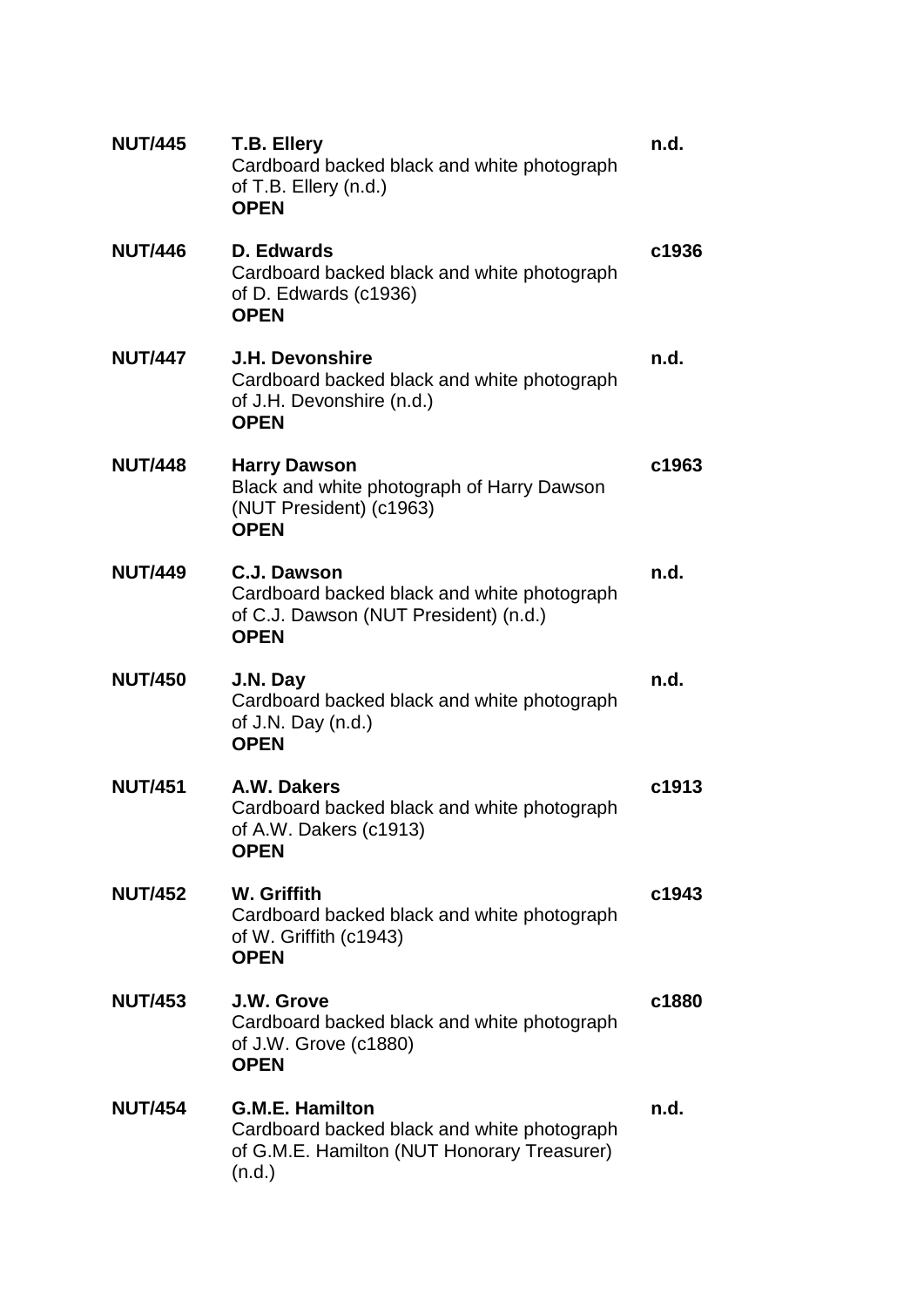| | | |
|---|---|---|
| **NUT/445** | **T.B. Ellery**<br>Cardboard backed black and white photograph of T.B. Ellery (n.d.)<br>**OPEN** | **n.d.** |
| **NUT/446** | **D. Edwards**<br>Cardboard backed black and white photograph of D. Edwards (c1936)<br>**OPEN** | **c1936** |
| **NUT/447** | **J.H. Devonshire**<br>Cardboard backed black and white photograph of J.H. Devonshire (n.d.)<br>**OPEN** | **n.d.** |
| **NUT/448** | **Harry Dawson**<br>Black and white photograph of Harry Dawson (NUT President) (c1963)<br>**OPEN** | **c1963** |
| **NUT/449** | **C.J. Dawson**<br>Cardboard backed black and white photograph of C.J. Dawson (NUT President) (n.d.)<br>**OPEN** | **n.d.** |
| **NUT/450** | **J.N. Day**<br>Cardboard backed black and white photograph of J.N. Day (n.d.)<br>**OPEN** | **n.d.** |
| **NUT/451** | **A.W. Dakers**<br>Cardboard backed black and white photograph of A.W. Dakers (c1913)<br>**OPEN** | **c1913** |
| **NUT/452** | **W. Griffith**<br>Cardboard backed black and white photograph of W. Griffith (c1943)<br>**OPEN** | **c1943** |
| **NUT/453** | **J.W. Grove**<br>Cardboard backed black and white photograph of J.W. Grove (c1880)<br>**OPEN** | **c1880** |
| **NUT/454** | **G.M.E. Hamilton**<br>Cardboard backed black and white photograph of G.M.E. Hamilton (NUT Honorary Treasurer) (n.d.) | **n.d.** |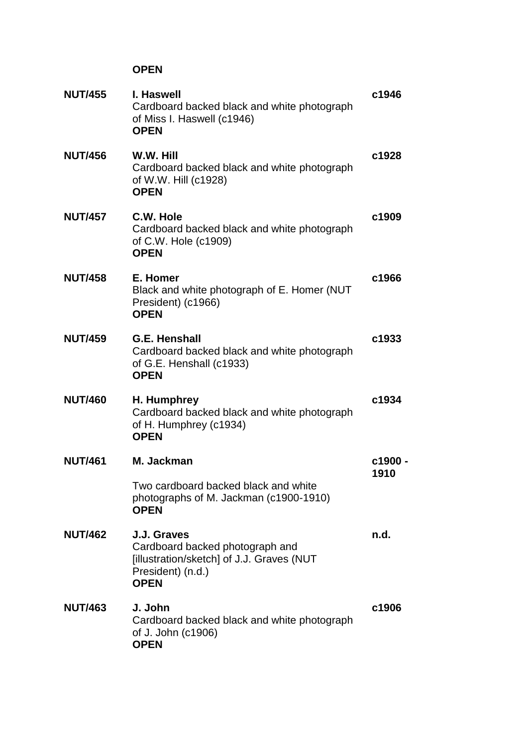**OPEN**

| | | |
|---|---|---|
| **NUT/455** | **I. Haswell**<br>Cardboard backed black and white photograph of Miss I. Haswell (c1946)<br>**OPEN** | **c1946** |
| **NUT/456** | **W.W. Hill**<br>Cardboard backed black and white photograph of W.W. Hill (c1928)<br>**OPEN** | **c1928** |
| **NUT/457** | **C.W. Hole**<br>Cardboard backed black and white photograph of C.W. Hole (c1909)<br>**OPEN** | **c1909** |
| **NUT/458** | **E. Homer**<br>Black and white photograph of E. Homer (NUT President) (c1966)<br>**OPEN** | **c1966** |
| **NUT/459** | **G.E. Henshall**<br>Cardboard backed black and white photograph of G.E. Henshall (c1933)<br>**OPEN** | **c1933** |
| **NUT/460** | **H. Humphrey**<br>Cardboard backed black and white photograph of H. Humphrey (c1934)<br>**OPEN** | **c1934** |
| **NUT/461** | **M. Jackman**<br>Two cardboard backed black and white photographs of M. Jackman (c1900-1910)<br>**OPEN** | **c1900 - 1910** |
| **NUT/462** | **J.J. Graves**<br>Cardboard backed photograph and [illustration/sketch] of J.J. Graves (NUT President) (n.d.)<br>**OPEN** | **n.d.** |
| **NUT/463** | **J. John**<br>Cardboard backed black and white photograph of J. John (c1906)<br>**OPEN** | **c1906** |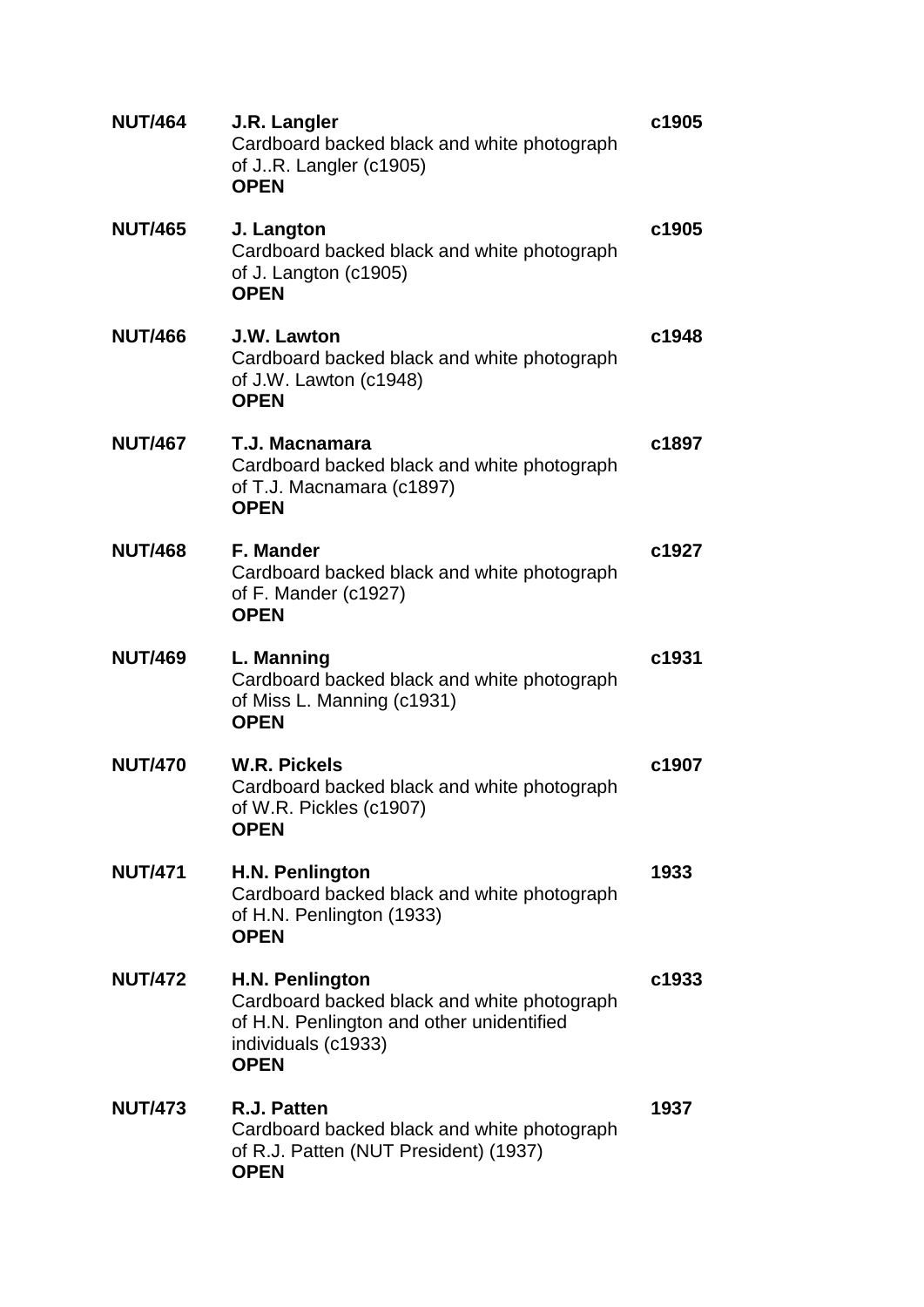| | | |
|---|---|---|
| **NUT/464** | **J.R. Langler**<br>Cardboard backed black and white photograph of J..R. Langler (c1905)<br>**OPEN** | **c1905** |
| **NUT/465** | **J. Langton**<br>Cardboard backed black and white photograph of J. Langton (c1905)<br>**OPEN** | **c1905** |
| **NUT/466** | **J.W. Lawton**<br>Cardboard backed black and white photograph of J.W. Lawton (c1948)<br>**OPEN** | **c1948** |
| **NUT/467** | **T.J. Macnamara**<br>Cardboard backed black and white photograph of T.J. Macnamara (c1897)<br>**OPEN** | **c1897** |
| **NUT/468** | **F. Mander**<br>Cardboard backed black and white photograph of F. Mander (c1927)<br>**OPEN** | **c1927** |
| **NUT/469** | **L. Manning**<br>Cardboard backed black and white photograph of Miss L. Manning (c1931)<br>**OPEN** | **c1931** |
| **NUT/470** | **W.R. Pickels**<br>Cardboard backed black and white photograph of W.R. Pickles (c1907)<br>**OPEN** | **c1907** |
| **NUT/471** | **H.N. Penlington**<br>Cardboard backed black and white photograph of H.N. Penlington (1933)<br>**OPEN** | **1933** |
| **NUT/472** | **H.N. Penlington**<br>Cardboard backed black and white photograph of H.N. Penlington and other unidentified individuals (c1933)<br>**OPEN** | **c1933** |
| **NUT/473** | **R.J. Patten**<br>Cardboard backed black and white photograph of R.J. Patten (NUT President) (1937)<br>**OPEN** | **1937** |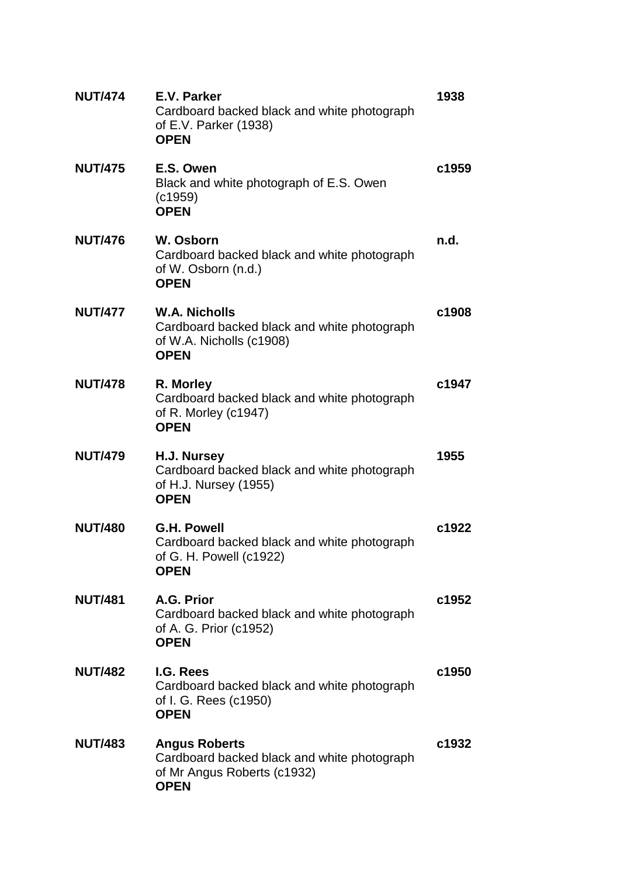| | | |
|---|---|---|
| **NUT/474** | **E.V. Parker**<br>Cardboard backed black and white photograph of E.V. Parker (1938)<br>**OPEN** | **1938** |
| **NUT/475** | **E.S. Owen**<br>Black and white photograph of E.S. Owen (c1959)<br>**OPEN** | **c1959** |
| **NUT/476** | **W. Osborn**<br>Cardboard backed black and white photograph of W. Osborn (n.d.)<br>**OPEN** | **n.d.** |
| **NUT/477** | **W.A. Nicholls**<br>Cardboard backed black and white photograph of W.A. Nicholls (c1908)<br>**OPEN** | **c1908** |
| **NUT/478** | **R. Morley**<br>Cardboard backed black and white photograph of R. Morley (c1947)<br>**OPEN** | **c1947** |
| **NUT/479** | **H.J. Nursey**<br>Cardboard backed black and white photograph of H.J. Nursey (1955)<br>**OPEN** | **1955** |
| **NUT/480** | **G.H. Powell**<br>Cardboard backed black and white photograph of G. H. Powell (c1922)<br>**OPEN** | **c1922** |
| **NUT/481** | **A.G. Prior**<br>Cardboard backed black and white photograph of A. G. Prior (c1952)<br>**OPEN** | **c1952** |
| **NUT/482** | **I.G. Rees**<br>Cardboard backed black and white photograph of I. G. Rees (c1950)<br>**OPEN** | **c1950** |
| **NUT/483** | **Angus Roberts**<br>Cardboard backed black and white photograph of Mr Angus Roberts (c1932)<br>**OPEN** | **c1932** |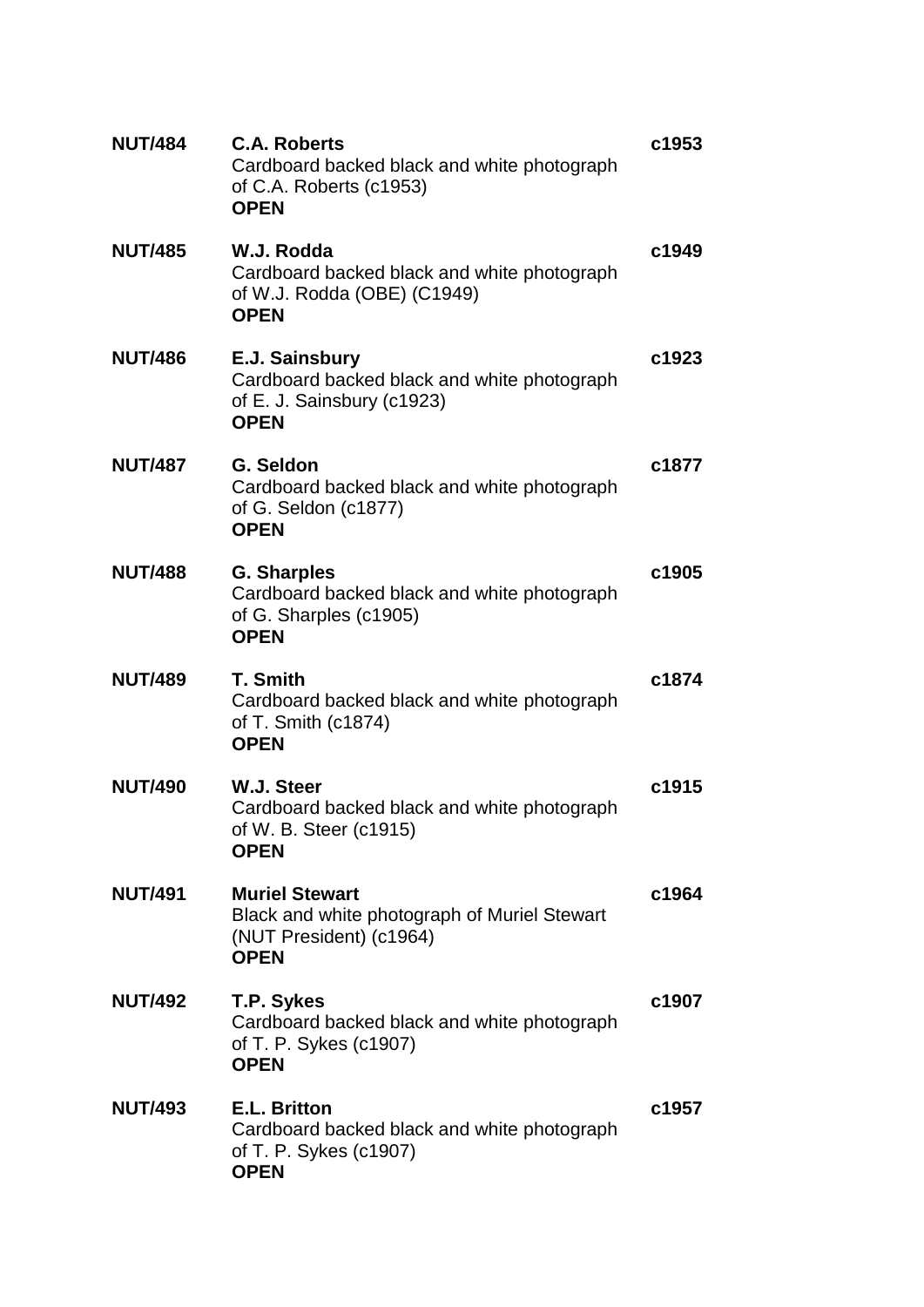| | | |
|---|---|---|
| **NUT/484** | **C.A. Roberts**<br>Cardboard backed black and white photograph of C.A. Roberts (c1953)<br>**OPEN** | **c1953** |
| **NUT/485** | **W.J. Rodda**<br>Cardboard backed black and white photograph of W.J. Rodda (OBE) (C1949)<br>**OPEN** | **c1949** |
| **NUT/486** | **E.J. Sainsbury**<br>Cardboard backed black and white photograph of E. J. Sainsbury (c1923)<br>**OPEN** | **c1923** |
| **NUT/487** | **G. Seldon**<br>Cardboard backed black and white photograph of G. Seldon (c1877)<br>**OPEN** | **c1877** |
| **NUT/488** | **G. Sharples**<br>Cardboard backed black and white photograph of G. Sharples (c1905)<br>**OPEN** | **c1905** |
| **NUT/489** | **T. Smith**<br>Cardboard backed black and white photograph of T. Smith (c1874)<br>**OPEN** | **c1874** |
| **NUT/490** | **W.J. Steer**<br>Cardboard backed black and white photograph of W. B. Steer (c1915)<br>**OPEN** | **c1915** |
| **NUT/491** | **Muriel Stewart**<br>Black and white photograph of Muriel Stewart (NUT President) (c1964)<br>**OPEN** | **c1964** |
| **NUT/492** | **T.P. Sykes**<br>Cardboard backed black and white photograph of T. P. Sykes (c1907)<br>**OPEN** | **c1907** |
| **NUT/493** | **E.L. Britton**<br>Cardboard backed black and white photograph of T. P. Sykes (c1907)<br>**OPEN** | **c1957** |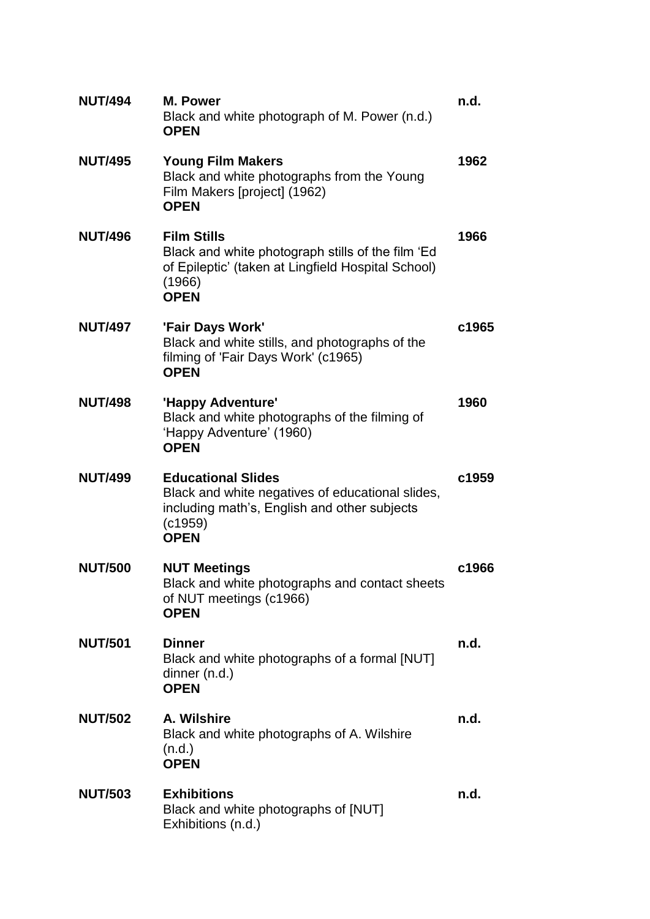| | | |
|---|---|---|
| **NUT/494** | **M. Power**<br>Black and white photograph of M. Power (n.d.)<br>**OPEN** | **n.d.** |
| **NUT/495** | **Young Film Makers**<br>Black and white photographs from the Young Film Makers [project] (1962)<br>**OPEN** | **1962** |
| **NUT/496** | **Film Stills**<br>Black and white photograph stills of the film 'Ed of Epileptic' (taken at Lingfield Hospital School) (1966)<br>**OPEN** | **1966** |
| **NUT/497** | **'Fair Days Work'**<br>Black and white stills, and photographs of the filming of 'Fair Days Work' (c1965)<br>**OPEN** | **c1965** |
| **NUT/498** | **'Happy Adventure'**<br>Black and white photographs of the filming of 'Happy Adventure' (1960)<br>**OPEN** | **1960** |
| **NUT/499** | **Educational Slides**<br>Black and white negatives of educational slides, including math's, English and other subjects (c1959)<br>**OPEN** | **c1959** |
| **NUT/500** | **NUT Meetings**<br>Black and white photographs and contact sheets of NUT meetings (c1966)<br>**OPEN** | **c1966** |
| **NUT/501** | **Dinner**<br>Black and white photographs of a formal [NUT] dinner (n.d.)<br>**OPEN** | **n.d.** |
| **NUT/502** | **A. Wilshire**<br>Black and white photographs of A. Wilshire (n.d.)<br>**OPEN** | **n.d.** |
| **NUT/503** | **Exhibitions**<br>Black and white photographs of [NUT] Exhibitions (n.d.) | **n.d.** |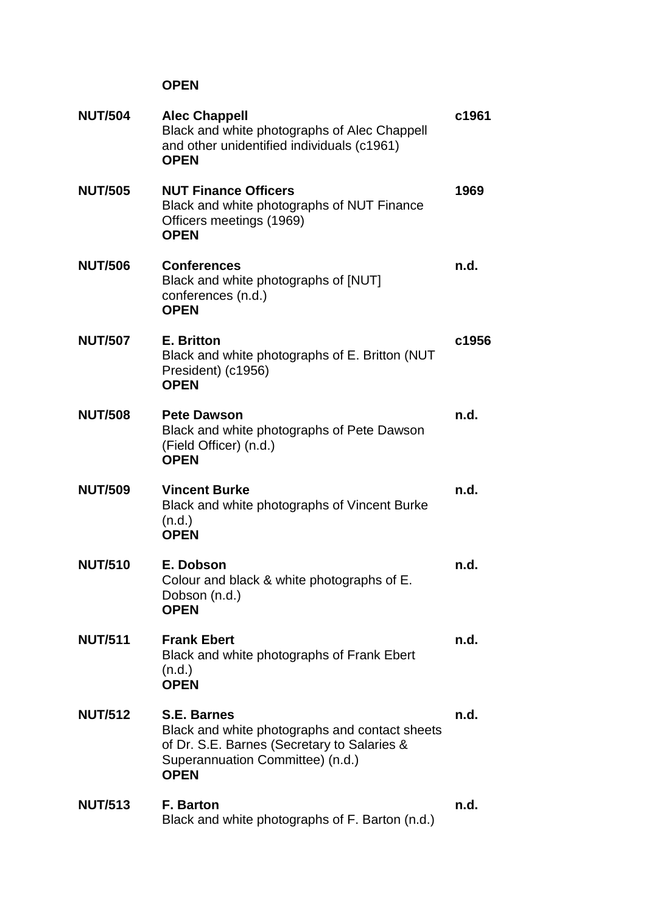**OPEN**

| | | |
|---|---|---|
| **NUT/504** | **Alec Chappell**<br>Black and white photographs of Alec Chappell and other unidentified individuals (c1961)<br>**OPEN** | **c1961** |
| **NUT/505** | **NUT Finance Officers**<br>Black and white photographs of NUT Finance Officers meetings (1969)<br>**OPEN** | **1969** |
| **NUT/506** | **Conferences**<br>Black and white photographs of [NUT] conferences (n.d.)<br>**OPEN** | **n.d.** |
| **NUT/507** | **E. Britton**<br>Black and white photographs of E. Britton (NUT President) (c1956)<br>**OPEN** | **c1956** |
| **NUT/508** | **Pete Dawson**<br>Black and white photographs of Pete Dawson (Field Officer) (n.d.)<br>**OPEN** | **n.d.** |
| **NUT/509** | **Vincent Burke**<br>Black and white photographs of Vincent Burke (n.d.)<br>**OPEN** | **n.d.** |
| **NUT/510** | **E. Dobson**<br>Colour and black & white photographs of E. Dobson (n.d.)<br>**OPEN** | **n.d.** |
| **NUT/511** | **Frank Ebert**<br>Black and white photographs of Frank Ebert (n.d.)<br>**OPEN** | **n.d.** |
| **NUT/512** | **S.E. Barnes**<br>Black and white photographs and contact sheets of Dr. S.E. Barnes (Secretary to Salaries & Superannuation Committee) (n.d.)<br>**OPEN** | **n.d.** |
| **NUT/513** | **F. Barton**<br>Black and white photographs of F. Barton (n.d.) | **n.d.** |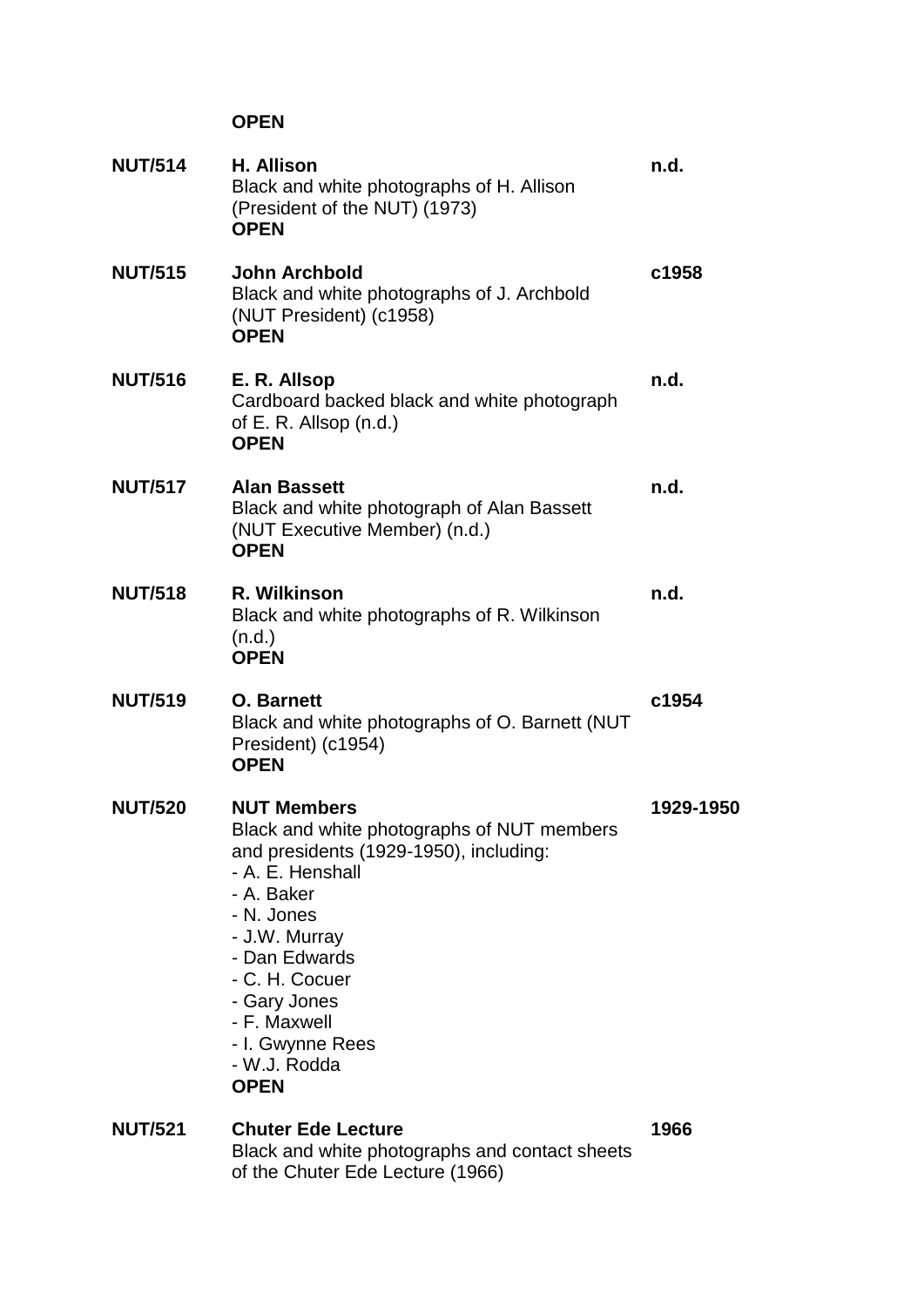**OPEN**

| | | |
|---|---|---|
| **NUT/514** | **H. Allison**<br>Black and white photographs of H. Allison (President of the NUT) (1973)<br>**OPEN** | **n.d.** |
| **NUT/515** | **John Archbold**<br>Black and white photographs of J. Archbold (NUT President) (c1958)<br>**OPEN** | **c1958** |
| **NUT/516** | **E. R. Allsop**<br>Cardboard backed black and white photograph of E. R. Allsop (n.d.)<br>**OPEN** | **n.d.** |
| **NUT/517** | **Alan Bassett**<br>Black and white photograph of Alan Bassett (NUT Executive Member) (n.d.)<br>**OPEN** | **n.d.** |
| **NUT/518** | **R. Wilkinson**<br>Black and white photographs of R. Wilkinson (n.d.)<br>**OPEN** | **n.d.** |
| **NUT/519** | **O. Barnett**<br>Black and white photographs of O. Barnett (NUT President) (c1954)<br>**OPEN** | **c1954** |
| **NUT/520** | **NUT Members**<br>Black and white photographs of NUT members and presidents (1929-1950), including:<br>- A. E. Henshall<br>- A. Baker<br>- N. Jones<br>- J.W. Murray<br>- Dan Edwards<br>- C. H. Cocuer<br>- Gary Jones<br>- F. Maxwell<br>- I. Gwynne Rees<br>- W.J. Rodda<br>**OPEN** | **1929-1950** |
| **NUT/521** | **Chuter Ede Lecture**<br>Black and white photographs and contact sheets of the Chuter Ede Lecture (1966) | **1966** |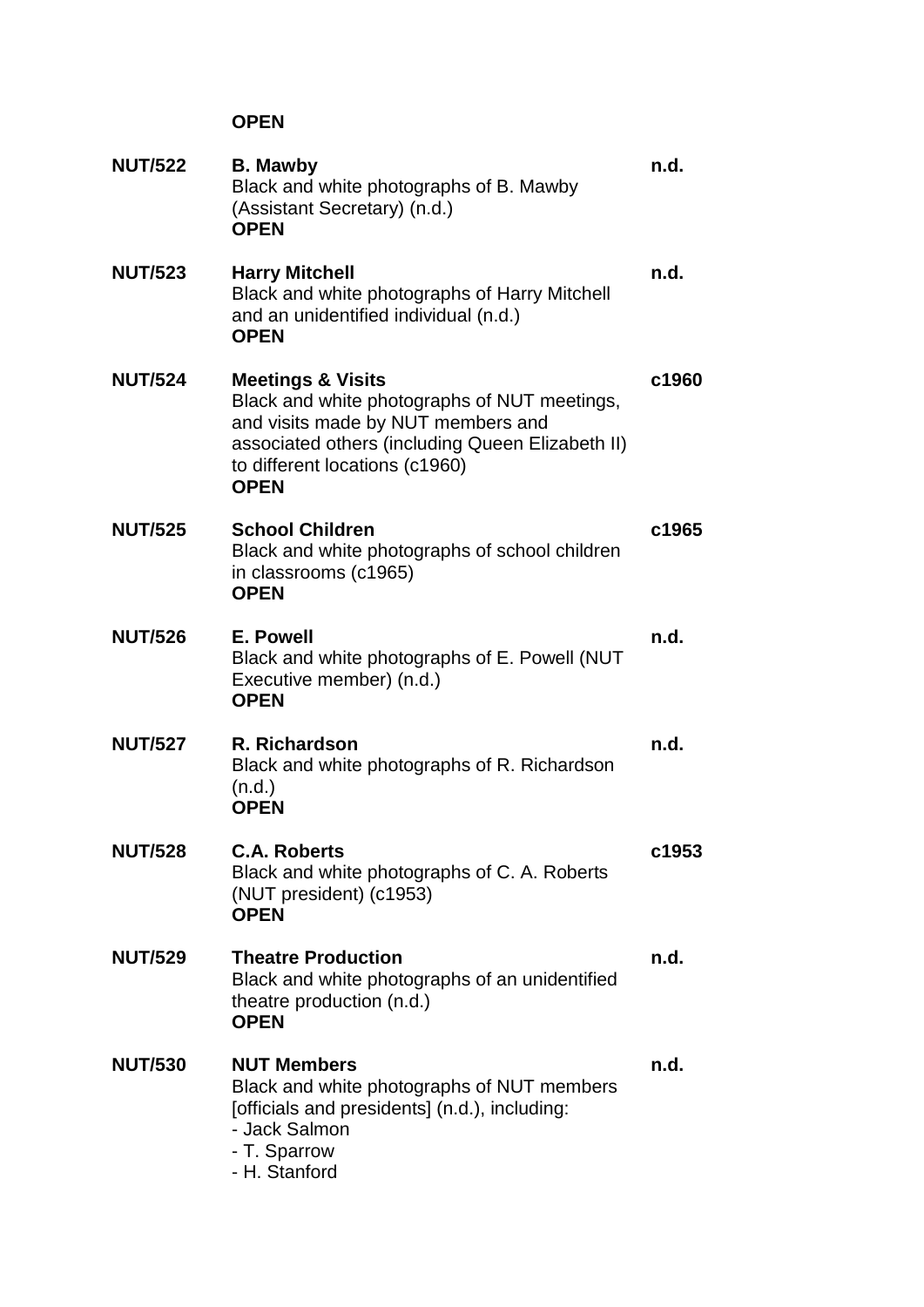**OPEN**

| | | |
|---|---|---|
| **NUT/522** | **B. Mawby**<br>Black and white photographs of B. Mawby (Assistant Secretary) (n.d.)<br>**OPEN** | **n.d.** |
| **NUT/523** | **Harry Mitchell**<br>Black and white photographs of Harry Mitchell and an unidentified individual (n.d.)<br>**OPEN** | **n.d.** |
| **NUT/524** | **Meetings & Visits**<br>Black and white photographs of NUT meetings, and visits made by NUT members and associated others (including Queen Elizabeth II) to different locations (c1960)<br>**OPEN** | **c1960** |
| **NUT/525** | **School Children**<br>Black and white photographs of school children in classrooms (c1965)<br>**OPEN** | **c1965** |
| **NUT/526** | **E. Powell**<br>Black and white photographs of E. Powell (NUT Executive member) (n.d.)<br>**OPEN** | **n.d.** |
| **NUT/527** | **R. Richardson**<br>Black and white photographs of R. Richardson (n.d.)<br>**OPEN** | **n.d.** |
| **NUT/528** | **C.A. Roberts**<br>Black and white photographs of C. A. Roberts (NUT president) (c1953)<br>**OPEN** | **c1953** |
| **NUT/529** | **Theatre Production**<br>Black and white photographs of an unidentified theatre production (n.d.)<br>**OPEN** | **n.d.** |
| **NUT/530** | **NUT Members**<br>Black and white photographs of NUT members [officials and presidents] (n.d.), including:<br>- Jack Salmon<br>- T. Sparrow<br>- H. Stanford | **n.d.** |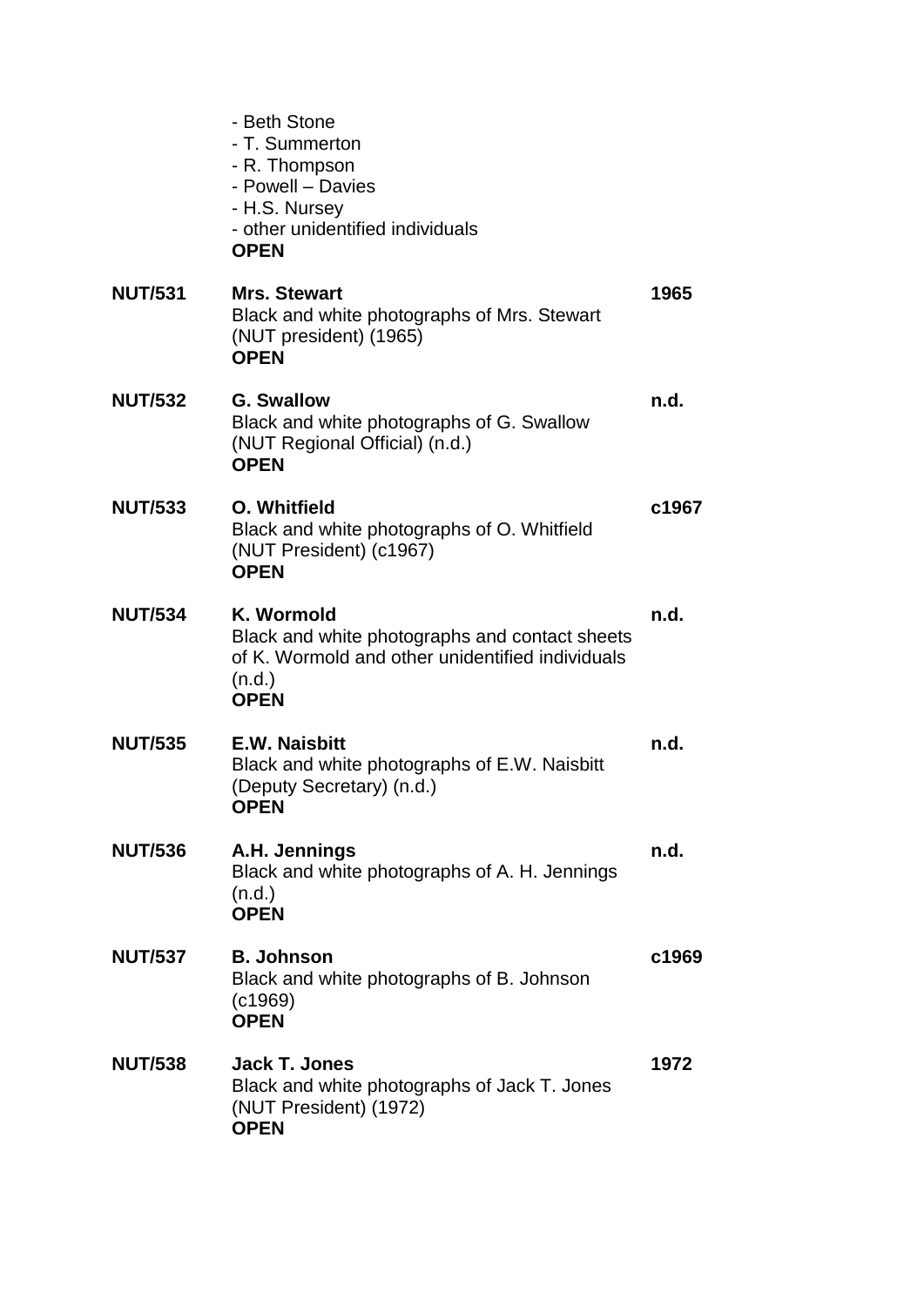- Beth Stone
- T. Summerton
- R. Thompson
- Powell – Davies
- H.S. Nursey
- other unidentified individuals

**OPEN**

| | | |
|---|---|---|
| **NUT/531** | **Mrs. Stewart**<br>Black and white photographs of Mrs. Stewart (NUT president) (1965)<br>**OPEN** | **1965** |
| **NUT/532** | **G. Swallow**<br>Black and white photographs of G. Swallow (NUT Regional Official) (n.d.)<br>**OPEN** | **n.d.** |
| **NUT/533** | **O. Whitfield**<br>Black and white photographs of O. Whitfield (NUT President) (c1967)<br>**OPEN** | **c1967** |
| **NUT/534** | **K. Wormold**<br>Black and white photographs and contact sheets of K. Wormold and other unidentified individuals (n.d.)<br>**OPEN** | **n.d.** |
| **NUT/535** | **E.W. Naisbitt**<br>Black and white photographs of E.W. Naisbitt (Deputy Secretary) (n.d.)<br>**OPEN** | **n.d.** |
| **NUT/536** | **A.H. Jennings**<br>Black and white photographs of A. H. Jennings (n.d.)<br>**OPEN** | **n.d.** |
| **NUT/537** | **B. Johnson**<br>Black and white photographs of B. Johnson (c1969)<br>**OPEN** | **c1969** |
| **NUT/538** | **Jack T. Jones**<br>Black and white photographs of Jack T. Jones (NUT President) (1972)<br>**OPEN** | **1972** |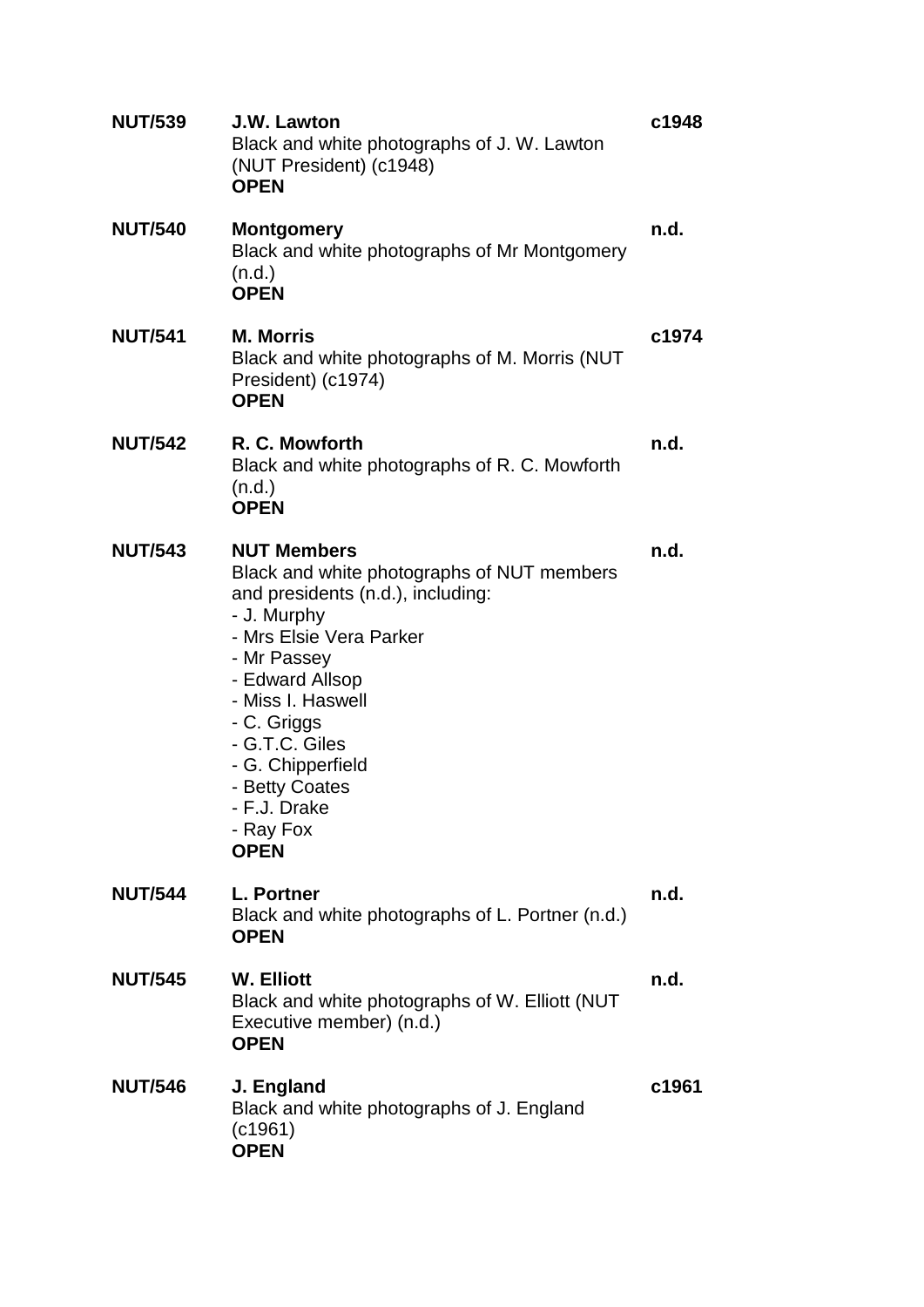| | | |
|---|---|---|
| **NUT/539** | **J.W. Lawton**<br>Black and white photographs of J. W. Lawton (NUT President) (c1948)<br>**OPEN** | **c1948** |
| **NUT/540** | **Montgomery**<br>Black and white photographs of Mr Montgomery (n.d.)<br>**OPEN** | **n.d.** |
| **NUT/541** | **M. Morris**<br>Black and white photographs of M. Morris (NUT President) (c1974)<br>**OPEN** | **c1974** |
| **NUT/542** | **R. C. Mowforth**<br>Black and white photographs of R. C. Mowforth (n.d.)<br>**OPEN** | **n.d.** |
| **NUT/543** | **NUT Members**<br>Black and white photographs of NUT members and presidents (n.d.), including:<br>- J. Murphy<br>- Mrs Elsie Vera Parker<br>- Mr Passey<br>- Edward Allsop<br>- Miss I. Haswell<br>- C. Griggs<br>- G.T.C. Giles<br>- G. Chipperfield<br>- Betty Coates<br>- F.J. Drake<br>- Ray Fox<br>**OPEN** | **n.d.** |
| **NUT/544** | **L. Portner**<br>Black and white photographs of L. Portner (n.d.)<br>**OPEN** | **n.d.** |
| **NUT/545** | **W. Elliott**<br>Black and white photographs of W. Elliott (NUT Executive member) (n.d.)<br>**OPEN** | **n.d.** |
| **NUT/546** | **J. England**<br>Black and white photographs of J. England (c1961)<br>**OPEN** | **c1961** |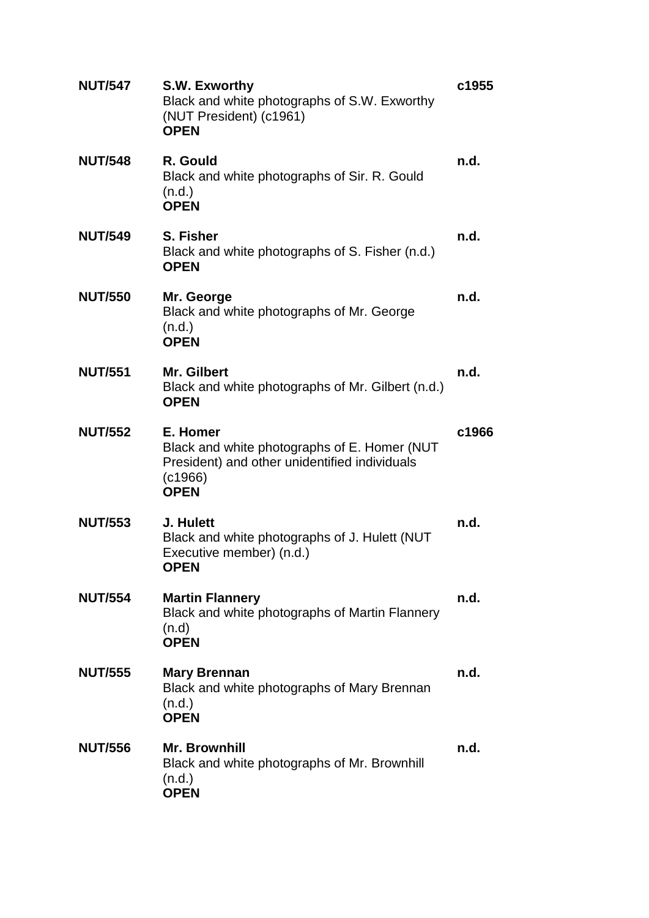**NUT/547** **S.W. Exworthy** **c1955**
Black and white photographs of S.W. Exworthy (NUT President) (c1961)
**OPEN**

**NUT/548** **R. Gould** **n.d.**
Black and white photographs of Sir. R. Gould (n.d.)
**OPEN**

**NUT/549** **S. Fisher** **n.d.**
Black and white photographs of S. Fisher (n.d.)
**OPEN**

**NUT/550** **Mr. George** **n.d.**
Black and white photographs of Mr. George (n.d.)
**OPEN**

**NUT/551** **Mr. Gilbert** **n.d.**
Black and white photographs of Mr. Gilbert (n.d.)
**OPEN**

**NUT/552** **E. Homer** **c1966**
Black and white photographs of E. Homer (NUT President) and other unidentified individuals (c1966)
**OPEN**

**NUT/553** **J. Hulett** **n.d.**
Black and white photographs of J. Hulett (NUT Executive member) (n.d.)
**OPEN**

**NUT/554** **Martin Flannery** **n.d.**
Black and white photographs of Martin Flannery (n.d)
**OPEN**

**NUT/555** **Mary Brennan** **n.d.**
Black and white photographs of Mary Brennan (n.d.)
**OPEN**

**NUT/556** **Mr. Brownhill** **n.d.**
Black and white photographs of Mr. Brownhill (n.d.)
**OPEN**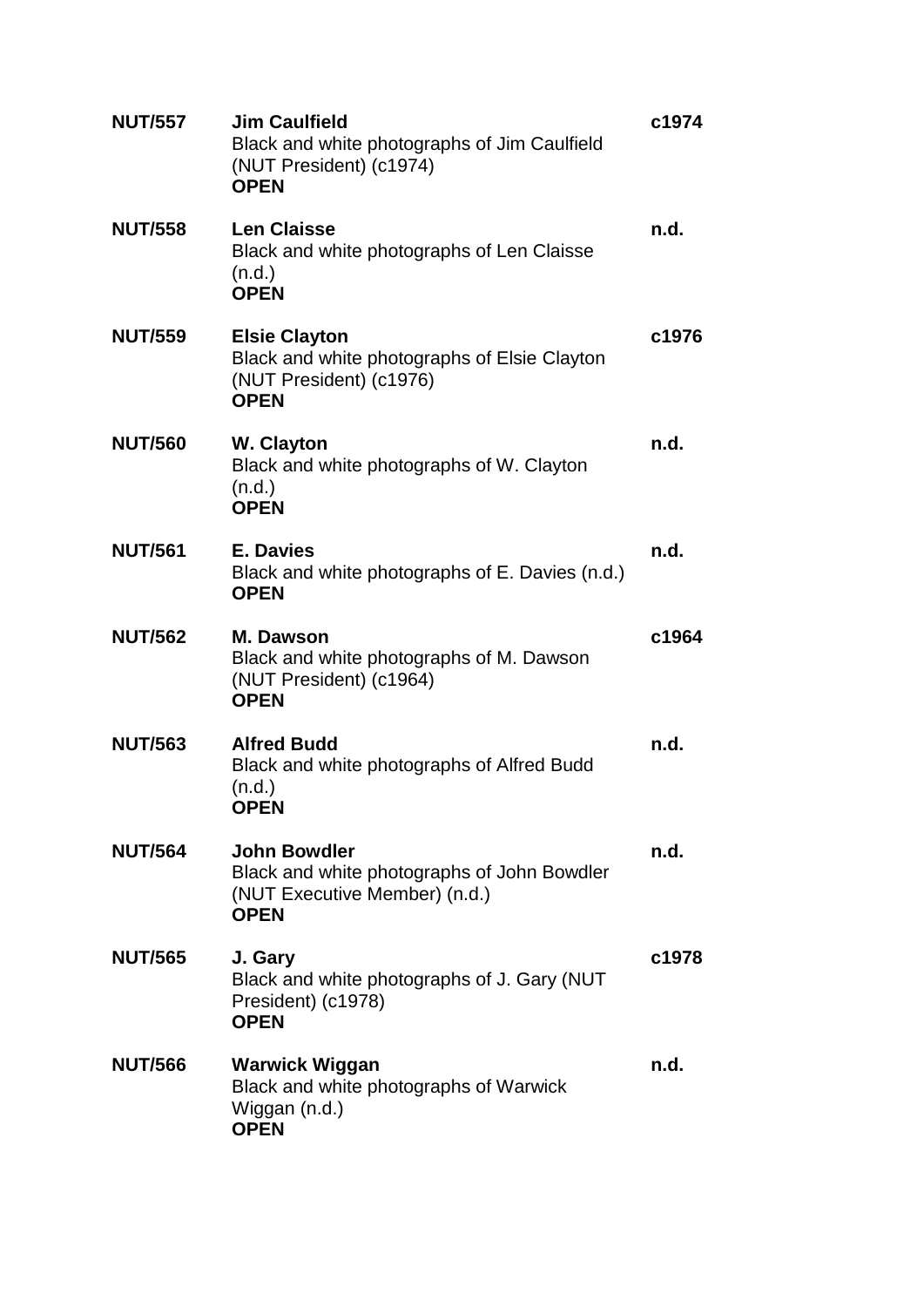| | | |
|---|---|---|
| **NUT/557** | **Jim Caulfield**<br>Black and white photographs of Jim Caulfield (NUT President) (c1974)<br>**OPEN** | **c1974** |
| **NUT/558** | **Len Claisse**<br>Black and white photographs of Len Claisse (n.d.)<br>**OPEN** | **n.d.** |
| **NUT/559** | **Elsie Clayton**<br>Black and white photographs of Elsie Clayton (NUT President) (c1976)<br>**OPEN** | **c1976** |
| **NUT/560** | **W. Clayton**<br>Black and white photographs of W. Clayton (n.d.)<br>**OPEN** | **n.d.** |
| **NUT/561** | **E. Davies**<br>Black and white photographs of E. Davies (n.d.)<br>**OPEN** | **n.d.** |
| **NUT/562** | **M. Dawson**<br>Black and white photographs of M. Dawson (NUT President) (c1964)<br>**OPEN** | **c1964** |
| **NUT/563** | **Alfred Budd**<br>Black and white photographs of Alfred Budd (n.d.)<br>**OPEN** | **n.d.** |
| **NUT/564** | **John Bowdler**<br>Black and white photographs of John Bowdler (NUT Executive Member) (n.d.)<br>**OPEN** | **n.d.** |
| **NUT/565** | **J. Gary**<br>Black and white photographs of J. Gary (NUT President) (c1978)<br>**OPEN** | **c1978** |
| **NUT/566** | **Warwick Wiggan**<br>Black and white photographs of Warwick Wiggan (n.d.)<br>**OPEN** | **n.d.** |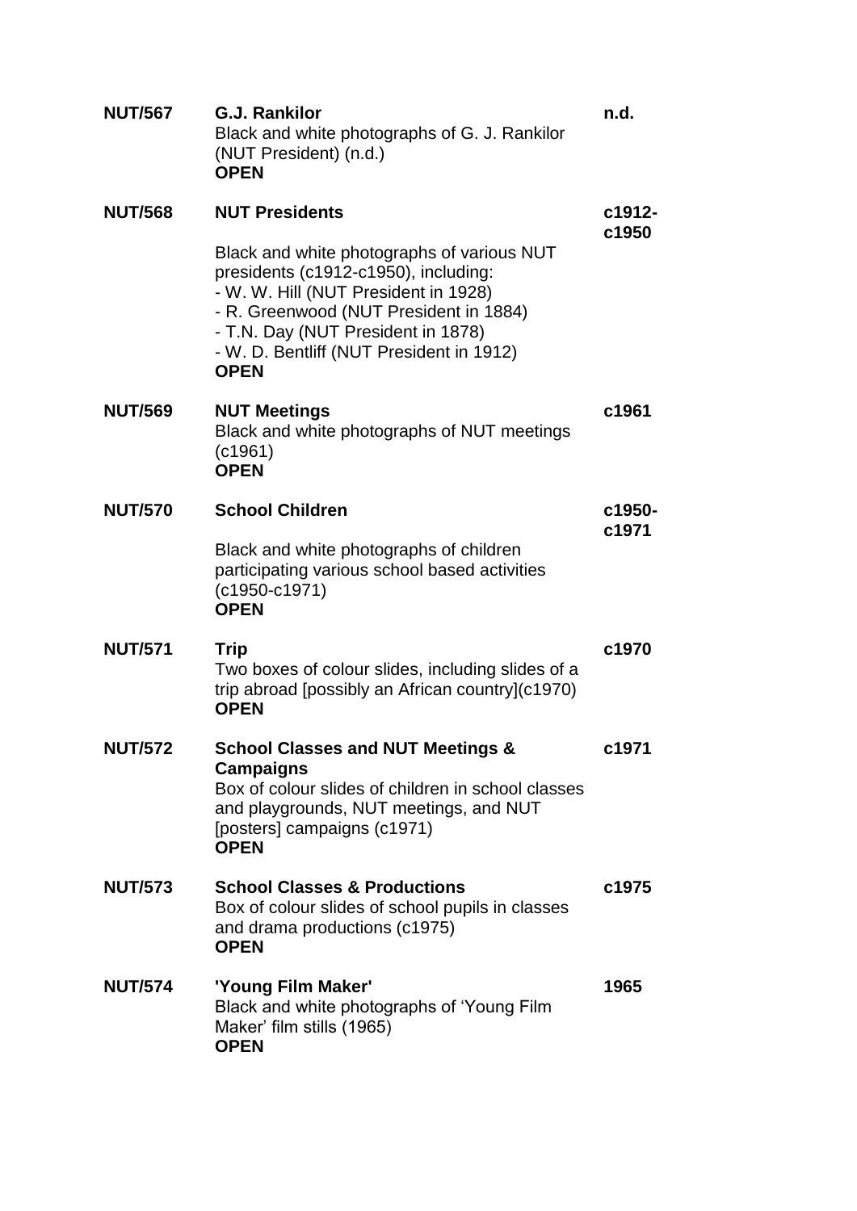| | | |
|---|---|---|
| **NUT/567** | **G.J. Rankilor**<br>Black and white photographs of G. J. Rankilor (NUT President) (n.d.)<br>**OPEN** | **n.d.** |
| **NUT/568** | **NUT Presidents**<br><br>Black and white photographs of various NUT presidents (c1912-c1950), including:<br>- W. W. Hill (NUT President in 1928)<br>- R. Greenwood (NUT President in 1884)<br>- T.N. Day (NUT President in 1878)<br>- W. D. Bentliff (NUT President in 1912)<br>**OPEN** | **c1912-c1950** |
| **NUT/569** | **NUT Meetings**<br>Black and white photographs of NUT meetings (c1961)<br>**OPEN** | **c1961** |
| **NUT/570** | **School Children**<br><br>Black and white photographs of children participating various school based activities (c1950-c1971)<br>**OPEN** | **c1950-c1971** |
| **NUT/571** | **Trip**<br>Two boxes of colour slides, including slides of a trip abroad [possibly an African country](c1970)<br>**OPEN** | **c1970** |
| **NUT/572** | **School Classes and NUT Meetings & Campaigns**<br>Box of colour slides of children in school classes and playgrounds, NUT meetings, and NUT [posters] campaigns (c1971)<br>**OPEN** | **c1971** |
| **NUT/573** | **School Classes & Productions**<br>Box of colour slides of school pupils in classes and drama productions (c1975)<br>**OPEN** | **c1975** |
| **NUT/574** | **'Young Film Maker'**<br>Black and white photographs of 'Young Film Maker' film stills (1965)<br>**OPEN** | **1965** |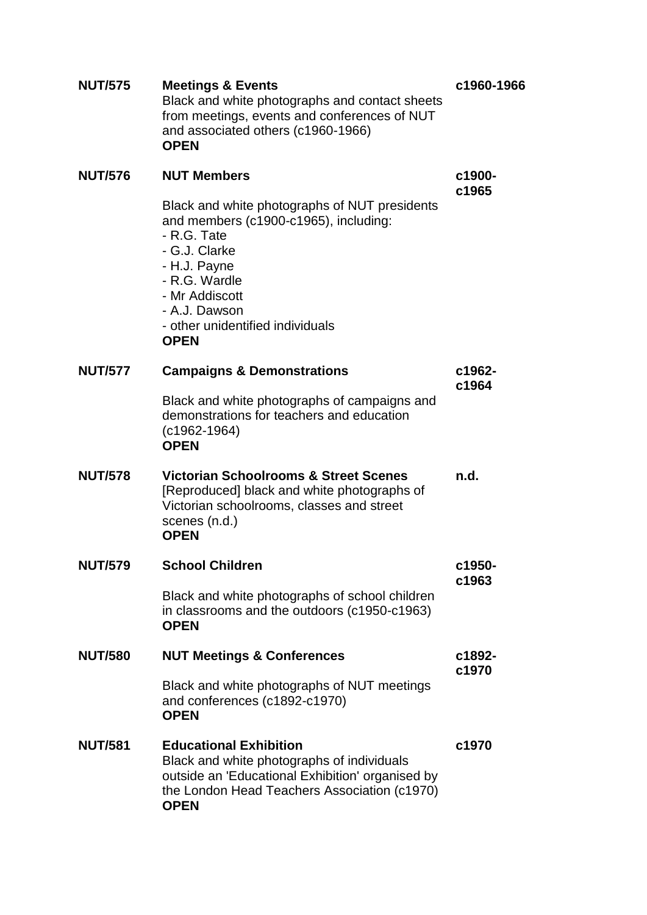**NUT/575** **Meetings & Events** **c1960-1966**
Black and white photographs and contact sheets from meetings, events and conferences of NUT and associated others (c1960-1966)
**OPEN**

**NUT/576** **NUT Members** **c1900-c1965**

Black and white photographs of NUT presidents and members (c1900-c1965), including:
- R.G. Tate
- G.J. Clarke
- H.J. Payne
- R.G. Wardle
- Mr Addiscott
- A.J. Dawson
- other unidentified individuals

**OPEN**

**NUT/577** **Campaigns & Demonstrations** **c1962-c1964**

Black and white photographs of campaigns and demonstrations for teachers and education (c1962-1964)
**OPEN**

**NUT/578** **Victorian Schoolrooms & Street Scenes** **n.d.**
[Reproduced] black and white photographs of Victorian schoolrooms, classes and street scenes (n.d.)
**OPEN**

**NUT/579** **School Children** **c1950-c1963**

Black and white photographs of school children in classrooms and the outdoors (c1950-c1963)
**OPEN**

**NUT/580** **NUT Meetings & Conferences** **c1892-c1970**

Black and white photographs of NUT meetings and conferences (c1892-c1970)
**OPEN**

**NUT/581** **Educational Exhibition** **c1970**
Black and white photographs of individuals outside an 'Educational Exhibition' organised by the London Head Teachers Association (c1970)
**OPEN**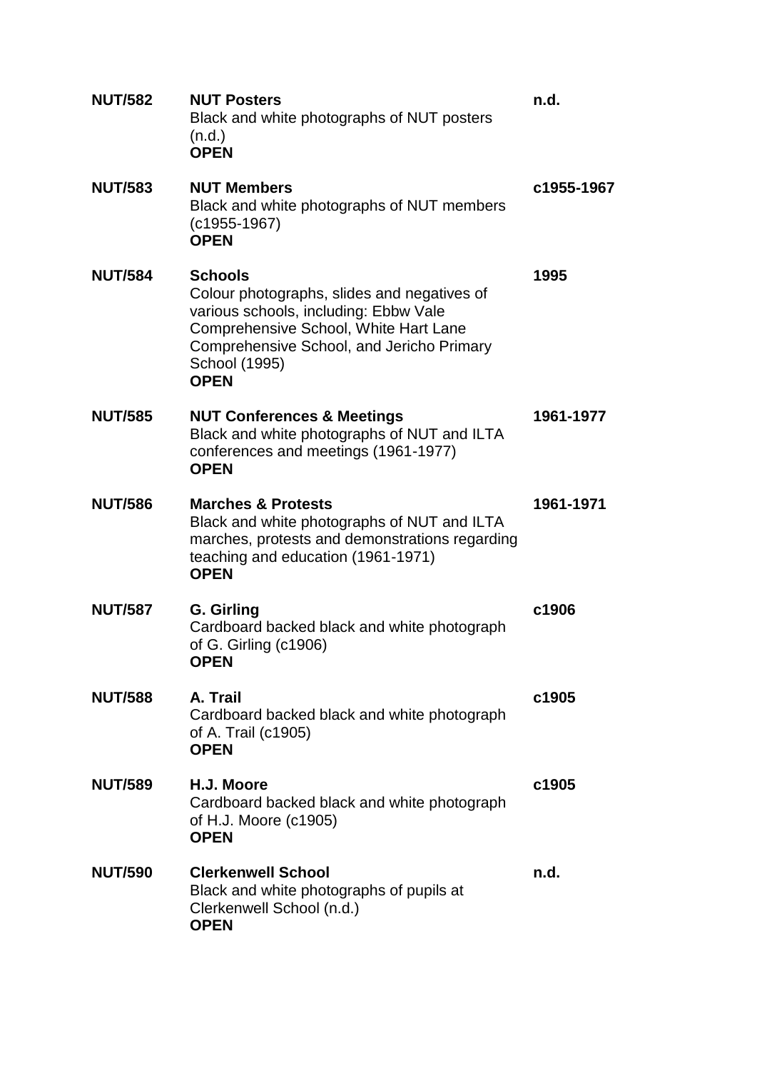**NUT/582** **NUT Posters** **n.d.**
Black and white photographs of NUT posters (n.d.)
**OPEN**

**NUT/583** **NUT Members** **c1955-1967**
Black and white photographs of NUT members (c1955-1967)
**OPEN**

**NUT/584** **Schools** **1995**
Colour photographs, slides and negatives of various schools, including: Ebbw Vale Comprehensive School, White Hart Lane Comprehensive School, and Jericho Primary School (1995)
**OPEN**

**NUT/585** **NUT Conferences & Meetings** **1961-1977**
Black and white photographs of NUT and ILTA conferences and meetings (1961-1977)
**OPEN**

**NUT/586** **Marches & Protests** **1961-1971**
Black and white photographs of NUT and ILTA marches, protests and demonstrations regarding teaching and education (1961-1971)
**OPEN**

**NUT/587** **G. Girling** **c1906**
Cardboard backed black and white photograph of G. Girling (c1906)
**OPEN**

**NUT/588** **A. Trail** **c1905**
Cardboard backed black and white photograph of A. Trail (c1905)
**OPEN**

**NUT/589** **H.J. Moore** **c1905**
Cardboard backed black and white photograph of H.J. Moore (c1905)
**OPEN**

**NUT/590** **Clerkenwell School** **n.d.**
Black and white photographs of pupils at Clerkenwell School (n.d.)
**OPEN**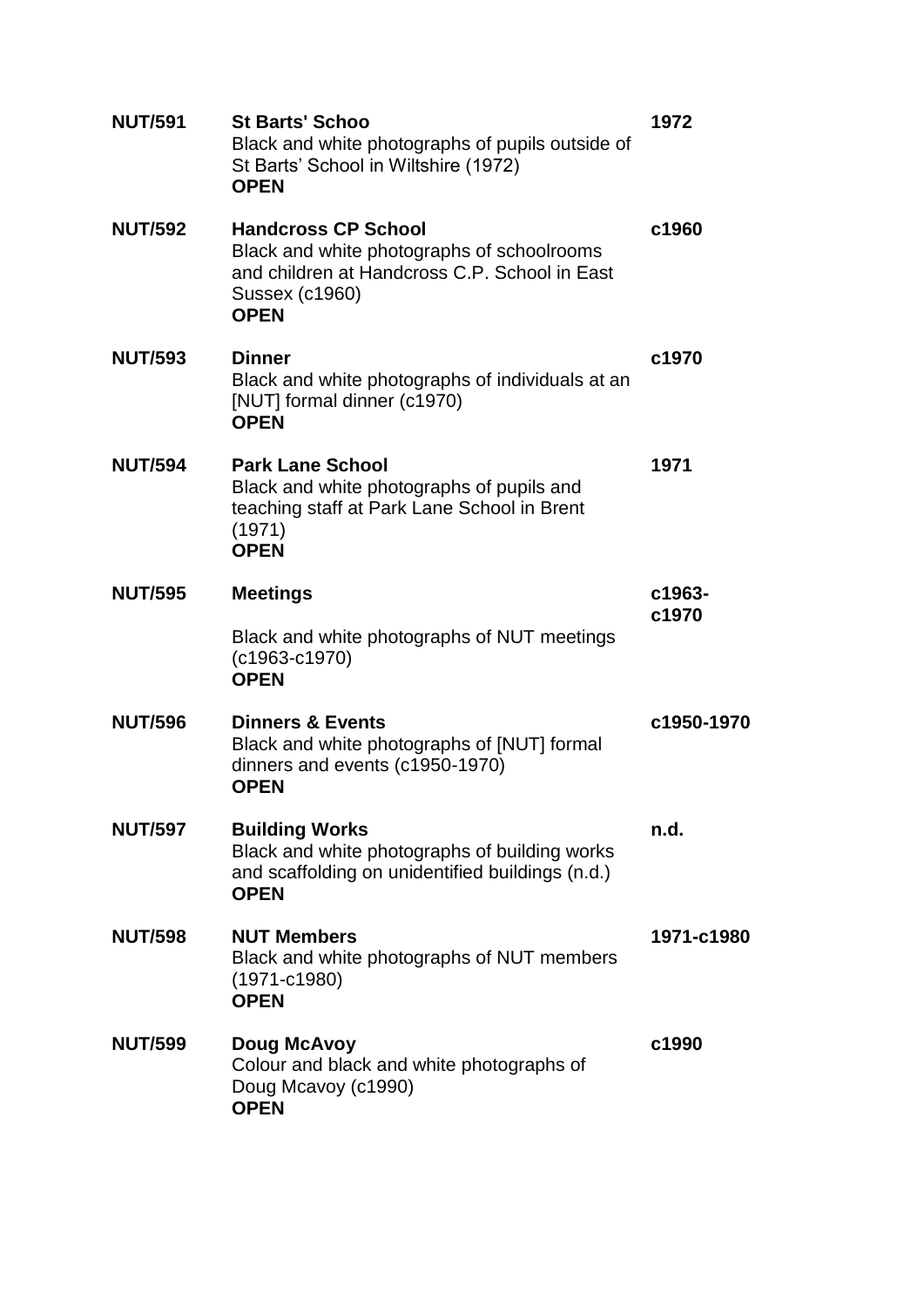| | | |
|---|---|---|
| **NUT/591** | **St Barts' Schoo**<br>Black and white photographs of pupils outside of St Barts' School in Wiltshire (1972)<br>**OPEN** | **1972** |
| **NUT/592** | **Handcross CP School**<br>Black and white photographs of schoolrooms and children at Handcross C.P. School in East Sussex (c1960)<br>**OPEN** | **c1960** |
| **NUT/593** | **Dinner**<br>Black and white photographs of individuals at an [NUT] formal dinner (c1970)<br>**OPEN** | **c1970** |
| **NUT/594** | **Park Lane School**<br>Black and white photographs of pupils and teaching staff at Park Lane School in Brent (1971)<br>**OPEN** | **1971** |
| **NUT/595** | **Meetings**<br>Black and white photographs of NUT meetings (c1963-c1970)<br>**OPEN** | **c1963-c1970** |
| **NUT/596** | **Dinners & Events**<br>Black and white photographs of [NUT] formal dinners and events (c1950-1970)<br>**OPEN** | **c1950-1970** |
| **NUT/597** | **Building Works**<br>Black and white photographs of building works and scaffolding on unidentified buildings (n.d.)<br>**OPEN** | **n.d.** |
| **NUT/598** | **NUT Members**<br>Black and white photographs of NUT members (1971-c1980)<br>**OPEN** | **1971-c1980** |
| **NUT/599** | **Doug McAvoy**<br>Colour and black and white photographs of Doug Mcavoy (c1990)<br>**OPEN** | **c1990** |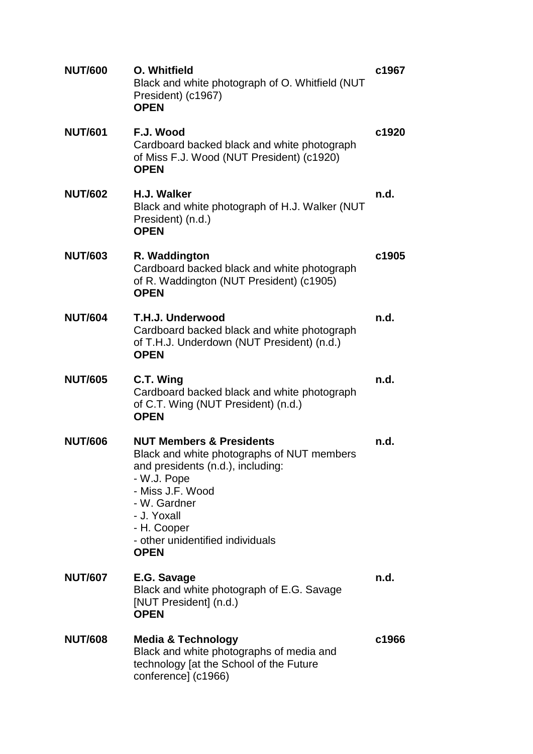**NUT/600** **O. Whitfield** **c1967**
Black and white photograph of O. Whitfield (NUT President) (c1967)
**OPEN**

**NUT/601** **F.J. Wood** **c1920**
Cardboard backed black and white photograph of Miss F.J. Wood (NUT President) (c1920)
**OPEN**

**NUT/602** **H.J. Walker** **n.d.**
Black and white photograph of H.J. Walker (NUT President) (n.d.)
**OPEN**

**NUT/603** **R. Waddington** **c1905**
Cardboard backed black and white photograph of R. Waddington (NUT President) (c1905)
**OPEN**

**NUT/604** **T.H.J. Underwood** **n.d.**
Cardboard backed black and white photograph of T.H.J. Underdown (NUT President) (n.d.)
**OPEN**

**NUT/605** **C.T. Wing** **n.d.**
Cardboard backed black and white photograph of C.T. Wing (NUT President) (n.d.)
**OPEN**

**NUT/606** **NUT Members & Presidents** **n.d.**
Black and white photographs of NUT members and presidents (n.d.), including:
- W.J. Pope
- Miss J.F. Wood
- W. Gardner
- J. Yoxall
- H. Cooper
- other unidentified individuals

**OPEN**

**NUT/607** **E.G. Savage** **n.d.**
Black and white photograph of E.G. Savage [NUT President] (n.d.)
**OPEN**

**NUT/608** **Media & Technology** **c1966**
Black and white photographs of media and technology [at the School of the Future conference] (c1966)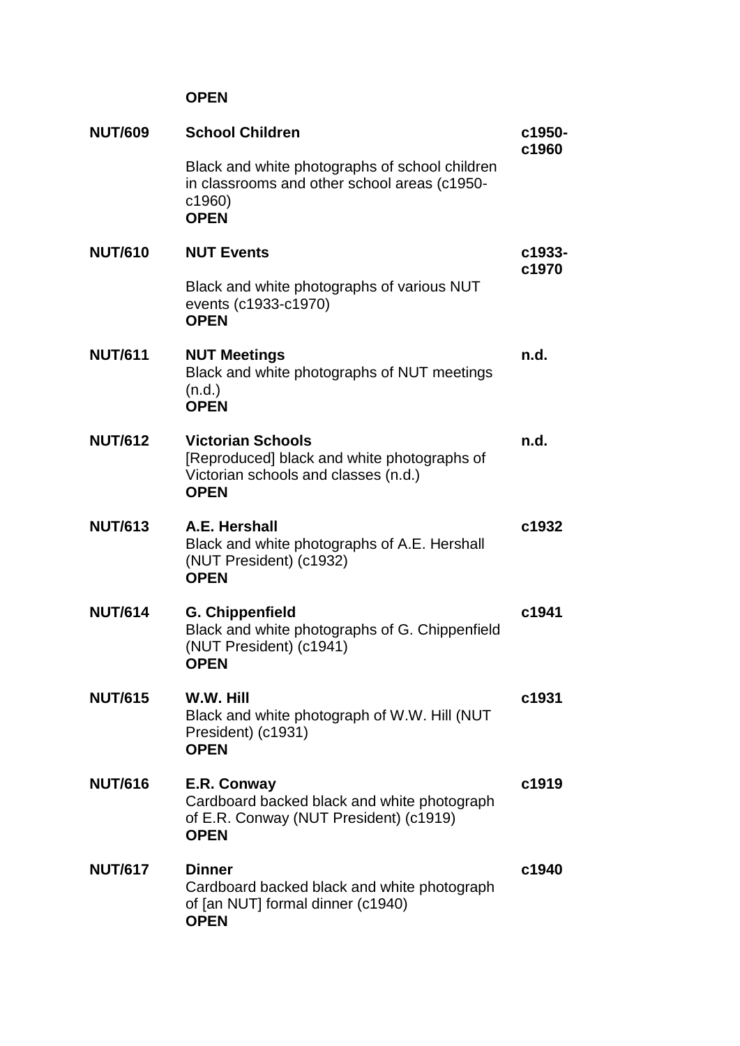**OPEN**

| | | |
|---|---|---|
| **NUT/609** | **School Children**<br><br>Black and white photographs of school children in classrooms and other school areas (c1950-c1960)<br>**OPEN** | **c1950-c1960** |
| **NUT/610** | **NUT Events**<br><br>Black and white photographs of various NUT events (c1933-c1970)<br>**OPEN** | **c1933-c1970** |
| **NUT/611** | **NUT Meetings**<br>Black and white photographs of NUT meetings (n.d.)<br>**OPEN** | **n.d.** |
| **NUT/612** | **Victorian Schools**<br>[Reproduced] black and white photographs of Victorian schools and classes (n.d.)<br>**OPEN** | **n.d.** |
| **NUT/613** | **A.E. Hershall**<br>Black and white photographs of A.E. Hershall (NUT President) (c1932)<br>**OPEN** | **c1932** |
| **NUT/614** | **G. Chippenfield**<br>Black and white photographs of G. Chippenfield (NUT President) (c1941)<br>**OPEN** | **c1941** |
| **NUT/615** | **W.W. Hill**<br>Black and white photograph of W.W. Hill (NUT President) (c1931)<br>**OPEN** | **c1931** |
| **NUT/616** | **E.R. Conway**<br>Cardboard backed black and white photograph of E.R. Conway (NUT President) (c1919)<br>**OPEN** | **c1919** |
| **NUT/617** | **Dinner**<br>Cardboard backed black and white photograph of [an NUT] formal dinner (c1940)<br>**OPEN** | **c1940** |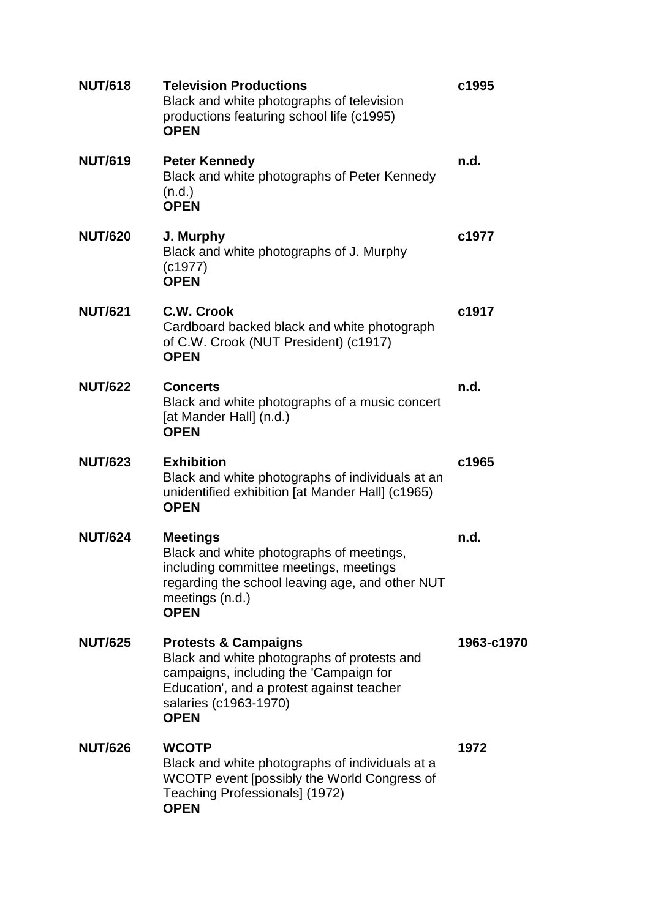| | | |
|---|---|---|
| **NUT/618** | **Television Productions**<br>Black and white photographs of television productions featuring school life (c1995)<br>**OPEN** | **c1995** |
| **NUT/619** | **Peter Kennedy**<br>Black and white photographs of Peter Kennedy (n.d.)<br>**OPEN** | **n.d.** |
| **NUT/620** | **J. Murphy**<br>Black and white photographs of J. Murphy (c1977)<br>**OPEN** | **c1977** |
| **NUT/621** | **C.W. Crook**<br>Cardboard backed black and white photograph of C.W. Crook (NUT President) (c1917)<br>**OPEN** | **c1917** |
| **NUT/622** | **Concerts**<br>Black and white photographs of a music concert [at Mander Hall] (n.d.)<br>**OPEN** | **n.d.** |
| **NUT/623** | **Exhibition**<br>Black and white photographs of individuals at an unidentified exhibition [at Mander Hall] (c1965)<br>**OPEN** | **c1965** |
| **NUT/624** | **Meetings**<br>Black and white photographs of meetings, including committee meetings, meetings regarding the school leaving age, and other NUT meetings (n.d.)<br>**OPEN** | **n.d.** |
| **NUT/625** | **Protests & Campaigns**<br>Black and white photographs of protests and campaigns, including the 'Campaign for Education', and a protest against teacher salaries (c1963-1970)<br>**OPEN** | **1963-c1970** |
| **NUT/626** | **WCOTP**<br>Black and white photographs of individuals at a WCOTP event [possibly the World Congress of Teaching Professionals] (1972)<br>**OPEN** | **1972** |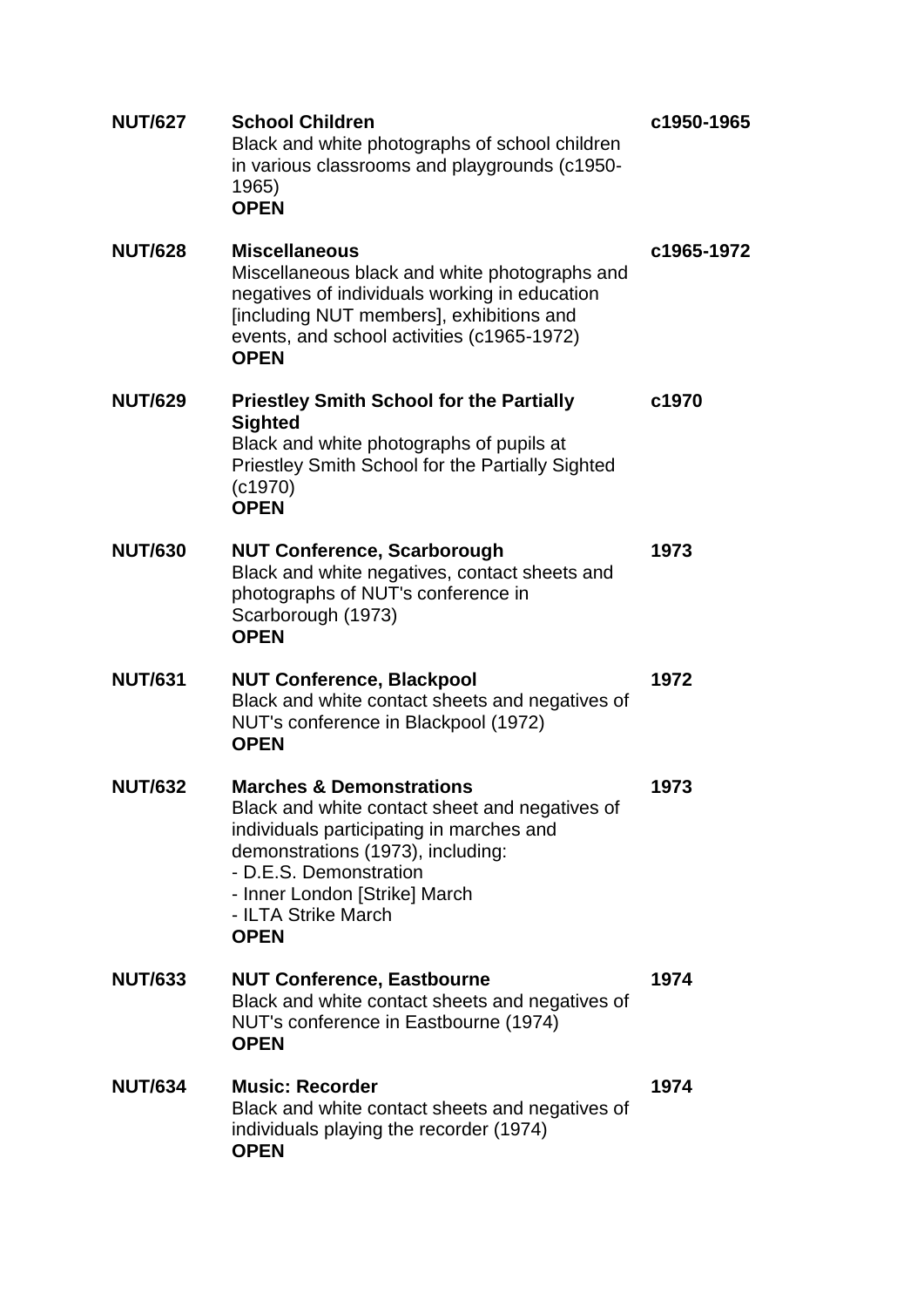| | | |
|---|---|---|
| **NUT/627** | **School Children**<br>Black and white photographs of school children in various classrooms and playgrounds (c1950-1965)<br>**OPEN** | **c1950-1965** |
| **NUT/628** | **Miscellaneous**<br>Miscellaneous black and white photographs and negatives of individuals working in education [including NUT members], exhibitions and events, and school activities (c1965-1972)<br>**OPEN** | **c1965-1972** |
| **NUT/629** | **Priestley Smith School for the Partially Sighted**<br>Black and white photographs of pupils at Priestley Smith School for the Partially Sighted (c1970)<br>**OPEN** | **c1970** |
| **NUT/630** | **NUT Conference, Scarborough**<br>Black and white negatives, contact sheets and photographs of NUT's conference in Scarborough (1973)<br>**OPEN** | **1973** |
| **NUT/631** | **NUT Conference, Blackpool**<br>Black and white contact sheets and negatives of NUT's conference in Blackpool (1972)<br>**OPEN** | **1972** |
| **NUT/632** | **Marches & Demonstrations**<br>Black and white contact sheet and negatives of individuals participating in marches and demonstrations (1973), including:<br>- D.E.S. Demonstration<br>- Inner London [Strike] March<br>- ILTA Strike March<br>**OPEN** | **1973** |
| **NUT/633** | **NUT Conference, Eastbourne**<br>Black and white contact sheets and negatives of NUT's conference in Eastbourne (1974)<br>**OPEN** | **1974** |
| **NUT/634** | **Music: Recorder**<br>Black and white contact sheets and negatives of individuals playing the recorder (1974)<br>**OPEN** | **1974** |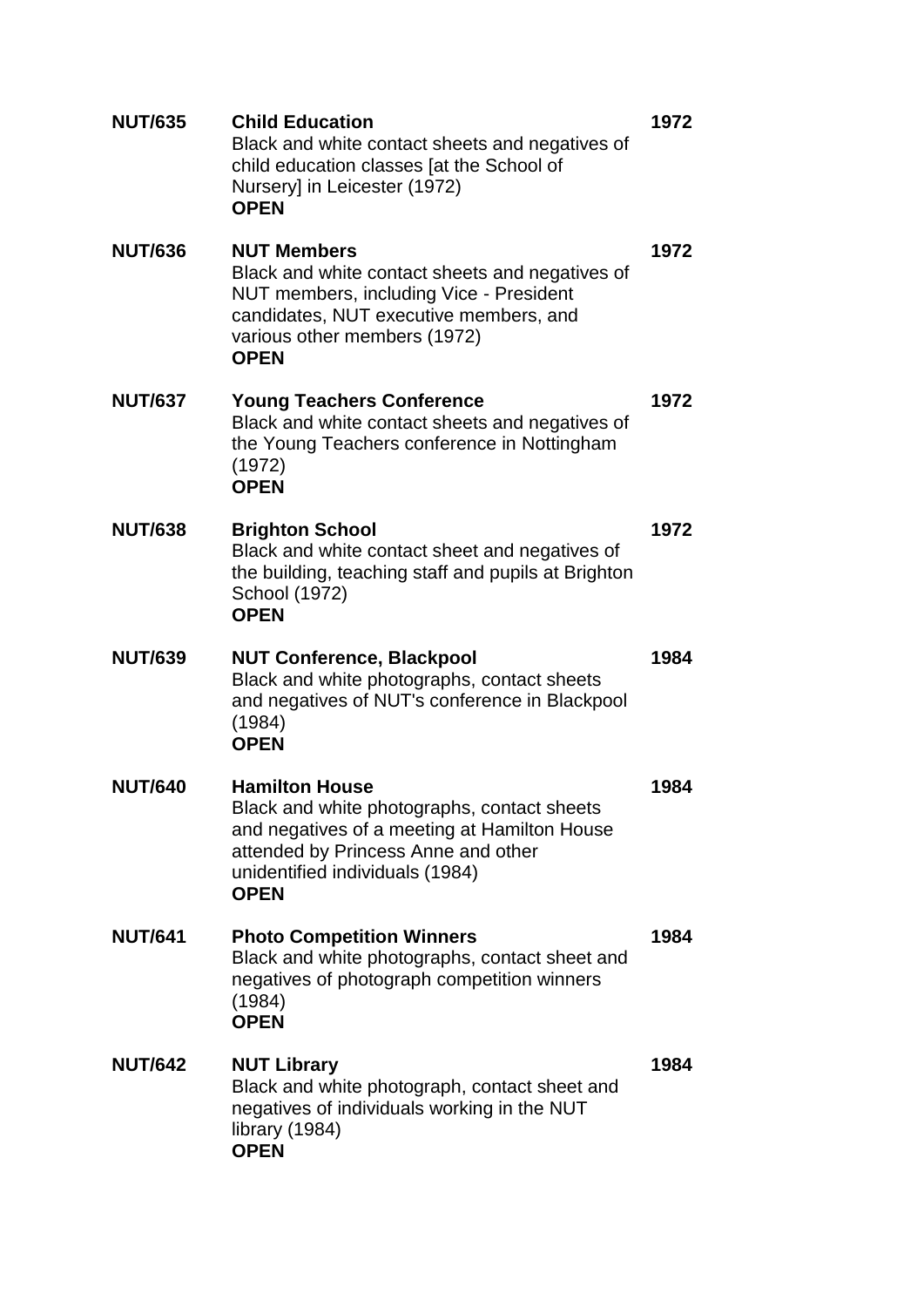**NUT/635** **Child Education** **1972**
Black and white contact sheets and negatives of child education classes [at the School of Nursery] in Leicester (1972)
**OPEN**

**NUT/636** **NUT Members** **1972**
Black and white contact sheets and negatives of NUT members, including Vice - President candidates, NUT executive members, and various other members (1972)
**OPEN**

**NUT/637** **Young Teachers Conference** **1972**
Black and white contact sheets and negatives of the Young Teachers conference in Nottingham (1972)
**OPEN**

**NUT/638** **Brighton School** **1972**
Black and white contact sheet and negatives of the building, teaching staff and pupils at Brighton School (1972)
**OPEN**

**NUT/639** **NUT Conference, Blackpool** **1984**
Black and white photographs, contact sheets and negatives of NUT's conference in Blackpool (1984)
**OPEN**

**NUT/640** **Hamilton House** **1984**
Black and white photographs, contact sheets and negatives of a meeting at Hamilton House attended by Princess Anne and other unidentified individuals (1984)
**OPEN**

**NUT/641** **Photo Competition Winners** **1984**
Black and white photographs, contact sheet and negatives of photograph competition winners (1984)
**OPEN**

**NUT/642** **NUT Library** **1984**
Black and white photograph, contact sheet and negatives of individuals working in the NUT library (1984)
**OPEN**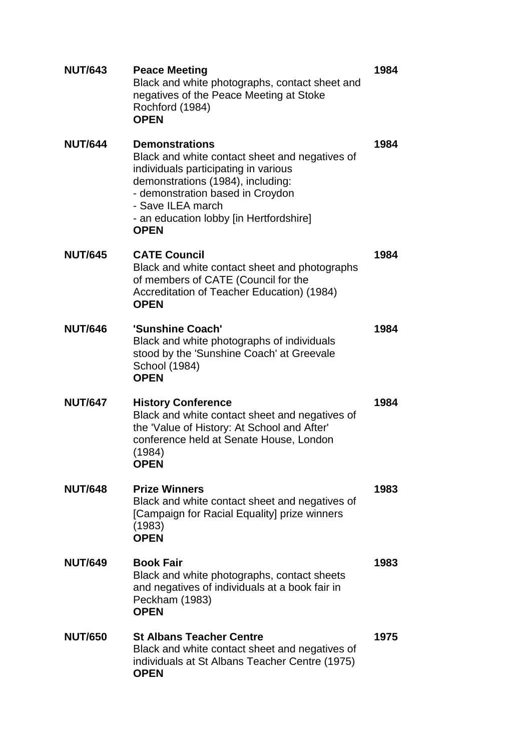**NUT/643** **Peace Meeting** **1984**
Black and white photographs, contact sheet and negatives of the Peace Meeting at Stoke Rochford (1984)
**OPEN**

**NUT/644** **Demonstrations** **1984**
Black and white contact sheet and negatives of individuals participating in various demonstrations (1984), including:
- demonstration based in Croydon
- Save ILEA march
- an education lobby [in Hertfordshire]

**OPEN**

**NUT/645** **CATE Council** **1984**
Black and white contact sheet and photographs of members of CATE (Council for the Accreditation of Teacher Education) (1984)
**OPEN**

**NUT/646** **'Sunshine Coach'** **1984**
Black and white photographs of individuals stood by the 'Sunshine Coach' at Greevale School (1984)
**OPEN**

**NUT/647** **History Conference** **1984**
Black and white contact sheet and negatives of the 'Value of History: At School and After' conference held at Senate House, London (1984)
**OPEN**

**NUT/648** **Prize Winners** **1983**
Black and white contact sheet and negatives of [Campaign for Racial Equality] prize winners (1983)
**OPEN**

**NUT/649** **Book Fair** **1983**
Black and white photographs, contact sheets and negatives of individuals at a book fair in Peckham (1983)
**OPEN**

**NUT/650** **St Albans Teacher Centre** **1975**
Black and white contact sheet and negatives of individuals at St Albans Teacher Centre (1975)
**OPEN**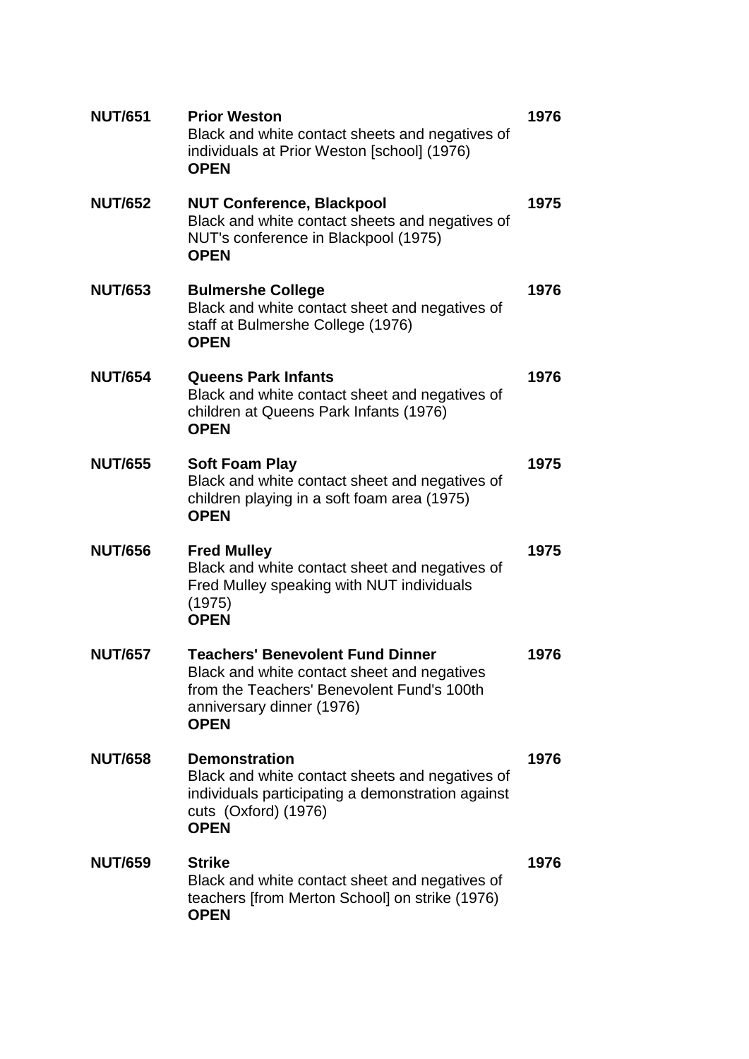**NUT/651** **Prior Weston** **1976**
Black and white contact sheets and negatives of individuals at Prior Weston [school] (1976)
**OPEN**

**NUT/652** **NUT Conference, Blackpool** **1975**
Black and white contact sheets and negatives of NUT's conference in Blackpool (1975)
**OPEN**

**NUT/653** **Bulmershe College** **1976**
Black and white contact sheet and negatives of staff at Bulmershe College (1976)
**OPEN**

**NUT/654** **Queens Park Infants** **1976**
Black and white contact sheet and negatives of children at Queens Park Infants (1976)
**OPEN**

**NUT/655** **Soft Foam Play** **1975**
Black and white contact sheet and negatives of children playing in a soft foam area (1975)
**OPEN**

**NUT/656** **Fred Mulley** **1975**
Black and white contact sheet and negatives of Fred Mulley speaking with NUT individuals (1975)
**OPEN**

**NUT/657** **Teachers' Benevolent Fund Dinner** **1976**
Black and white contact sheet and negatives from the Teachers' Benevolent Fund's 100th anniversary dinner (1976)
**OPEN**

**NUT/658** **Demonstration** **1976**
Black and white contact sheets and negatives of individuals participating a demonstration against cuts (Oxford) (1976)
**OPEN**

**NUT/659** **Strike** **1976**
Black and white contact sheet and negatives of teachers [from Merton School] on strike (1976)
**OPEN**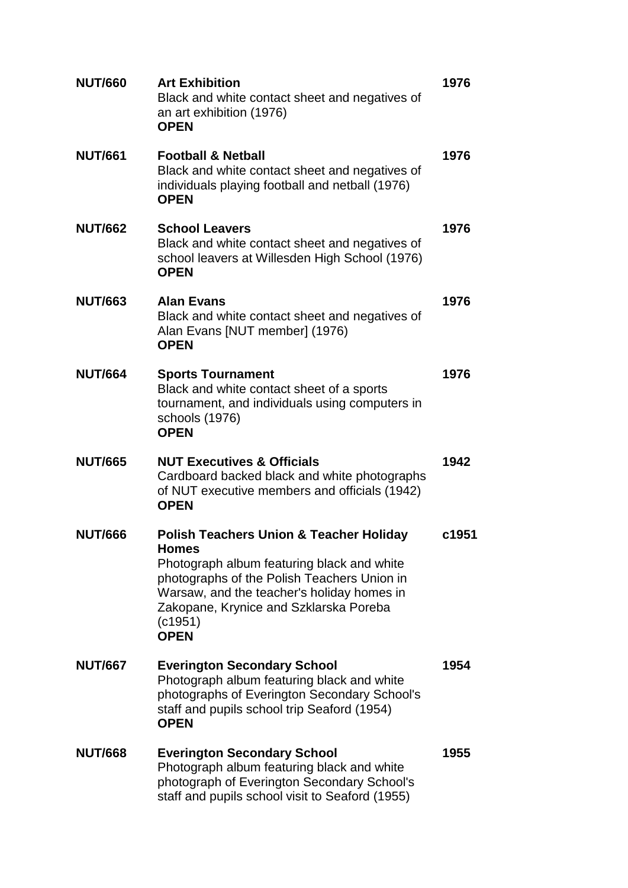| | | |
|---|---|---|
| **NUT/660** | **Art Exhibition**<br>Black and white contact sheet and negatives of an art exhibition (1976)<br>**OPEN** | **1976** |
| **NUT/661** | **Football & Netball**<br>Black and white contact sheet and negatives of individuals playing football and netball (1976)<br>**OPEN** | **1976** |
| **NUT/662** | **School Leavers**<br>Black and white contact sheet and negatives of school leavers at Willesden High School (1976)<br>**OPEN** | **1976** |
| **NUT/663** | **Alan Evans**<br>Black and white contact sheet and negatives of Alan Evans [NUT member] (1976)<br>**OPEN** | **1976** |
| **NUT/664** | **Sports Tournament**<br>Black and white contact sheet of a sports tournament, and individuals using computers in schools (1976)<br>**OPEN** | **1976** |
| **NUT/665** | **NUT Executives & Officials**<br>Cardboard backed black and white photographs of NUT executive members and officials (1942)<br>**OPEN** | **1942** |
| **NUT/666** | **Polish Teachers Union & Teacher Holiday Homes**<br>Photograph album featuring black and white photographs of the Polish Teachers Union in Warsaw, and the teacher's holiday homes in Zakopane, Krynice and Szklarska Poreba (c1951)<br>**OPEN** | **c1951** |
| **NUT/667** | **Everington Secondary School**<br>Photograph album featuring black and white photographs of Everington Secondary School's staff and pupils school trip Seaford (1954)<br>**OPEN** | **1954** |
| **NUT/668** | **Everington Secondary School**<br>Photograph album featuring black and white photograph of Everington Secondary School's staff and pupils school visit to Seaford (1955) | **1955** |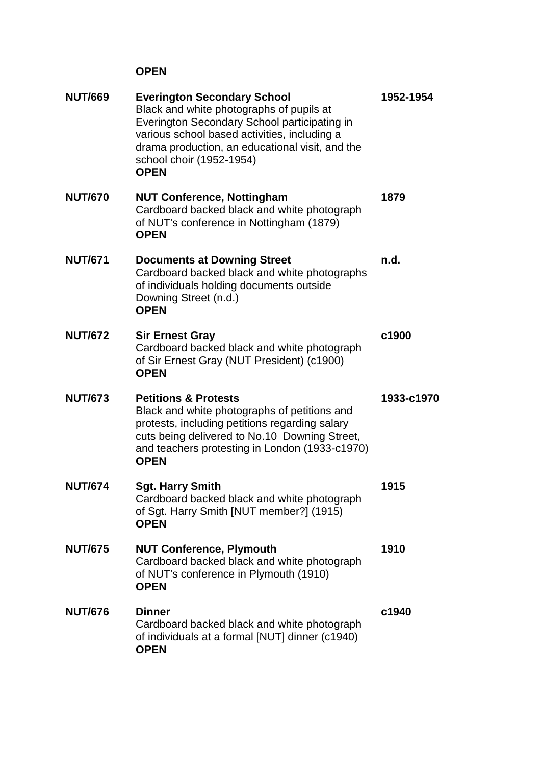**OPEN**

| | | |
|---|---|---|
| **NUT/669** | **Everington Secondary School**<br>Black and white photographs of pupils at Everington Secondary School participating in various school based activities, including a drama production, an educational visit, and the school choir (1952-1954)<br>**OPEN** | **1952-1954** |
| **NUT/670** | **NUT Conference, Nottingham**<br>Cardboard backed black and white photograph of NUT's conference in Nottingham (1879)<br>**OPEN** | **1879** |
| **NUT/671** | **Documents at Downing Street**<br>Cardboard backed black and white photographs of individuals holding documents outside Downing Street (n.d.)<br>**OPEN** | **n.d.** |
| **NUT/672** | **Sir Ernest Gray**<br>Cardboard backed black and white photograph of Sir Ernest Gray (NUT President) (c1900)<br>**OPEN** | **c1900** |
| **NUT/673** | **Petitions & Protests**<br>Black and white photographs of petitions and protests, including petitions regarding salary cuts being delivered to No.10 Downing Street, and teachers protesting in London (1933-c1970)<br>**OPEN** | **1933-c1970** |
| **NUT/674** | **Sgt. Harry Smith**<br>Cardboard backed black and white photograph of Sgt. Harry Smith [NUT member?] (1915)<br>**OPEN** | **1915** |
| **NUT/675** | **NUT Conference, Plymouth**<br>Cardboard backed black and white photograph of NUT's conference in Plymouth (1910)<br>**OPEN** | **1910** |
| **NUT/676** | **Dinner**<br>Cardboard backed black and white photograph of individuals at a formal [NUT] dinner (c1940)<br>**OPEN** | **c1940** |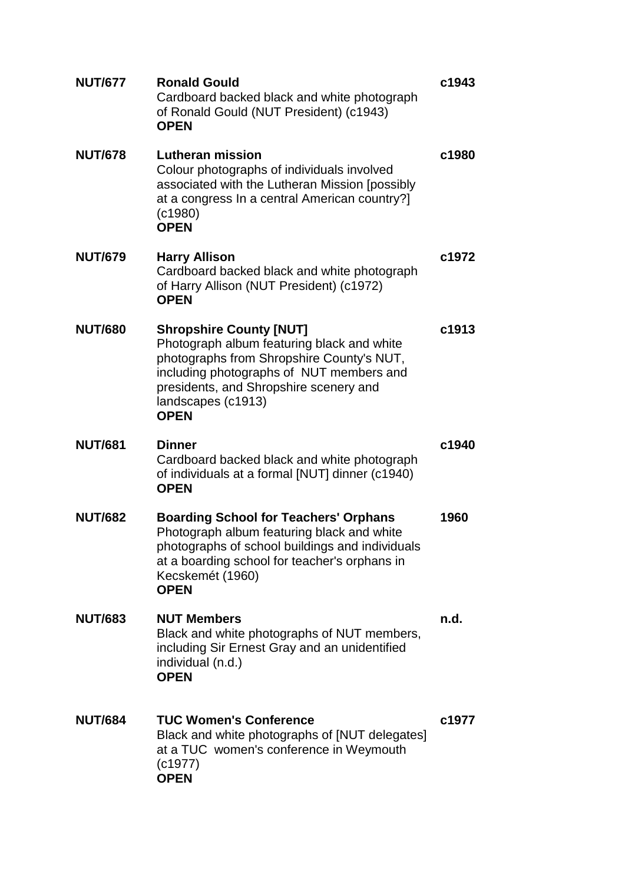| | | |
|---|---|---|
| **NUT/677** | **Ronald Gould**<br>Cardboard backed black and white photograph of Ronald Gould (NUT President) (c1943)<br>**OPEN** | **c1943** |
| **NUT/678** | **Lutheran mission**<br>Colour photographs of individuals involved associated with the Lutheran Mission [possibly at a congress In a central American country?] (c1980)<br>**OPEN** | **c1980** |
| **NUT/679** | **Harry Allison**<br>Cardboard backed black and white photograph of Harry Allison (NUT President) (c1972)<br>**OPEN** | **c1972** |
| **NUT/680** | **Shropshire County [NUT]**<br>Photograph album featuring black and white photographs from Shropshire County's NUT, including photographs of NUT members and presidents, and Shropshire scenery and landscapes (c1913)<br>**OPEN** | **c1913** |
| **NUT/681** | **Dinner**<br>Cardboard backed black and white photograph of individuals at a formal [NUT] dinner (c1940)<br>**OPEN** | **c1940** |
| **NUT/682** | **Boarding School for Teachers' Orphans**<br>Photograph album featuring black and white photographs of school buildings and individuals at a boarding school for teacher's orphans in Kecskemét (1960)<br>**OPEN** | **1960** |
| **NUT/683** | **NUT Members**<br>Black and white photographs of NUT members, including Sir Ernest Gray and an unidentified individual (n.d.)<br>**OPEN** | **n.d.** |
| **NUT/684** | **TUC Women's Conference**<br>Black and white photographs of [NUT delegates] at a TUC women's conference in Weymouth (c1977)<br>**OPEN** | **c1977** |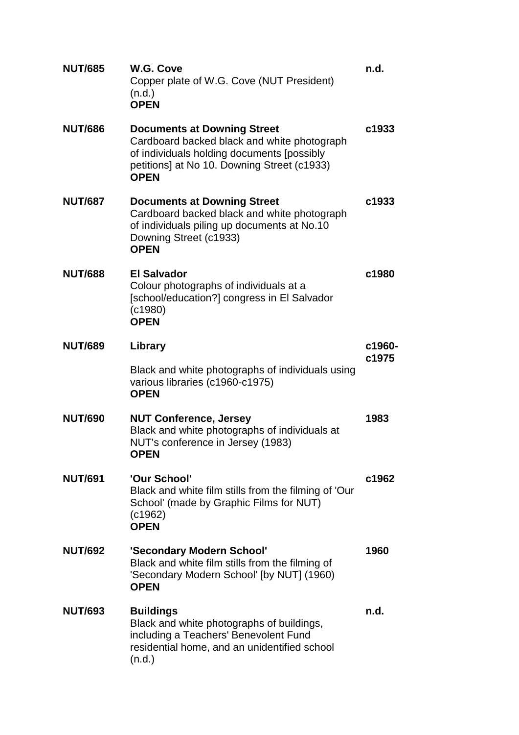**NUT/685** **W.G. Cove** **n.d.**
Copper plate of W.G. Cove (NUT President) (n.d.)
**OPEN**

**NUT/686** **Documents at Downing Street** **c1933**
Cardboard backed black and white photograph of individuals holding documents [possibly petitions] at No 10. Downing Street (c1933)
**OPEN**

**NUT/687** **Documents at Downing Street** **c1933**
Cardboard backed black and white photograph of individuals piling up documents at No.10 Downing Street (c1933)
**OPEN**

**NUT/688** **El Salvador** **c1980**
Colour photographs of individuals at a [school/education?] congress in El Salvador (c1980)
**OPEN**

**NUT/689** **Library** **c1960-c1975**
Black and white photographs of individuals using various libraries (c1960-c1975)
**OPEN**

**NUT/690** **NUT Conference, Jersey** **1983**
Black and white photographs of individuals at NUT's conference in Jersey (1983)
**OPEN**

**NUT/691** **'Our School'** **c1962**
Black and white film stills from the filming of 'Our School' (made by Graphic Films for NUT) (c1962)
**OPEN**

**NUT/692** **'Secondary Modern School'** **1960**
Black and white film stills from the filming of 'Secondary Modern School' [by NUT] (1960)
**OPEN**

**NUT/693** **Buildings** **n.d.**
Black and white photographs of buildings, including a Teachers' Benevolent Fund residential home, and an unidentified school (n.d.)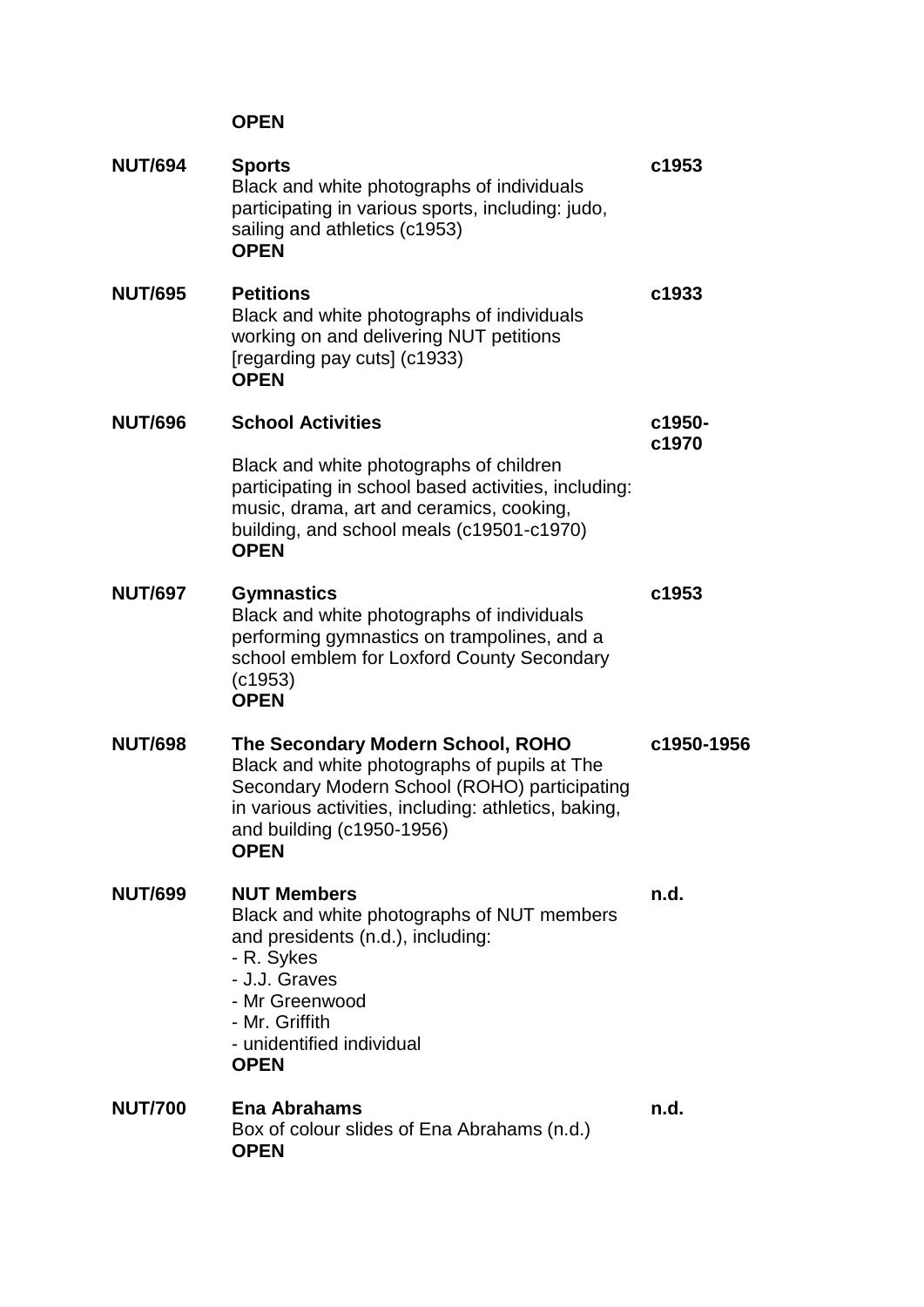**OPEN**

| | | |
|---|---|---|
| **NUT/694** | **Sports**<br>Black and white photographs of individuals participating in various sports, including: judo, sailing and athletics (c1953)<br>**OPEN** | **c1953** |
| **NUT/695** | **Petitions**<br>Black and white photographs of individuals working on and delivering NUT petitions [regarding pay cuts] (c1933)<br>**OPEN** | **c1933** |
| **NUT/696** | **School Activities**<br><br>Black and white photographs of children participating in school based activities, including: music, drama, art and ceramics, cooking, building, and school meals (c19501-c1970)<br>**OPEN** | **c1950-c1970** |
| **NUT/697** | **Gymnastics**<br>Black and white photographs of individuals performing gymnastics on trampolines, and a school emblem for Loxford County Secondary (c1953)<br>**OPEN** | **c1953** |
| **NUT/698** | **The Secondary Modern School, ROHO**<br>Black and white photographs of pupils at The Secondary Modern School (ROHO) participating in various activities, including: athletics, baking, and building (c1950-1956)<br>**OPEN** | **c1950-1956** |
| **NUT/699** | **NUT Members**<br>Black and white photographs of NUT members and presidents (n.d.), including:<br>- R. Sykes<br>- J.J. Graves<br>- Mr Greenwood<br>- Mr. Griffith<br>- unidentified individual<br>**OPEN** | **n.d.** |
| **NUT/700** | **Ena Abrahams**<br>Box of colour slides of Ena Abrahams (n.d.)<br>**OPEN** | **n.d.** |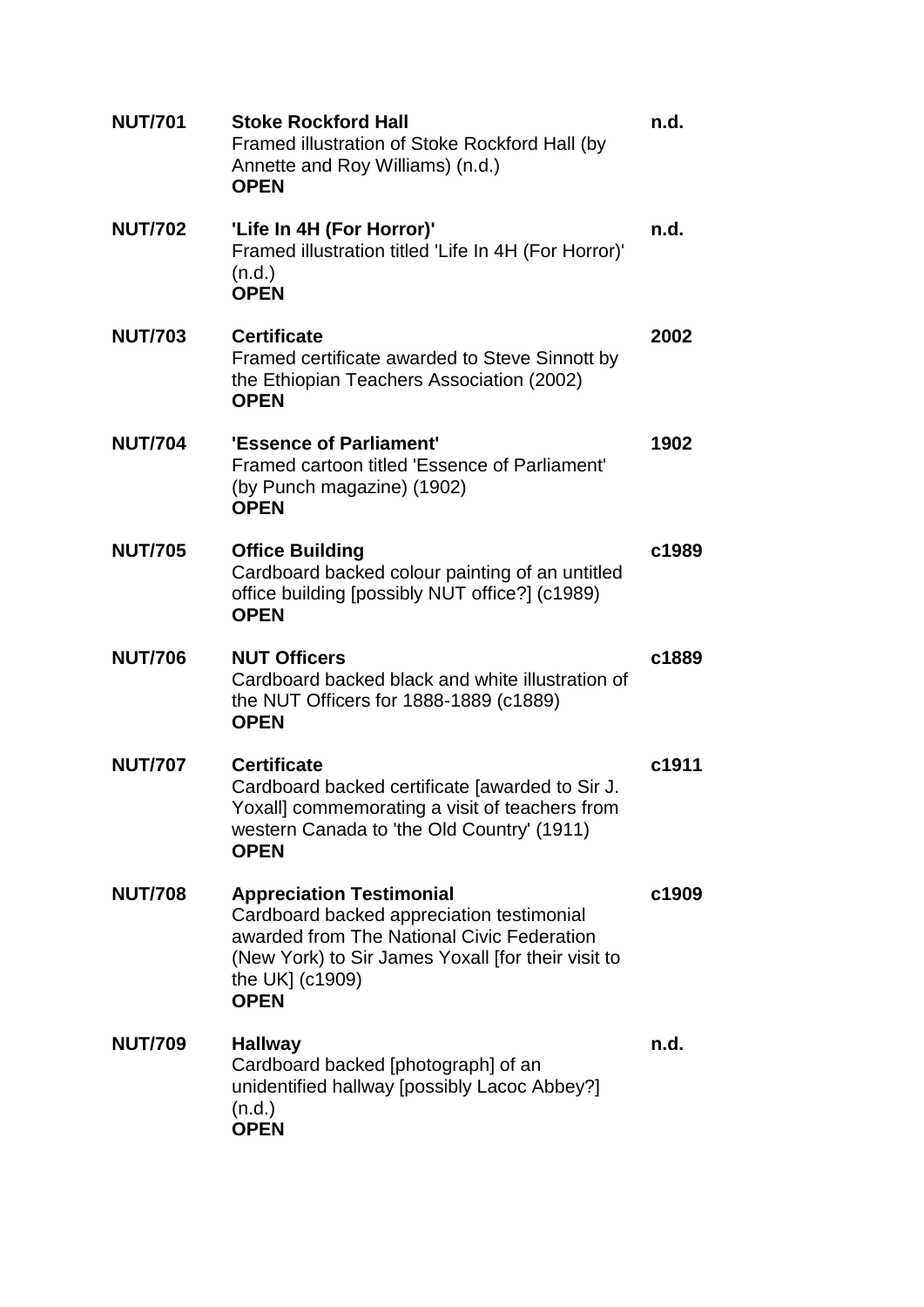| | | |
|---|---|---|
| **NUT/701** | **Stoke Rockford Hall**<br>Framed illustration of Stoke Rockford Hall (by Annette and Roy Williams) (n.d.)<br>**OPEN** | **n.d.** |
| **NUT/702** | **'Life In 4H (For Horror)'**<br>Framed illustration titled 'Life In 4H (For Horror)' (n.d.)<br>**OPEN** | **n.d.** |
| **NUT/703** | **Certificate**<br>Framed certificate awarded to Steve Sinnott by the Ethiopian Teachers Association (2002)<br>**OPEN** | **2002** |
| **NUT/704** | **'Essence of Parliament'**<br>Framed cartoon titled 'Essence of Parliament' (by Punch magazine) (1902)<br>**OPEN** | **1902** |
| **NUT/705** | **Office Building**<br>Cardboard backed colour painting of an untitled office building [possibly NUT office?] (c1989)<br>**OPEN** | **c1989** |
| **NUT/706** | **NUT Officers**<br>Cardboard backed black and white illustration of the NUT Officers for 1888-1889 (c1889)<br>**OPEN** | **c1889** |
| **NUT/707** | **Certificate**<br>Cardboard backed certificate [awarded to Sir J. Yoxall] commemorating a visit of teachers from western Canada to 'the Old Country' (1911)<br>**OPEN** | **c1911** |
| **NUT/708** | **Appreciation Testimonial**<br>Cardboard backed appreciation testimonial awarded from The National Civic Federation (New York) to Sir James Yoxall [for their visit to the UK] (c1909)<br>**OPEN** | **c1909** |
| **NUT/709** | **Hallway**<br>Cardboard backed [photograph] of an unidentified hallway [possibly Lacoc Abbey?] (n.d.)<br>**OPEN** | **n.d.** |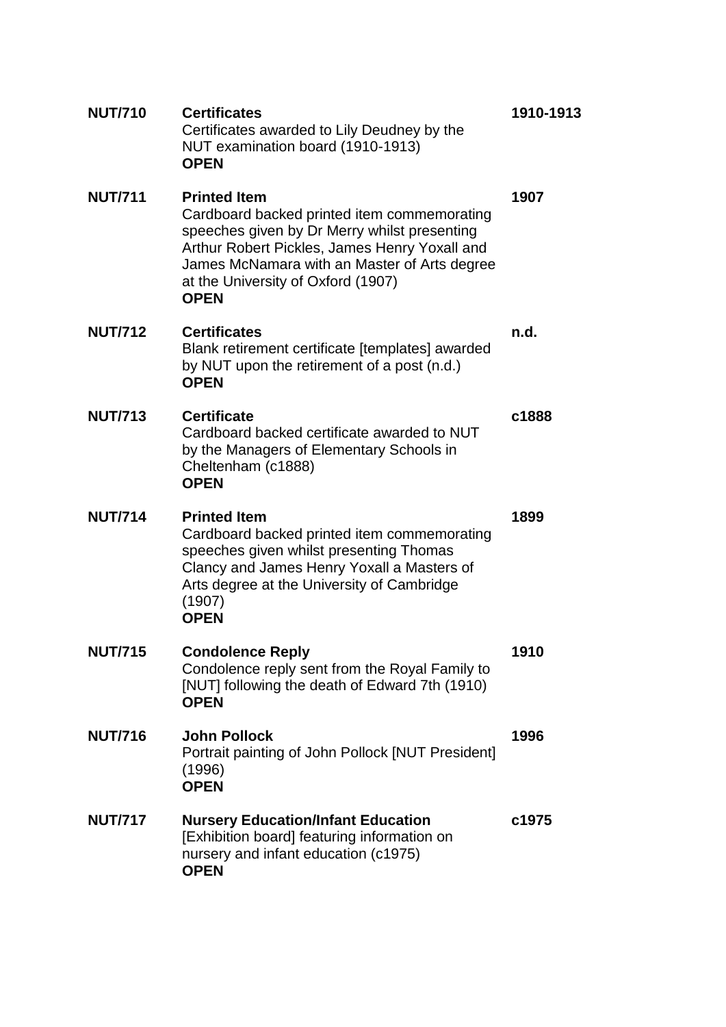| | | |
|---|---|---|
| **NUT/710** | **Certificates**<br>Certificates awarded to Lily Deudney by the NUT examination board (1910-1913)<br>**OPEN** | **1910-1913** |
| **NUT/711** | **Printed Item**<br>Cardboard backed printed item commemorating speeches given by Dr Merry whilst presenting Arthur Robert Pickles, James Henry Yoxall and James McNamara with an Master of Arts degree at the University of Oxford (1907)<br>**OPEN** | **1907** |
| **NUT/712** | **Certificates**<br>Blank retirement certificate [templates] awarded by NUT upon the retirement of a post (n.d.)<br>**OPEN** | **n.d.** |
| **NUT/713** | **Certificate**<br>Cardboard backed certificate awarded to NUT by the Managers of Elementary Schools in Cheltenham (c1888)<br>**OPEN** | **c1888** |
| **NUT/714** | **Printed Item**<br>Cardboard backed printed item commemorating speeches given whilst presenting Thomas Clancy and James Henry Yoxall a Masters of Arts degree at the University of Cambridge (1907)<br>**OPEN** | **1899** |
| **NUT/715** | **Condolence Reply**<br>Condolence reply sent from the Royal Family to [NUT] following the death of Edward 7th (1910)<br>**OPEN** | **1910** |
| **NUT/716** | **John Pollock**<br>Portrait painting of John Pollock [NUT President] (1996)<br>**OPEN** | **1996** |
| **NUT/717** | **Nursery Education/Infant Education**<br>[Exhibition board] featuring information on nursery and infant education (c1975)<br>**OPEN** | **c1975** |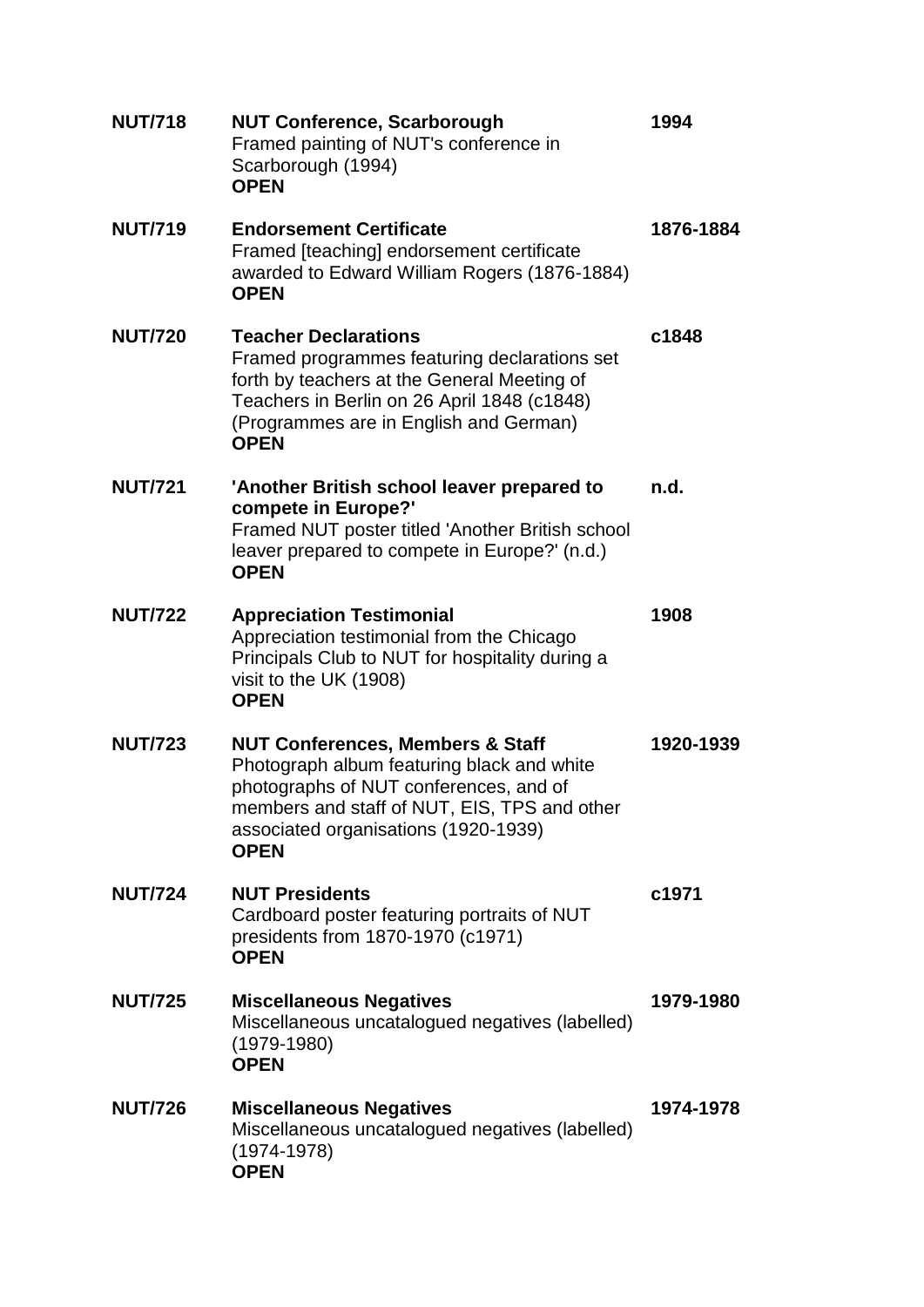| | | |
|---|---|---|
| **NUT/718** | **NUT Conference, Scarborough**<br>Framed painting of NUT's conference in Scarborough (1994)<br>**OPEN** | **1994** |
| **NUT/719** | **Endorsement Certificate**<br>Framed [teaching] endorsement certificate awarded to Edward William Rogers (1876-1884)<br>**OPEN** | **1876-1884** |
| **NUT/720** | **Teacher Declarations**<br>Framed programmes featuring declarations set forth by teachers at the General Meeting of Teachers in Berlin on 26 April 1848 (c1848) (Programmes are in English and German)<br>**OPEN** | **c1848** |
| **NUT/721** | **'Another British school leaver prepared to compete in Europe?'**<br>Framed NUT poster titled 'Another British school leaver prepared to compete in Europe?' (n.d.)<br>**OPEN** | **n.d.** |
| **NUT/722** | **Appreciation Testimonial**<br>Appreciation testimonial from the Chicago Principals Club to NUT for hospitality during a visit to the UK (1908)<br>**OPEN** | **1908** |
| **NUT/723** | **NUT Conferences, Members & Staff**<br>Photograph album featuring black and white photographs of NUT conferences, and of members and staff of NUT, EIS, TPS and other associated organisations (1920-1939)<br>**OPEN** | **1920-1939** |
| **NUT/724** | **NUT Presidents**<br>Cardboard poster featuring portraits of NUT presidents from 1870-1970 (c1971)<br>**OPEN** | **c1971** |
| **NUT/725** | **Miscellaneous Negatives**<br>Miscellaneous uncatalogued negatives (labelled) (1979-1980)<br>**OPEN** | **1979-1980** |
| **NUT/726** | **Miscellaneous Negatives**<br>Miscellaneous uncatalogued negatives (labelled) (1974-1978)<br>**OPEN** | **1974-1978** |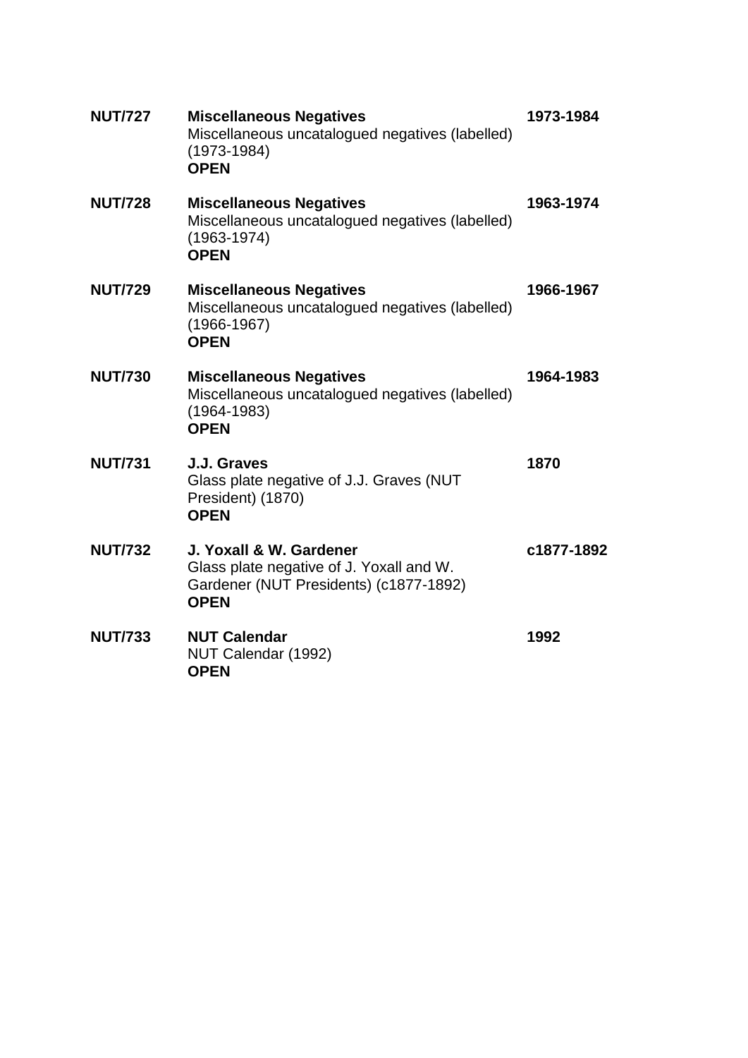**NUT/727** **Miscellaneous Negatives** **1973-1984**
Miscellaneous uncatalogued negatives (labelled) (1973-1984)
**OPEN**

**NUT/728** **Miscellaneous Negatives** **1963-1974**
Miscellaneous uncatalogued negatives (labelled) (1963-1974)
**OPEN**

**NUT/729** **Miscellaneous Negatives** **1966-1967**
Miscellaneous uncatalogued negatives (labelled) (1966-1967)
**OPEN**

**NUT/730** **Miscellaneous Negatives** **1964-1983**
Miscellaneous uncatalogued negatives (labelled) (1964-1983)
**OPEN**

**NUT/731** **J.J. Graves** **1870**
Glass plate negative of J.J. Graves (NUT President) (1870)
**OPEN**

**NUT/732** **J. Yoxall & W. Gardener** **c1877-1892**
Glass plate negative of J. Yoxall and W. Gardener (NUT Presidents) (c1877-1892)
**OPEN**

**NUT/733** **NUT Calendar** **1992**
NUT Calendar (1992)
**OPEN**